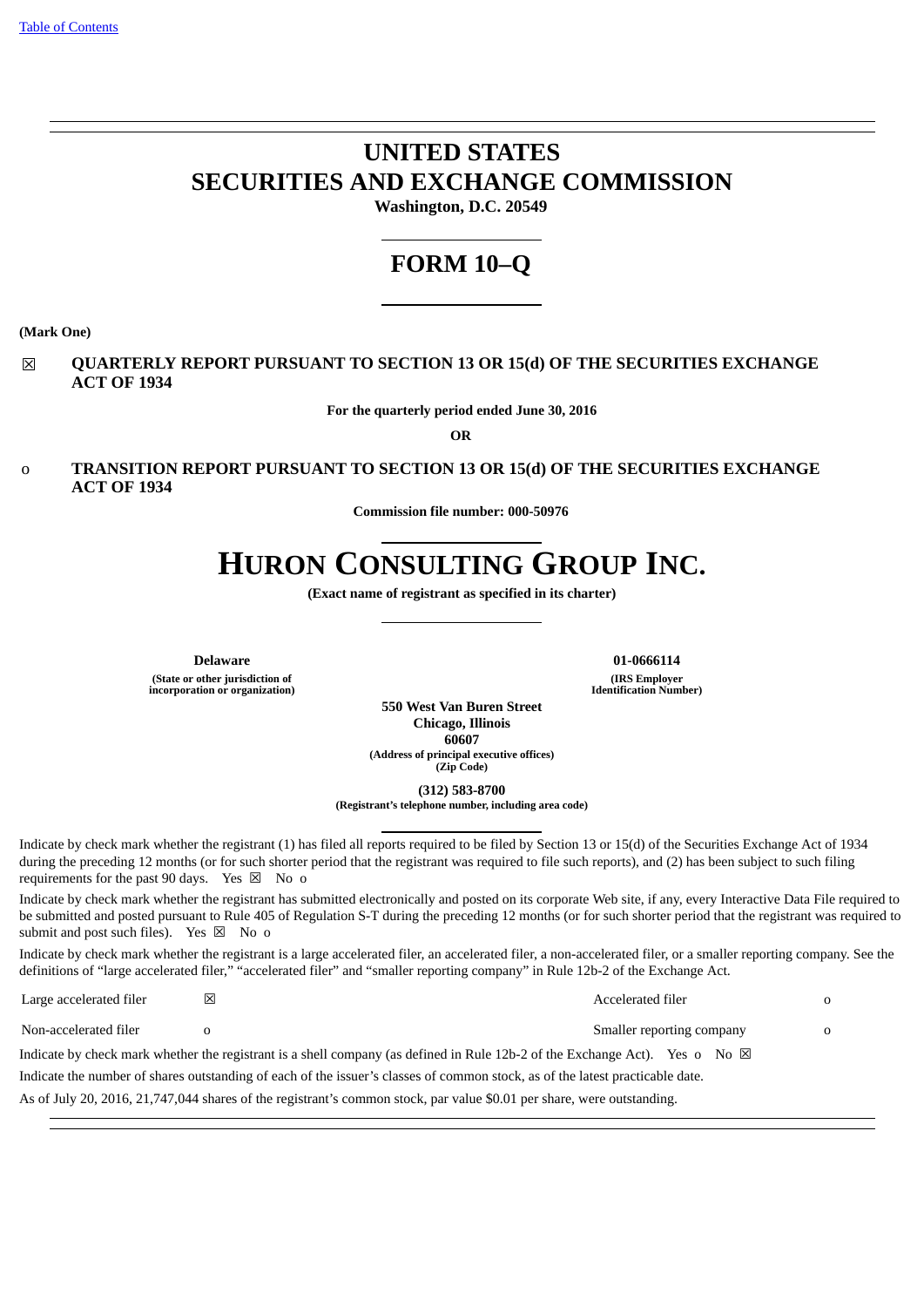# UNITED STATES
# SECURITIES AND EXCHANGE COMMISSION

**Washington, D.C. 20549**

## FORM 10–Q

**(Mark One)**

☒ **QUARTERLY REPORT PURSUANT TO SECTION 13 OR 15(d) OF THE SECURITIES EXCHANGE ACT OF 1934**

**For the quarterly period ended June 30, 2016**

**OR**

o **TRANSITION REPORT PURSUANT TO SECTION 13 OR 15(d) OF THE SECURITIES EXCHANGE ACT OF 1934**

**Commission file number: 000-50976**

# HURON CONSULTING GROUP INC.

**(Exact name of registrant as specified in its charter)**

| **Delaware** | **01-0666114** |
|---|---|
| **(State or other jurisdiction of incorporation or organization)** | **(IRS Employer Identification Number)** |

**550 West Van Buren Street**
**Chicago, Illinois**
**60607**
**(Address of principal executive offices)**
**(Zip Code)**

**(312) 583-8700**
**(Registrant's telephone number, including area code)**

Indicate by check mark whether the registrant (1) has filed all reports required to be filed by Section 13 or 15(d) of the Securities Exchange Act of 1934 during the preceding 12 months (or for such shorter period that the registrant was required to file such reports), and (2) has been subject to such filing requirements for the past 90 days. Yes ☒ No o

Indicate by check mark whether the registrant has submitted electronically and posted on its corporate Web site, if any, every Interactive Data File required to be submitted and posted pursuant to Rule 405 of Regulation S-T during the preceding 12 months (or for such shorter period that the registrant was required to submit and post such files). Yes ☒ No o

Indicate by check mark whether the registrant is a large accelerated filer, an accelerated filer, a non-accelerated filer, or a smaller reporting company. See the definitions of "large accelerated filer," "accelerated filer" and "smaller reporting company" in Rule 12b-2 of the Exchange Act.

| | | | |
|---|---|---|---|
| Large accelerated filer | ☒ | Accelerated filer | o |
| Non-accelerated filer | o | Smaller reporting company | o |

Indicate by check mark whether the registrant is a shell company (as defined in Rule 12b-2 of the Exchange Act). Yes o No ☒

Indicate the number of shares outstanding of each of the issuer's classes of common stock, as of the latest practicable date.

As of July 20, 2016, 21,747,044 shares of the registrant's common stock, par value $0.01 per share, were outstanding.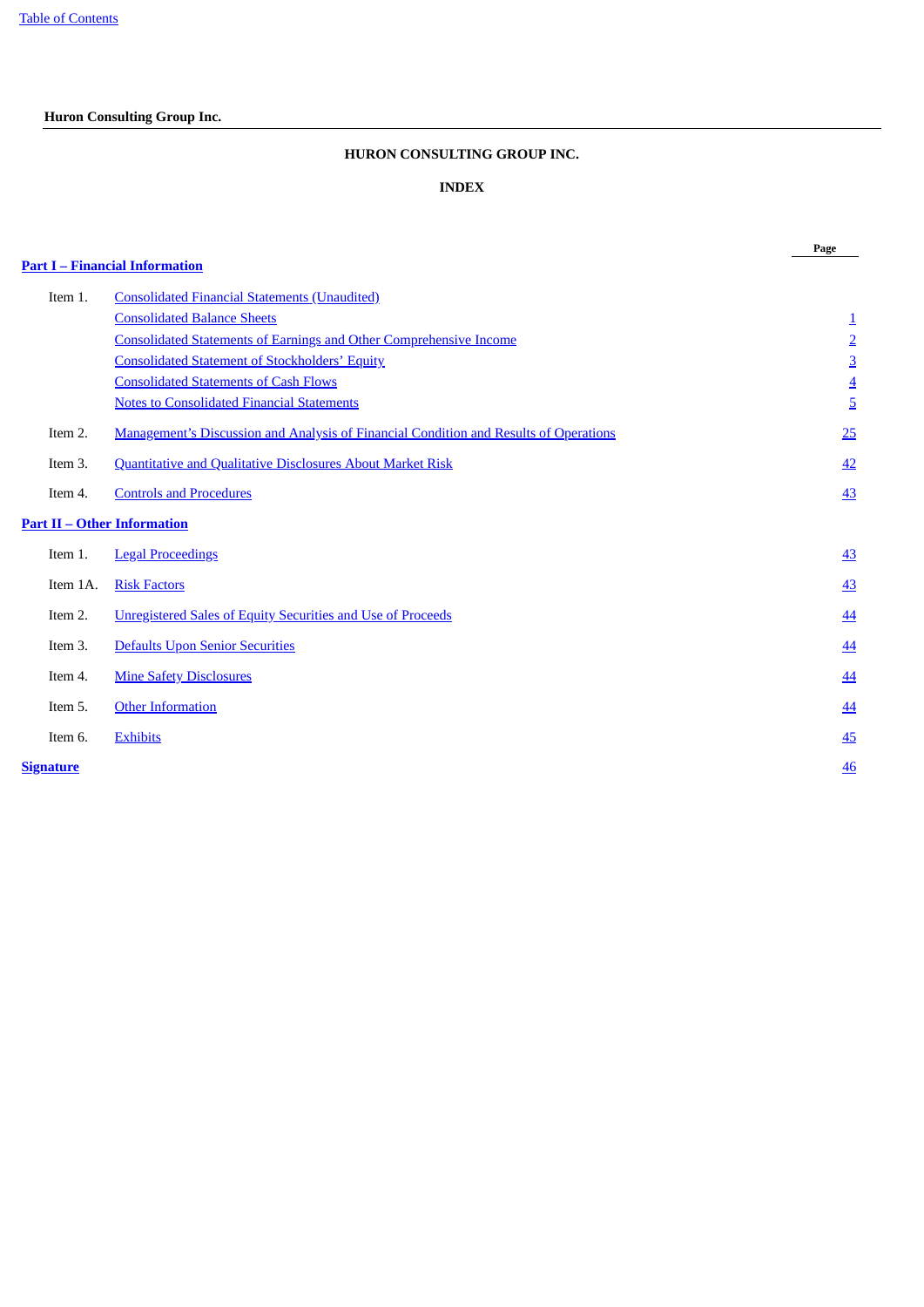**Hural Consulting Group Inc.**

# HURON CONSULTING GROUP INC.

## INDEX

| | | Page |
|---|---|---|
| **Part I – Financial Information** | | |
| Item 1. | Consolidated Financial Statements (Unaudited) | |
| | Consolidated Balance Sheets | 1 |
| | Consolidated Statements of Earnings and Other Comprehensive Income | 2 |
| | Consolidated Statement of Stockholders' Equity | 3 |
| | Consolidated Statements of Cash Flows | 4 |
| | Notes to Consolidated Financial Statements | 5 |
| Item 2. | Management's Discussion and Analysis of Financial Condition and Results of Operations | 25 |
| Item 3. | Quantitative and Qualitative Disclosures About Market Risk | 42 |
| Item 4. | Controls and Procedures | 43 |
| **Part II – Other Information** | | |
| Item 1. | Legal Proceedings | 43 |
| Item 1A. | Risk Factors | 43 |
| Item 2. | Unregistered Sales of Equity Securities and Use of Proceeds | 44 |
| Item 3. | Defaults Upon Senior Securities | 44 |
| Item 4. | Mine Safety Disclosures | 44 |
| Item 5. | Other Information | 44 |
| Item 6. | Exhibits | 45 |
| **Signature** | | 46 |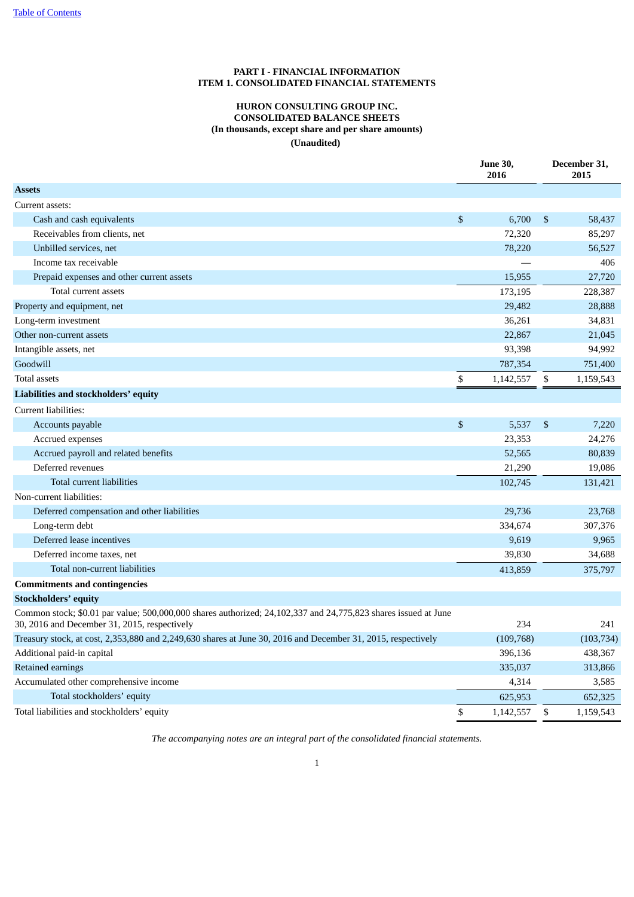[Table of Contents](#)

# PART I - FINANCIAL INFORMATION
## ITEM 1. CONSOLIDATED FINANCIAL STATEMENTS

### HURON CONSULTING GROUP INC.
### CONSOLIDATED BALANCE SHEETS
### (In thousands, except share and per share amounts)
### (Unaudited)

| | June 30, 2016 | December 31, 2015 |
|---|---|---|
| **Assets** | | |
| Current assets: | | |
| Cash and cash equivalents | $ 6,700 | $ 58,437 |
| Receivables from clients, net | 72,320 | 85,297 |
| Unbilled services, net | 78,220 | 56,527 |
| Income tax receivable | — | 406 |
| Prepaid expenses and other current assets | 15,955 | 27,720 |
| Total current assets | 173,195 | 228,387 |
| Property and equipment, net | 29,482 | 28,888 |
| Long-term investment | 36,261 | 34,831 |
| Other non-current assets | 22,867 | 21,045 |
| Intangible assets, net | 93,398 | 94,992 |
| Goodwill | 787,354 | 751,400 |
| Total assets | $ 1,142,557 | $ 1,159,543 |
| **Liabilities and stockholders' equity** | | |
| Current liabilities: | | |
| Accounts payable | $ 5,537 | $ 7,220 |
| Accrued expenses | 23,353 | 24,276 |
| Accrued payroll and related benefits | 52,565 | 80,839 |
| Deferred revenues | 21,290 | 19,086 |
| Total current liabilities | 102,745 | 131,421 |
| Non-current liabilities: | | |
| Deferred compensation and other liabilities | 29,736 | 23,768 |
| Long-term debt | 334,674 | 307,376 |
| Deferred lease incentives | 9,619 | 9,965 |
| Deferred income taxes, net | 39,830 | 34,688 |
| Total non-current liabilities | 413,859 | 375,797 |
| **Commitments and contingencies** | | |
| **Stockholders' equity** | | |
| Common stock; $0.01 par value; 500,000,000 shares authorized; 24,102,337 and 24,775,823 shares issued at June 30, 2016 and December 31, 2015, respectively | 234 | 241 |
| Treasury stock, at cost, 2,353,880 and 2,249,630 shares at June 30, 2016 and December 31, 2015, respectively | (109,768) | (103,734) |
| Additional paid-in capital | 396,136 | 438,367 |
| Retained earnings | 335,037 | 313,866 |
| Accumulated other comprehensive income | 4,314 | 3,585 |
| Total stockholders' equity | 625,953 | 652,325 |
| Total liabilities and stockholders' equity | $ 1,142,557 | $ 1,159,543 |

*The accompanying notes are an integral part of the consolidated financial statements.*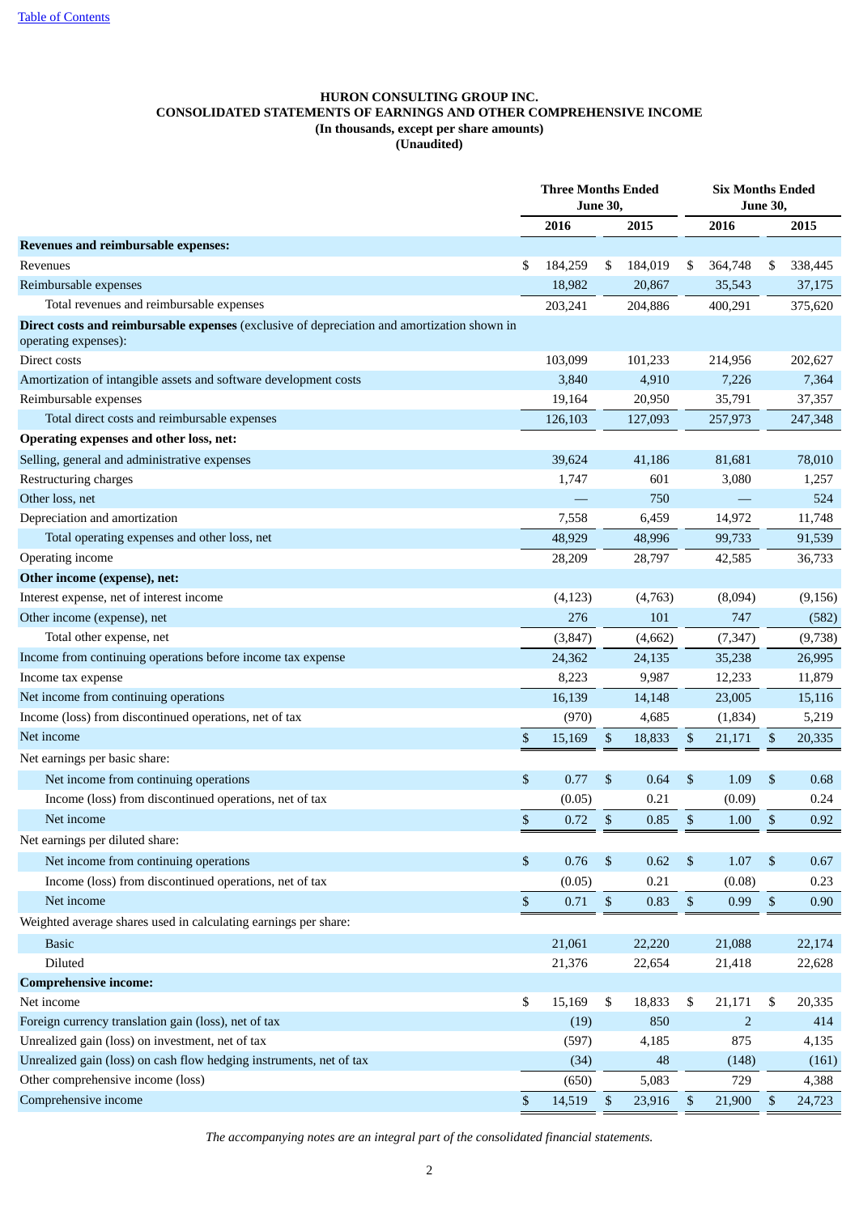[Table of Contents](#)

**HURON CONSULTING GROUP INC.**
**CONSOLIDATED STATEMENTS OF EARNINGS AND OTHER COMPREHENSIVE INCOME**
**(In thousands, except per share amounts)**
**(Unaudited)**

| | Three Months Ended June 30, | | Six Months Ended June 30, | |
|---|---|---|---|---|
| | 2016 | 2015 | 2016 | 2015 |
| **Revenues and reimbursable expenses:** | | | | |
| Revenues | $ 184,259 | $ 184,019 | $ 364,748 | $ 338,445 |
| Reimbursable expenses | 18,982 | 20,867 | 35,543 | 37,175 |
| Total revenues and reimbursable expenses | 203,241 | 204,886 | 400,291 | 375,620 |
| **Direct costs and reimbursable expenses** (exclusive of depreciation and amortization shown in operating expenses): | | | | |
| Direct costs | 103,099 | 101,233 | 214,956 | 202,627 |
| Amortization of intangible assets and software development costs | 3,840 | 4,910 | 7,226 | 7,364 |
| Reimbursable expenses | 19,164 | 20,950 | 35,791 | 37,357 |
| Total direct costs and reimbursable expenses | 126,103 | 127,093 | 257,973 | 247,348 |
| **Operating expenses and other loss, net:** | | | | |
| Selling, general and administrative expenses | 39,624 | 41,186 | 81,681 | 78,010 |
| Restructuring charges | 1,747 | 601 | 3,080 | 1,257 |
| Other loss, net | — | 750 | — | 524 |
| Depreciation and amortization | 7,558 | 6,459 | 14,972 | 11,748 |
| Total operating expenses and other loss, net | 48,929 | 48,996 | 99,733 | 91,539 |
| Operating income | 28,209 | 28,797 | 42,585 | 36,733 |
| **Other income (expense), net:** | | | | |
| Interest expense, net of interest income | (4,123) | (4,763) | (8,094) | (9,156) |
| Other income (expense), net | 276 | 101 | 747 | (582) |
| Total other expense, net | (3,847) | (4,662) | (7,347) | (9,738) |
| Income from continuing operations before income tax expense | 24,362 | 24,135 | 35,238 | 26,995 |
| Income tax expense | 8,223 | 9,987 | 12,233 | 11,879 |
| Net income from continuing operations | 16,139 | 14,148 | 23,005 | 15,116 |
| Income (loss) from discontinued operations, net of tax | (970) | 4,685 | (1,834) | 5,219 |
| Net income | $ 15,169 | $ 18,833 | $ 21,171 | $ 20,335 |
| Net earnings per basic share: | | | | |
| Net income from continuing operations | $ 0.77 | $ 0.64 | $ 1.09 | $ 0.68 |
| Income (loss) from discontinued operations, net of tax | (0.05) | 0.21 | (0.09) | 0.24 |
| Net income | $ 0.72 | $ 0.85 | $ 1.00 | $ 0.92 |
| Net earnings per diluted share: | | | | |
| Net income from continuing operations | $ 0.76 | $ 0.62 | $ 1.07 | $ 0.67 |
| Income (loss) from discontinued operations, net of tax | (0.05) | 0.21 | (0.08) | 0.23 |
| Net income | $ 0.71 | $ 0.83 | $ 0.99 | $ 0.90 |
| Weighted average shares used in calculating earnings per share: | | | | |
| Basic | 21,061 | 22,220 | 21,088 | 22,174 |
| Diluted | 21,376 | 22,654 | 21,418 | 22,628 |
| **Comprehensive income:** | | | | |
| Net income | $ 15,169 | $ 18,833 | $ 21,171 | $ 20,335 |
| Foreign currency translation gain (loss), net of tax | (19) | 850 | 2 | 414 |
| Unrealized gain (loss) on investment, net of tax | (597) | 4,185 | 875 | 4,135 |
| Unrealized gain (loss) on cash flow hedging instruments, net of tax | (34) | 48 | (148) | (161) |
| Other comprehensive income (loss) | (650) | 5,083 | 729 | 4,388 |
| Comprehensive income | $ 14,519 | $ 23,916 | $ 21,900 | $ 24,723 |

*The accompanying notes are an integral part of the consolidated financial statements.*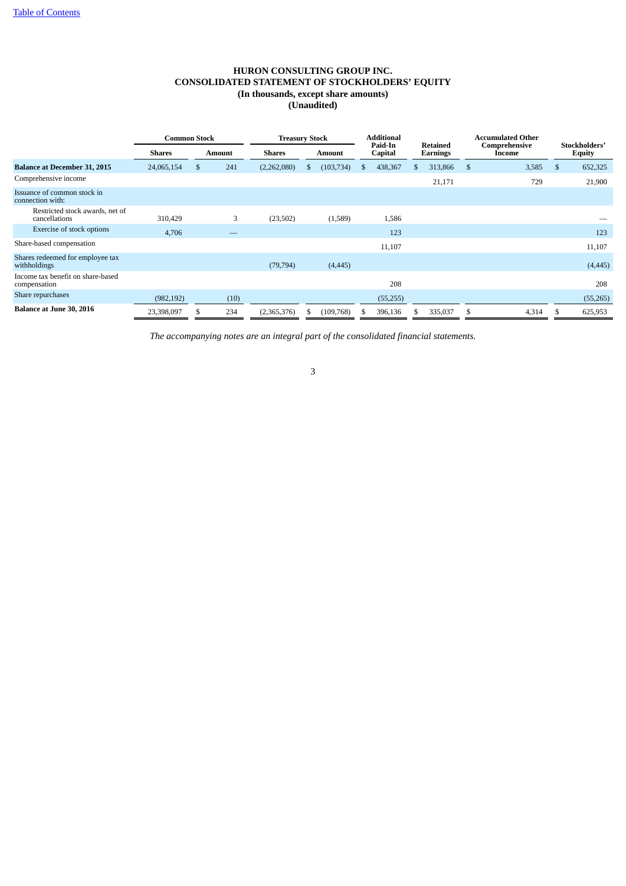[Table of Contents]

**HURON CONSULTING GROUP INC.**
**CONSOLIDATED STATEMENT OF STOCKHOLDERS' EQUITY**
**(In thousands, except share amounts)**
**(Unaudited)**

| | Common Stock | | Treasury Stock | | Additional Paid-In Capital | Retained Earnings | Accumulated Other Comprehensive Income | Stockholders' Equity |
|---|---|---|---|---|---|---|---|---|
| | Shares | Amount | Shares | Amount | | | | |
| **Balance at December 31, 2015** | 24,065,154 | $ 241 | (2,262,080) | $ (103,734) | $ 438,367 | $ 313,866 | $ 3,585 | $ 652,325 |
| Comprehensive income | | | | | | 21,171 | 729 | 21,900 |
| Issuance of common stock in connection with: | | | | | | | | |
| Restricted stock awards, net of cancellations | 310,429 | 3 | (23,502) | (1,589) | 1,586 | | | — |
| Exercise of stock options | 4,706 | — | | | 123 | | | 123 |
| Share-based compensation | | | | | 11,107 | | | 11,107 |
| Shares redeemed for employee tax withholdings | | | (79,794) | (4,445) | | | | (4,445) |
| Income tax benefit on share-based compensation | | | | | 208 | | | 208 |
| Share repurchases | (982,192) | (10) | | | (55,255) | | | (55,265) |
| **Balance at June 30, 2016** | 23,398,097 | $ 234 | (2,365,376) | $ (109,768) | $ 396,136 | $ 335,037 | $ 4,314 | $ 625,953 |

*The accompanying notes are an integral part of the consolidated financial statements.*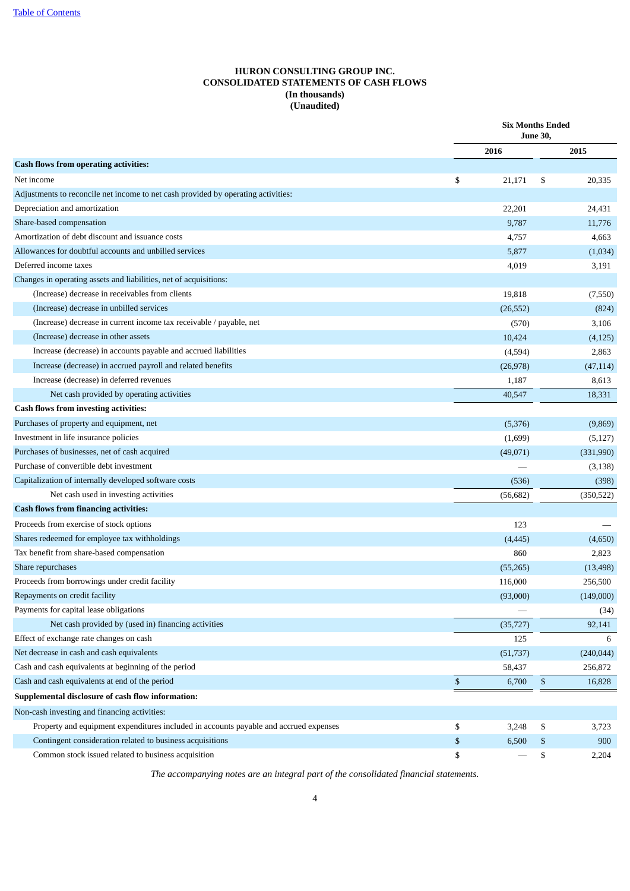# HURON CONSULTING GROUP INC.
## CONSOLIDATED STATEMENTS OF CASH FLOWS
### (In thousands)
### (Unaudited)

| | Six Months Ended June 30, | |
|---|---|---|
| | 2016 | 2015 |
| **Cash flows from operating activities:** | | |
| Net income | $ 21,171 | $ 20,335 |
| Adjustments to reconcile net income to net cash provided by operating activities: | | |
| Depreciation and amortization | 22,201 | 24,431 |
| Share-based compensation | 9,787 | 11,776 |
| Amortization of debt discount and issuance costs | 4,757 | 4,663 |
| Allowances for doubtful accounts and unbilled services | 5,877 | (1,034) |
| Deferred income taxes | 4,019 | 3,191 |
| Changes in operating assets and liabilities, net of acquisitions: | | |
| (Increase) decrease in receivables from clients | 19,818 | (7,550) |
| (Increase) decrease in unbilled services | (26,552) | (824) |
| (Increase) decrease in current income tax receivable / payable, net | (570) | 3,106 |
| (Increase) decrease in other assets | 10,424 | (4,125) |
| Increase (decrease) in accounts payable and accrued liabilities | (4,594) | 2,863 |
| Increase (decrease) in accrued payroll and related benefits | (26,978) | (47,114) |
| Increase (decrease) in deferred revenues | 1,187 | 8,613 |
| Net cash provided by operating activities | 40,547 | 18,331 |
| **Cash flows from investing activities:** | | |
| Purchases of property and equipment, net | (5,376) | (9,869) |
| Investment in life insurance policies | (1,699) | (5,127) |
| Purchases of businesses, net of cash acquired | (49,071) | (331,990) |
| Purchase of convertible debt investment | — | (3,138) |
| Capitalization of internally developed software costs | (536) | (398) |
| Net cash used in investing activities | (56,682) | (350,522) |
| **Cash flows from financing activities:** | | |
| Proceeds from exercise of stock options | 123 | — |
| Shares redeemed for employee tax withholdings | (4,445) | (4,650) |
| Tax benefit from share-based compensation | 860 | 2,823 |
| Share repurchases | (55,265) | (13,498) |
| Proceeds from borrowings under credit facility | 116,000 | 256,500 |
| Repayments on credit facility | (93,000) | (149,000) |
| Payments for capital lease obligations | — | (34) |
| Net cash provided by (used in) financing activities | (35,727) | 92,141 |
| Effect of exchange rate changes on cash | 125 | 6 |
| Net decrease in cash and cash equivalents | (51,737) | (240,044) |
| Cash and cash equivalents at beginning of the period | 58,437 | 256,872 |
| Cash and cash equivalents at end of the period | $ 6,700 | $ 16,828 |
| **Supplemental disclosure of cash flow information:** | | |
| Non-cash investing and financing activities: | | |
| Property and equipment expenditures included in accounts payable and accrued expenses | $ 3,248 | $ 3,723 |
| Contingent consideration related to business acquisitions | $ 6,500 | $ 900 |
| Common stock issued related to business acquisition | $ — | $ 2,204 |

*The accompanying notes are an integral part of the consolidated financial statements.*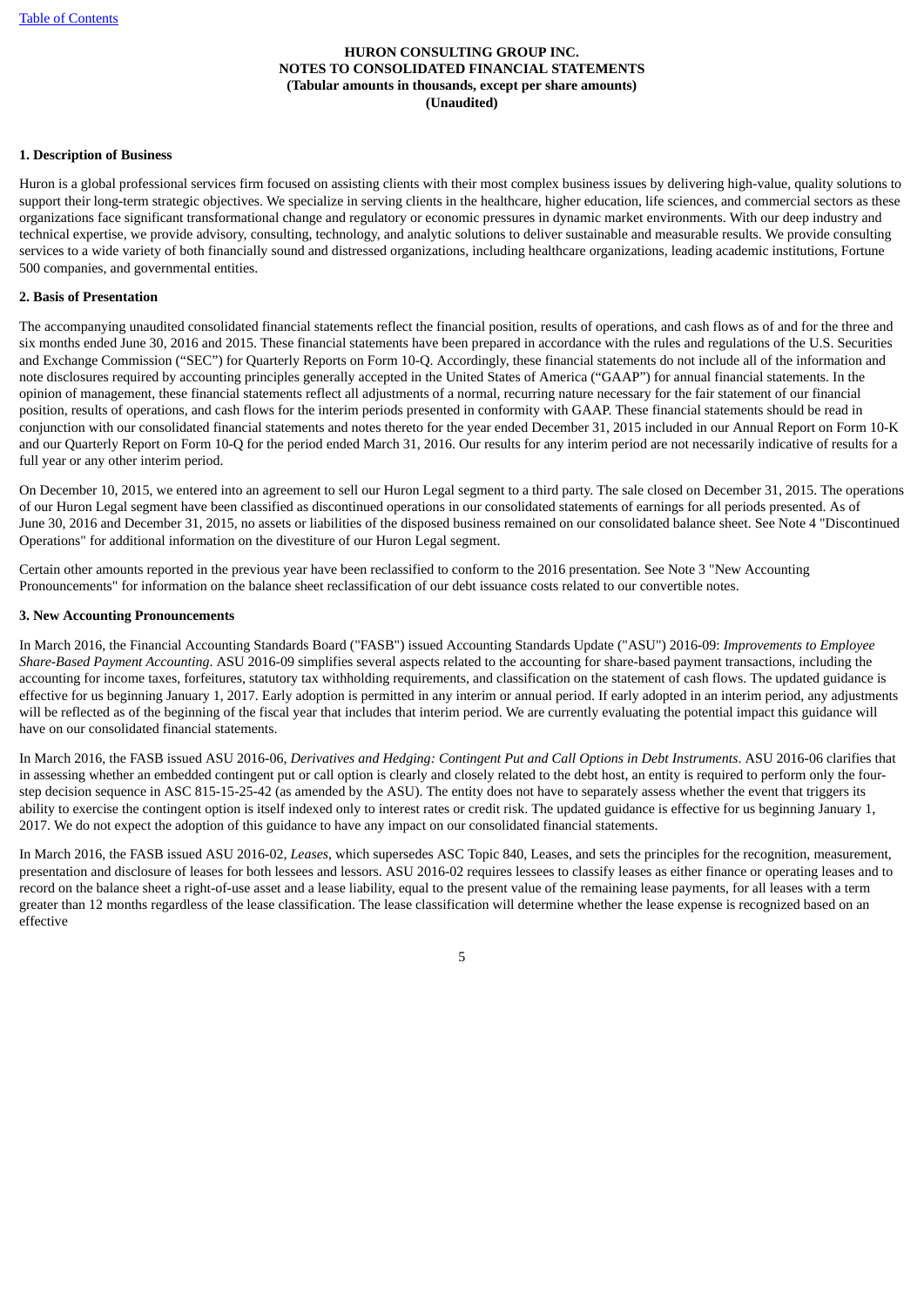**HURON CONSULTING GROUP INC.**
**NOTES TO CONSOLIDATED FINANCIAL STATEMENTS**
**(Tabular amounts in thousands, except per share amounts)**
**(Unaudited)**

**1. Description of Business**

Huron is a global professional services firm focused on assisting clients with their most complex business issues by delivering high-value, quality solutions to support their long-term strategic objectives. We specialize in serving clients in the healthcare, higher education, life sciences, and commercial sectors as these organizations face significant transformational change and regulatory or economic pressures in dynamic market environments. With our deep industry and technical expertise, we provide advisory, consulting, technology, and analytic solutions to deliver sustainable and measurable results. We provide consulting services to a wide variety of both financially sound and distressed organizations, including healthcare organizations, leading academic institutions, Fortune 500 companies, and governmental entities.

**2. Basis of Presentation**

The accompanying unaudited consolidated financial statements reflect the financial position, results of operations, and cash flows as of and for the three and six months ended June 30, 2016 and 2015. These financial statements have been prepared in accordance with the rules and regulations of the U.S. Securities and Exchange Commission ("SEC") for Quarterly Reports on Form 10-Q. Accordingly, these financial statements do not include all of the information and note disclosures required by accounting principles generally accepted in the United States of America ("GAAP") for annual financial statements. In the opinion of management, these financial statements reflect all adjustments of a normal, recurring nature necessary for the fair statement of our financial position, results of operations, and cash flows for the interim periods presented in conformity with GAAP. These financial statements should be read in conjunction with our consolidated financial statements and notes thereto for the year ended December 31, 2015 included in our Annual Report on Form 10-K and our Quarterly Report on Form 10-Q for the period ended March 31, 2016. Our results for any interim period are not necessarily indicative of results for a full year or any other interim period.

On December 10, 2015, we entered into an agreement to sell our Huron Legal segment to a third party. The sale closed on December 31, 2015. The operations of our Huron Legal segment have been classified as discontinued operations in our consolidated statements of earnings for all periods presented. As of June 30, 2016 and December 31, 2015, no assets or liabilities of the disposed business remained on our consolidated balance sheet. See Note 4 "Discontinued Operations" for additional information on the divestiture of our Huron Legal segment.

Certain other amounts reported in the previous year have been reclassified to conform to the 2016 presentation. See Note 3 "New Accounting Pronouncements" for information on the balance sheet reclassification of our debt issuance costs related to our convertible notes.

**3. New Accounting Pronouncements**

In March 2016, the Financial Accounting Standards Board ("FASB") issued Accounting Standards Update ("ASU") 2016-09: *Improvements to Employee Share-Based Payment Accounting*. ASU 2016-09 simplifies several aspects related to the accounting for share-based payment transactions, including the accounting for income taxes, forfeitures, statutory tax withholding requirements, and classification on the statement of cash flows. The updated guidance is effective for us beginning January 1, 2017. Early adoption is permitted in any interim or annual period. If early adopted in an interim period, any adjustments will be reflected as of the beginning of the fiscal year that includes that interim period. We are currently evaluating the potential impact this guidance will have on our consolidated financial statements.

In March 2016, the FASB issued ASU 2016-06, *Derivatives and Hedging: Contingent Put and Call Options in Debt Instruments*. ASU 2016-06 clarifies that in assessing whether an embedded contingent put or call option is clearly and closely related to the debt host, an entity is required to perform only the four-step decision sequence in ASC 815-15-25-42 (as amended by the ASU). The entity does not have to separately assess whether the event that triggers its ability to exercise the contingent option is itself indexed only to interest rates or credit risk. The updated guidance is effective for us beginning January 1, 2017. We do not expect the adoption of this guidance to have any impact on our consolidated financial statements.

In March 2016, the FASB issued ASU 2016-02, *Leases*, which supersedes ASC Topic 840, Leases, and sets the principles for the recognition, measurement, presentation and disclosure of leases for both lessees and lessors. ASU 2016-02 requires lessees to classify leases as either finance or operating leases and to record on the balance sheet a right-of-use asset and a lease liability, equal to the present value of the remaining lease payments, for all leases with a term greater than 12 months regardless of the lease classification. The lease classification will determine whether the lease expense is recognized based on an effective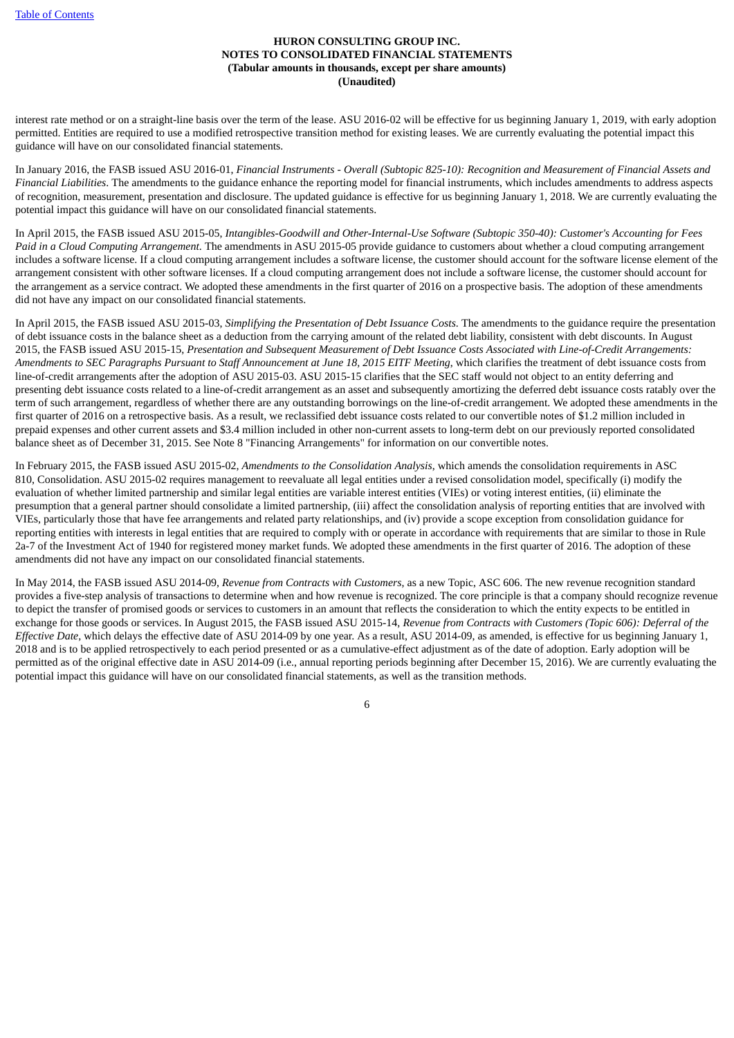interest rate method or on a straight-line basis over the term of the lease. ASU 2016-02 will be effective for us beginning January 1, 2019, with early adoption permitted. Entities are required to use a modified retrospective transition method for existing leases. We are currently evaluating the potential impact this guidance will have on our consolidated financial statements.

In January 2016, the FASB issued ASU 2016-01, *Financial Instruments - Overall (Subtopic 825-10): Recognition and Measurement of Financial Assets and Financial Liabilities*. The amendments to the guidance enhance the reporting model for financial instruments, which includes amendments to address aspects of recognition, measurement, presentation and disclosure. The updated guidance is effective for us beginning January 1, 2018. We are currently evaluating the potential impact this guidance will have on our consolidated financial statements.

In April 2015, the FASB issued ASU 2015-05, *Intangibles-Goodwill and Other-Internal-Use Software (Subtopic 350-40): Customer's Accounting for Fees Paid in a Cloud Computing Arrangement*. The amendments in ASU 2015-05 provide guidance to customers about whether a cloud computing arrangement includes a software license. If a cloud computing arrangement includes a software license, the customer should account for the software license element of the arrangement consistent with other software licenses. If a cloud computing arrangement does not include a software license, the customer should account for the arrangement as a service contract. We adopted these amendments in the first quarter of 2016 on a prospective basis. The adoption of these amendments did not have any impact on our consolidated financial statements.

In April 2015, the FASB issued ASU 2015-03, *Simplifying the Presentation of Debt Issuance Costs*. The amendments to the guidance require the presentation of debt issuance costs in the balance sheet as a deduction from the carrying amount of the related debt liability, consistent with debt discounts. In August 2015, the FASB issued ASU 2015-15, *Presentation and Subsequent Measurement of Debt Issuance Costs Associated with Line-of-Credit Arrangements: Amendments to SEC Paragraphs Pursuant to Staff Announcement at June 18, 2015 EITF Meeting*, which clarifies the treatment of debt issuance costs from line-of-credit arrangements after the adoption of ASU 2015-03. ASU 2015-15 clarifies that the SEC staff would not object to an entity deferring and presenting debt issuance costs related to a line-of-credit arrangement as an asset and subsequently amortizing the deferred debt issuance costs ratably over the term of such arrangement, regardless of whether there are any outstanding borrowings on the line-of-credit arrangement. We adopted these amendments in the first quarter of 2016 on a retrospective basis. As a result, we reclassified debt issuance costs related to our convertible notes of $1.2 million included in prepaid expenses and other current assets and $3.4 million included in other non-current assets to long-term debt on our previously reported consolidated balance sheet as of December 31, 2015. See Note 8 "Financing Arrangements" for information on our convertible notes.

In February 2015, the FASB issued ASU 2015-02, *Amendments to the Consolidation Analysis*, which amends the consolidation requirements in ASC 810, Consolidation. ASU 2015-02 requires management to reevaluate all legal entities under a revised consolidation model, specifically (i) modify the evaluation of whether limited partnership and similar legal entities are variable interest entities (VIEs) or voting interest entities, (ii) eliminate the presumption that a general partner should consolidate a limited partnership, (iii) affect the consolidation analysis of reporting entities that are involved with VIEs, particularly those that have fee arrangements and related party relationships, and (iv) provide a scope exception from consolidation guidance for reporting entities with interests in legal entities that are required to comply with or operate in accordance with requirements that are similar to those in Rule 2a-7 of the Investment Act of 1940 for registered money market funds. We adopted these amendments in the first quarter of 2016. The adoption of these amendments did not have any impact on our consolidated financial statements.

In May 2014, the FASB issued ASU 2014-09, *Revenue from Contracts with Customers*, as a new Topic, ASC 606. The new revenue recognition standard provides a five-step analysis of transactions to determine when and how revenue is recognized. The core principle is that a company should recognize revenue to depict the transfer of promised goods or services to customers in an amount that reflects the consideration to which the entity expects to be entitled in exchange for those goods or services. In August 2015, the FASB issued ASU 2015-14, *Revenue from Contracts with Customers (Topic 606): Deferral of the Effective Date*, which delays the effective date of ASU 2014-09 by one year. As a result, ASU 2014-09, as amended, is effective for us beginning January 1, 2018 and is to be applied retrospectively to each period presented or as a cumulative-effect adjustment as of the date of adoption. Early adoption will be permitted as of the original effective date in ASU 2014-09 (i.e., annual reporting periods beginning after December 15, 2016). We are currently evaluating the potential impact this guidance will have on our consolidated financial statements, as well as the transition methods.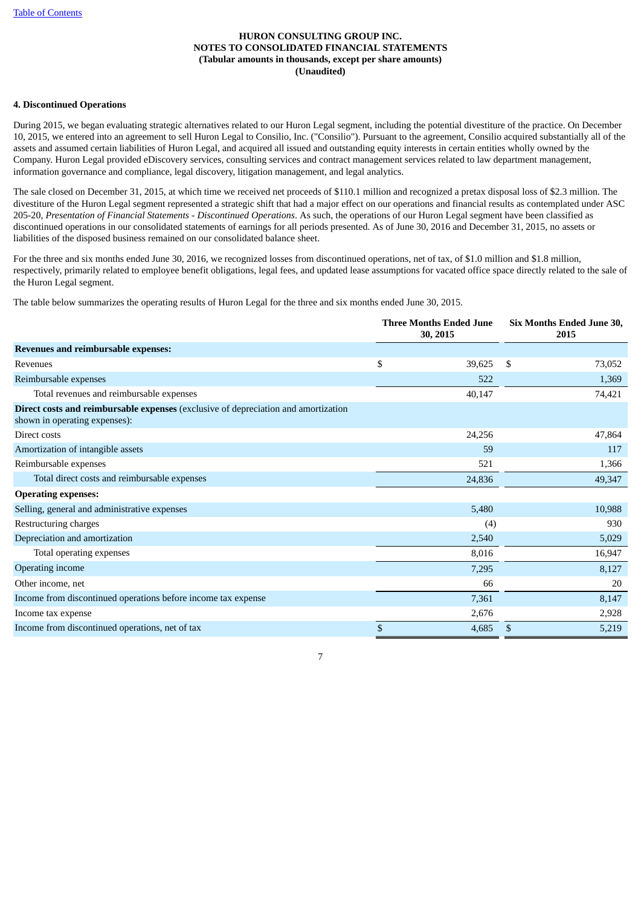**HURON CONSULTING GROUP INC.**
**NOTES TO CONSOLIDATED FINANCIAL STATEMENTS**
**(Tabular amounts in thousands, except per share amounts)**
**(Unaudited)**

**4. Discontinued Operations**

During 2015, we began evaluating strategic alternatives related to our Huron Legal segment, including the potential divestiture of the practice. On December 10, 2015, we entered into an agreement to sell Huron Legal to Consilio, Inc. ("Consilio"). Pursuant to the agreement, Consilio acquired substantially all of the assets and assumed certain liabilities of Huron Legal, and acquired all issued and outstanding equity interests in certain entities wholly owned by the Company. Huron Legal provided eDiscovery services, consulting services and contract management services related to law department management, information governance and compliance, legal discovery, litigation management, and legal analytics.

The sale closed on December 31, 2015, at which time we received net proceeds of $110.1 million and recognized a pretax disposal loss of $2.3 million. The divestiture of the Huron Legal segment represented a strategic shift that had a major effect on our operations and financial results as contemplated under ASC 205-20, *Presentation of Financial Statements - Discontinued Operations*. As such, the operations of our Huron Legal segment have been classified as discontinued operations in our consolidated statements of earnings for all periods presented. As of June 30, 2016 and December 31, 2015, no assets or liabilities of the disposed business remained on our consolidated balance sheet.

For the three and six months ended June 30, 2016, we recognized losses from discontinued operations, net of tax, of $1.0 million and $1.8 million, respectively, primarily related to employee benefit obligations, legal fees, and updated lease assumptions for vacated office space directly related to the sale of the Huron Legal segment.

The table below summarizes the operating results of Huron Legal for the three and six months ended June 30, 2015.

| | Three Months Ended June 30, 2015 | Six Months Ended June 30, 2015 |
|---|---|---|
| **Revenues and reimbursable expenses:** | | |
| Revenues | $ 39,625 | $ 73,052 |
| Reimbursable expenses | 522 | 1,369 |
| Total revenues and reimbursable expenses | 40,147 | 74,421 |
| **Direct costs and reimbursable expenses** (exclusive of depreciation and amortization shown in operating expenses): | | |
| Direct costs | 24,256 | 47,864 |
| Amortization of intangible assets | 59 | 117 |
| Reimbursable expenses | 521 | 1,366 |
| Total direct costs and reimbursable expenses | 24,836 | 49,347 |
| **Operating expenses:** | | |
| Selling, general and administrative expenses | 5,480 | 10,988 |
| Restructuring charges | (4) | 930 |
| Depreciation and amortization | 2,540 | 5,029 |
| Total operating expenses | 8,016 | 16,947 |
| Operating income | 7,295 | 8,127 |
| Other income, net | 66 | 20 |
| Income from discontinued operations before income tax expense | 7,361 | 8,147 |
| Income tax expense | 2,676 | 2,928 |
| Income from discontinued operations, net of tax | $ 4,685 | $ 5,219 |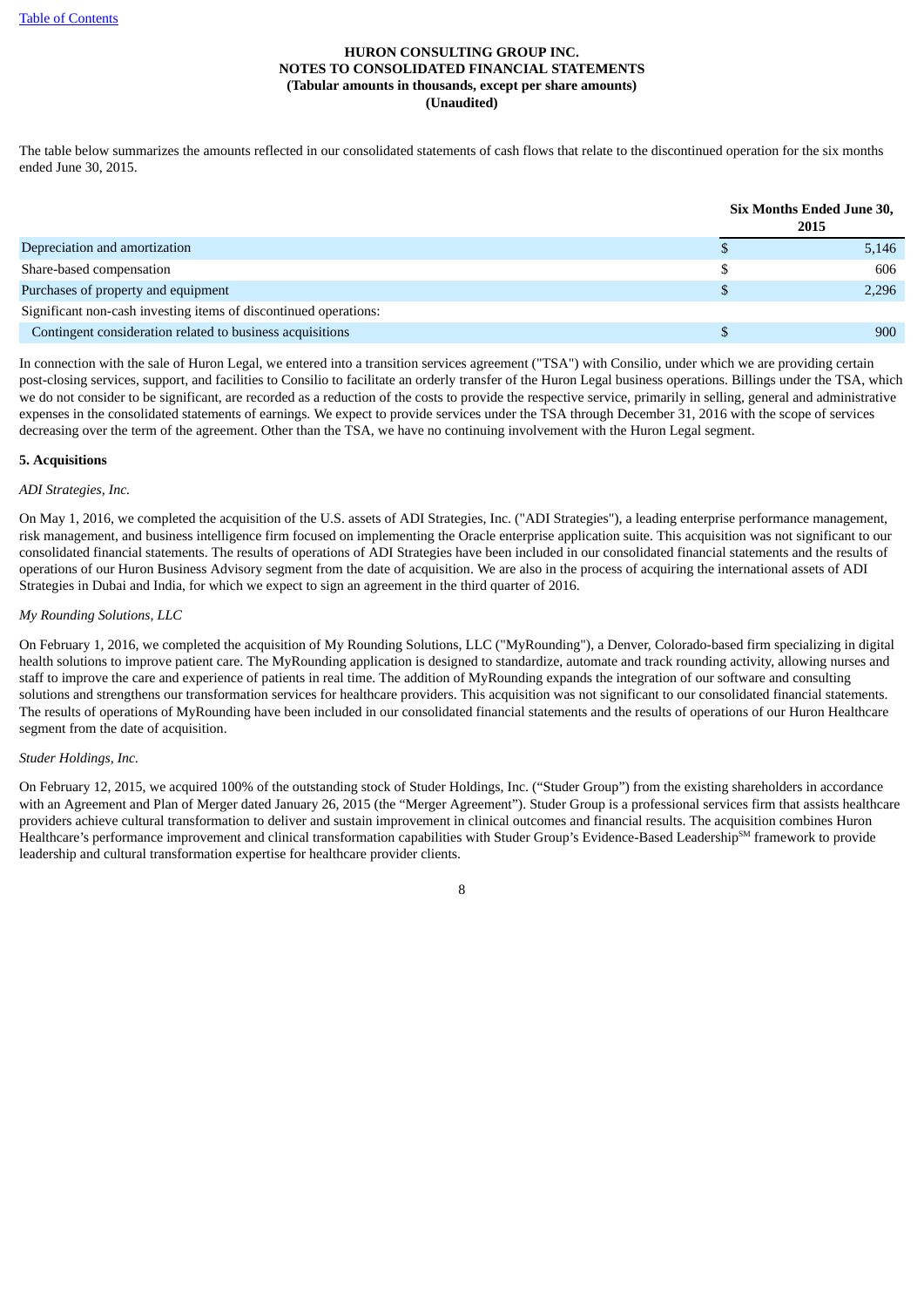The table below summarizes the amounts reflected in our consolidated statements of cash flows that relate to the discontinued operation for the six months ended June 30, 2015.

| | Six Months Ended June 30, 2015 |
|---|---|
| Depreciation and amortization | $ 5,146 |
| Share-based compensation | $ 606 |
| Purchases of property and equipment | $ 2,296 |
| Significant non-cash investing items of discontinued operations: | |
| Contingent consideration related to business acquisitions | $ 900 |

In connection with the sale of Huron Legal, we entered into a transition services agreement ("TSA") with Consilio, under which we are providing certain post-closing services, support, and facilities to Consilio to facilitate an orderly transfer of the Huron Legal business operations. Billings under the TSA, which we do not consider to be significant, are recorded as a reduction of the costs to provide the respective service, primarily in selling, general and administrative expenses in the consolidated statements of earnings. We expect to provide services under the TSA through December 31, 2016 with the scope of services decreasing over the term of the agreement. Other than the TSA, we have no continuing involvement with the Huron Legal segment.

**5. Acquisitions**

*ADI Strategies, Inc.*

On May 1, 2016, we completed the acquisition of the U.S. assets of ADI Strategies, Inc. ("ADI Strategies"), a leading enterprise performance management, risk management, and business intelligence firm focused on implementing the Oracle enterprise application suite. This acquisition was not significant to our consolidated financial statements. The results of operations of ADI Strategies have been included in our consolidated financial statements and the results of operations of our Huron Business Advisory segment from the date of acquisition. We are also in the process of acquiring the international assets of ADI Strategies in Dubai and India, for which we expect to sign an agreement in the third quarter of 2016.

*My Rounding Solutions, LLC*

On February 1, 2016, we completed the acquisition of My Rounding Solutions, LLC ("MyRounding"), a Denver, Colorado-based firm specializing in digital health solutions to improve patient care. The MyRounding application is designed to standardize, automate and track rounding activity, allowing nurses and staff to improve the care and experience of patients in real time. The addition of MyRounding expands the integration of our software and consulting solutions and strengthens our transformation services for healthcare providers. This acquisition was not significant to our consolidated financial statements. The results of operations of MyRounding have been included in our consolidated financial statements and the results of operations of our Huron Healthcare segment from the date of acquisition.

*Studer Holdings, Inc.*

On February 12, 2015, we acquired 100% of the outstanding stock of Studer Holdings, Inc. ("Studer Group") from the existing shareholders in accordance with an Agreement and Plan of Merger dated January 26, 2015 (the "Merger Agreement"). Studer Group is a professional services firm that assists healthcare providers achieve cultural transformation to deliver and sustain improvement in clinical outcomes and financial results. The acquisition combines Huron Healthcare's performance improvement and clinical transformation capabilities with Studer Group's Evidence-Based Leadership℠ framework to provide leadership and cultural transformation expertise for healthcare provider clients.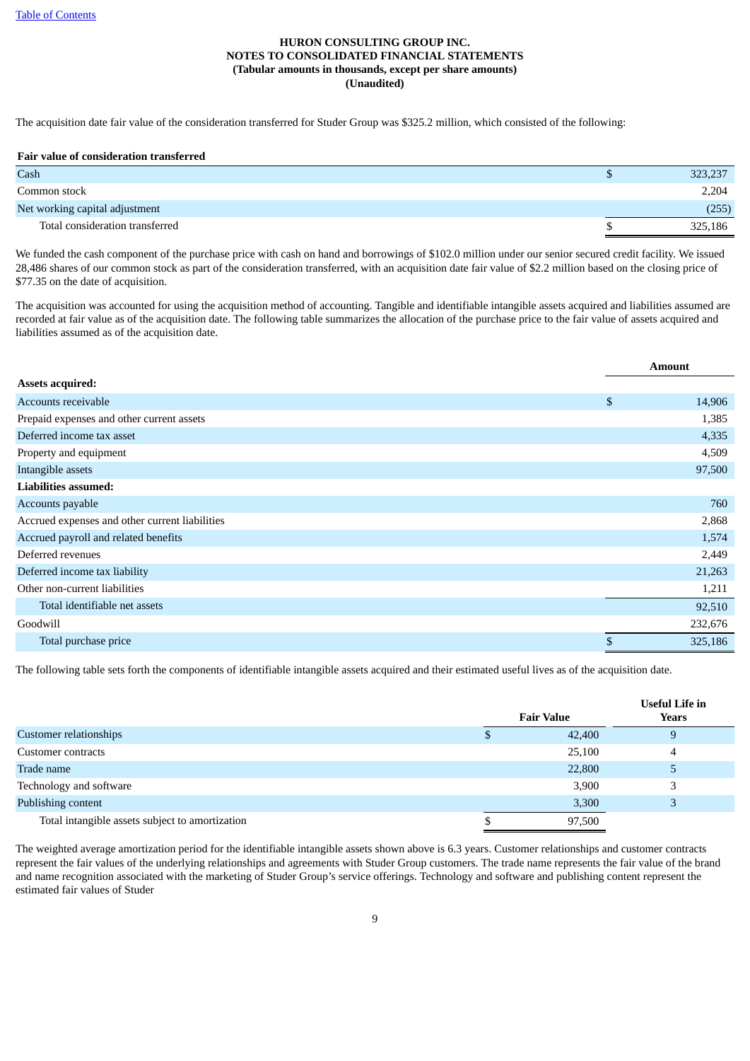**HURON CONSULTING GROUP INC.**
**NOTES TO CONSOLIDATED FINANCIAL STATEMENTS**
**(Tabular amounts in thousands, except per share amounts)**
**(Unaudited)**

The acquisition date fair value of the consideration transferred for Studer Group was $325.2 million, which consisted of the following:

| **Fair value of consideration transferred** | |
|---|---|
| Cash | $ 323,237 |
| Common stock | 2,204 |
| Net working capital adjustment | (255) |
| Total consideration transferred | $ 325,186 |

We funded the cash component of the purchase price with cash on hand and borrowings of $102.0 million under our senior secured credit facility. We issued 28,486 shares of our common stock as part of the consideration transferred, with an acquisition date fair value of $2.2 million based on the closing price of $77.35 on the date of acquisition.

The acquisition was accounted for using the acquisition method of accounting. Tangible and identifiable intangible assets acquired and liabilities assumed are recorded at fair value as of the acquisition date. The following table summarizes the allocation of the purchase price to the fair value of assets acquired and liabilities assumed as of the acquisition date.

| | Amount |
|---|---|
| **Assets acquired:** | |
| Accounts receivable | $ 14,906 |
| Prepaid expenses and other current assets | 1,385 |
| Deferred income tax asset | 4,335 |
| Property and equipment | 4,509 |
| Intangible assets | 97,500 |
| **Liabilities assumed:** | |
| Accounts payable | 760 |
| Accrued expenses and other current liabilities | 2,868 |
| Accrued payroll and related benefits | 1,574 |
| Deferred revenues | 2,449 |
| Deferred income tax liability | 21,263 |
| Other non-current liabilities | 1,211 |
| Total identifiable net assets | 92,510 |
| Goodwill | 232,676 |
| Total purchase price | $ 325,186 |

The following table sets forth the components of identifiable intangible assets acquired and their estimated useful lives as of the acquisition date.

| | Fair Value | Useful Life in Years |
|---|---|---|
| Customer relationships | $ 42,400 | 9 |
| Customer contracts | 25,100 | 4 |
| Trade name | 22,800 | 5 |
| Technology and software | 3,900 | 3 |
| Publishing content | 3,300 | 3 |
| Total intangible assets subject to amortization | $ 97,500 | |

The weighted average amortization period for the identifiable intangible assets shown above is 6.3 years. Customer relationships and customer contracts represent the fair values of the underlying relationships and agreements with Studer Group customers. The trade name represents the fair value of the brand and name recognition associated with the marketing of Studer Group's service offerings. Technology and software and publishing content represent the estimated fair values of Studer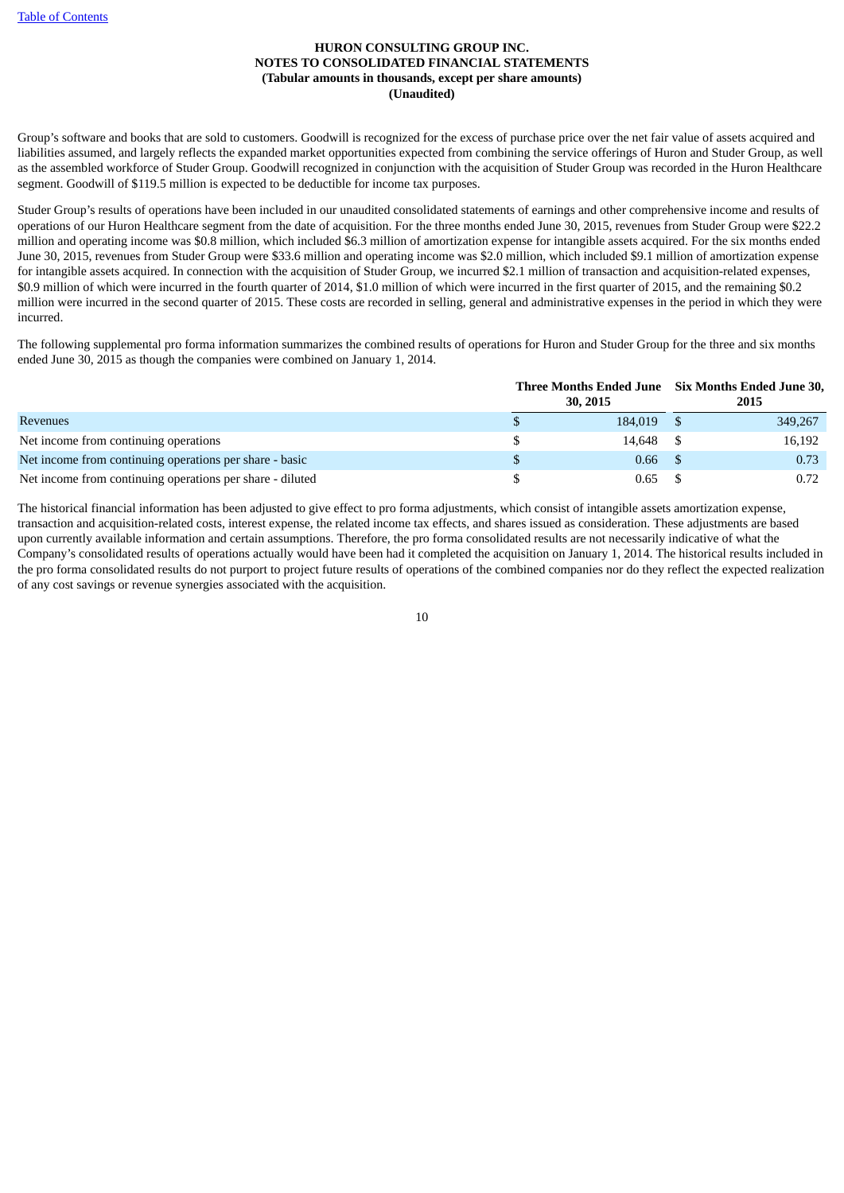**HURON CONSULTING GROUP INC.**
**NOTES TO CONSOLIDATED FINANCIAL STATEMENTS**
**(Tabular amounts in thousands, except per share amounts)**
**(Unaudited)**

Group's software and books that are sold to customers. Goodwill is recognized for the excess of purchase price over the net fair value of assets acquired and liabilities assumed, and largely reflects the expanded market opportunities expected from combining the service offerings of Huron and Studer Group, as well as the assembled workforce of Studer Group. Goodwill recognized in conjunction with the acquisition of Studer Group was recorded in the Huron Healthcare segment. Goodwill of $119.5 million is expected to be deductible for income tax purposes.

Studer Group's results of operations have been included in our unaudited consolidated statements of earnings and other comprehensive income and results of operations of our Huron Healthcare segment from the date of acquisition. For the three months ended June 30, 2015, revenues from Studer Group were $22.2 million and operating income was $0.8 million, which included $6.3 million of amortization expense for intangible assets acquired. For the six months ended June 30, 2015, revenues from Studer Group were $33.6 million and operating income was $2.0 million, which included $9.1 million of amortization expense for intangible assets acquired. In connection with the acquisition of Studer Group, we incurred $2.1 million of transaction and acquisition-related expenses, $0.9 million of which were incurred in the fourth quarter of 2014, $1.0 million of which were incurred in the first quarter of 2015, and the remaining $0.2 million were incurred in the second quarter of 2015. These costs are recorded in selling, general and administrative expenses in the period in which they were incurred.

The following supplemental pro forma information summarizes the combined results of operations for Huron and Studer Group for the three and six months ended June 30, 2015 as though the companies were combined on January 1, 2014.

| | Three Months Ended June 30, 2015 | Six Months Ended June 30, 2015 |
|---|---|---|
| Revenues | $ 184,019 | $ 349,267 |
| Net income from continuing operations | $ 14,648 | $ 16,192 |
| Net income from continuing operations per share - basic | $ 0.66 | $ 0.73 |
| Net income from continuing operations per share - diluted | $ 0.65 | $ 0.72 |

The historical financial information has been adjusted to give effect to pro forma adjustments, which consist of intangible assets amortization expense, transaction and acquisition-related costs, interest expense, the related income tax effects, and shares issued as consideration. These adjustments are based upon currently available information and certain assumptions. Therefore, the pro forma consolidated results are not necessarily indicative of what the Company's consolidated results of operations actually would have been had it completed the acquisition on January 1, 2014. The historical results included in the pro forma consolidated results do not purport to project future results of operations of the combined companies nor do they reflect the expected realization of any cost savings or revenue synergies associated with the acquisition.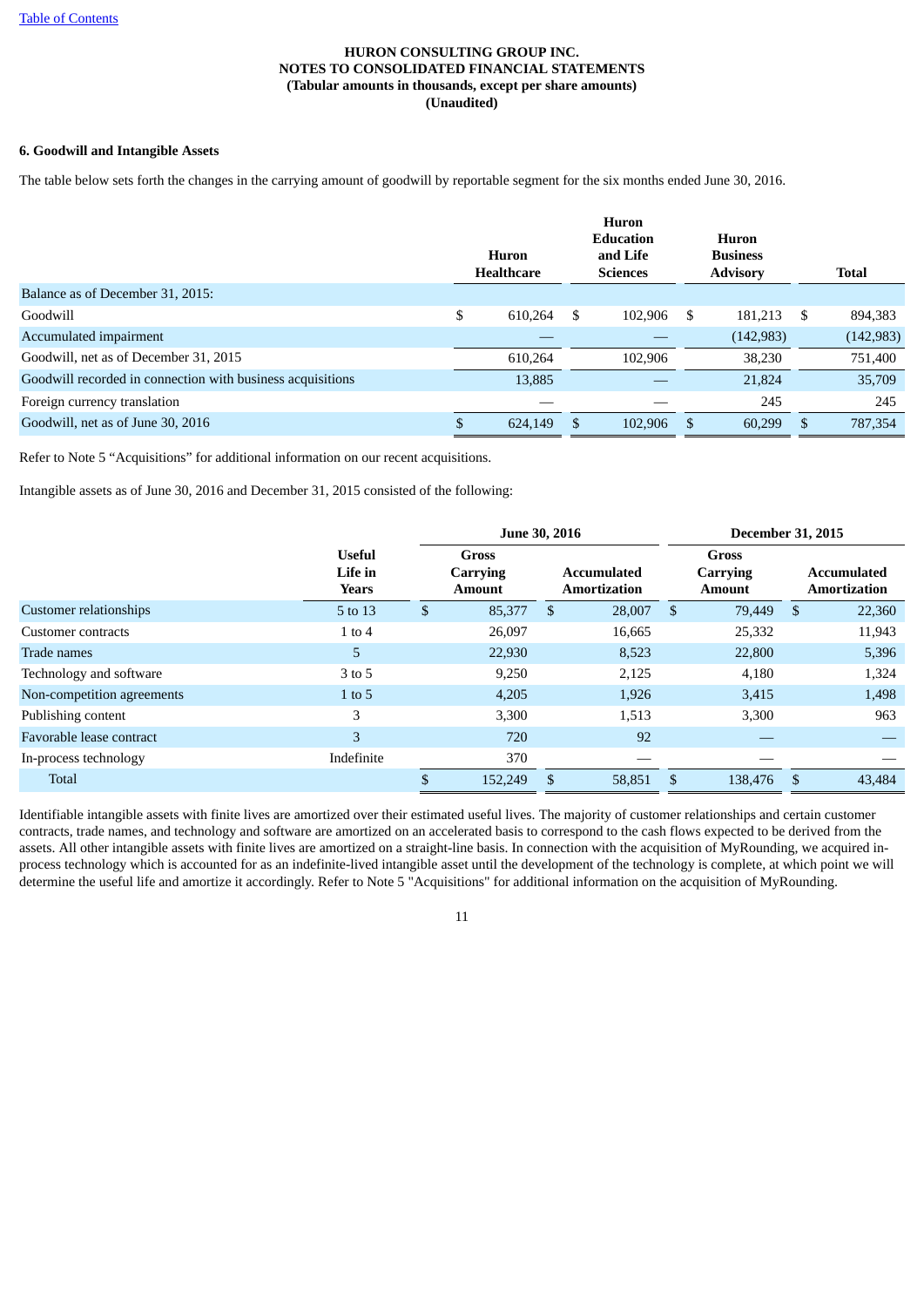HURON CONSULTING GROUP INC.
NOTES TO CONSOLIDATED FINANCIAL STATEMENTS
(Tabular amounts in thousands, except per share amounts)
(Unaudited)

## 6. Goodwill and Intangible Assets

The table below sets forth the changes in the carrying amount of goodwill by reportable segment for the six months ended June 30, 2016.

| | Huron Healthcare | Huron Education and Life Sciences | Huron Business Advisory | Total |
|---|---|---|---|---|
| Balance as of December 31, 2015: | | | | |
| Goodwill | $ 610,264 | $ 102,906 | $ 181,213 | $ 894,383 |
| Accumulated impairment | — | — | (142,983) | (142,983) |
| Goodwill, net as of December 31, 2015 | 610,264 | 102,906 | 38,230 | 751,400 |
| Goodwill recorded in connection with business acquisitions | 13,885 | — | 21,824 | 35,709 |
| Foreign currency translation | — | — | 245 | 245 |
| Goodwill, net as of June 30, 2016 | $ 624,149 | $ 102,906 | $ 60,299 | $ 787,354 |

Refer to Note 5 "Acquisitions" for additional information on our recent acquisitions.

Intangible assets as of June 30, 2016 and December 31, 2015 consisted of the following:

| | | June 30, 2016 | | December 31, 2015 | |
|---|---|---|---|---|---|
| | Useful Life in Years | Gross Carrying Amount | Accumulated Amortization | Gross Carrying Amount | Accumulated Amortization |
| Customer relationships | 5 to 13 | $ 85,377 | $ 28,007 | $ 79,449 | $ 22,360 |
| Customer contracts | 1 to 4 | 26,097 | 16,665 | 25,332 | 11,943 |
| Trade names | 5 | 22,930 | 8,523 | 22,800 | 5,396 |
| Technology and software | 3 to 5 | 9,250 | 2,125 | 4,180 | 1,324 |
| Non-competition agreements | 1 to 5 | 4,205 | 1,926 | 3,415 | 1,498 |
| Publishing content | 3 | 3,300 | 1,513 | 3,300 | 963 |
| Favorable lease contract | 3 | 720 | 92 | — | — |
| In-process technology | Indefinite | 370 | — | — | — |
| Total | | $ 152,249 | $ 58,851 | $ 138,476 | $ 43,484 |

Identifiable intangible assets with finite lives are amortized over their estimated useful lives. The majority of customer relationships and certain customer contracts, trade names, and technology and software are amortized on an accelerated basis to correspond to the cash flows expected to be derived from the assets. All other intangible assets with finite lives are amortized on a straight-line basis. In connection with the acquisition of MyRounding, we acquired in-process technology which is accounted for as an indefinite-lived intangible asset until the development of the technology is complete, at which point we will determine the useful life and amortize it accordingly. Refer to Note 5 "Acquisitions" for additional information on the acquisition of MyRounding.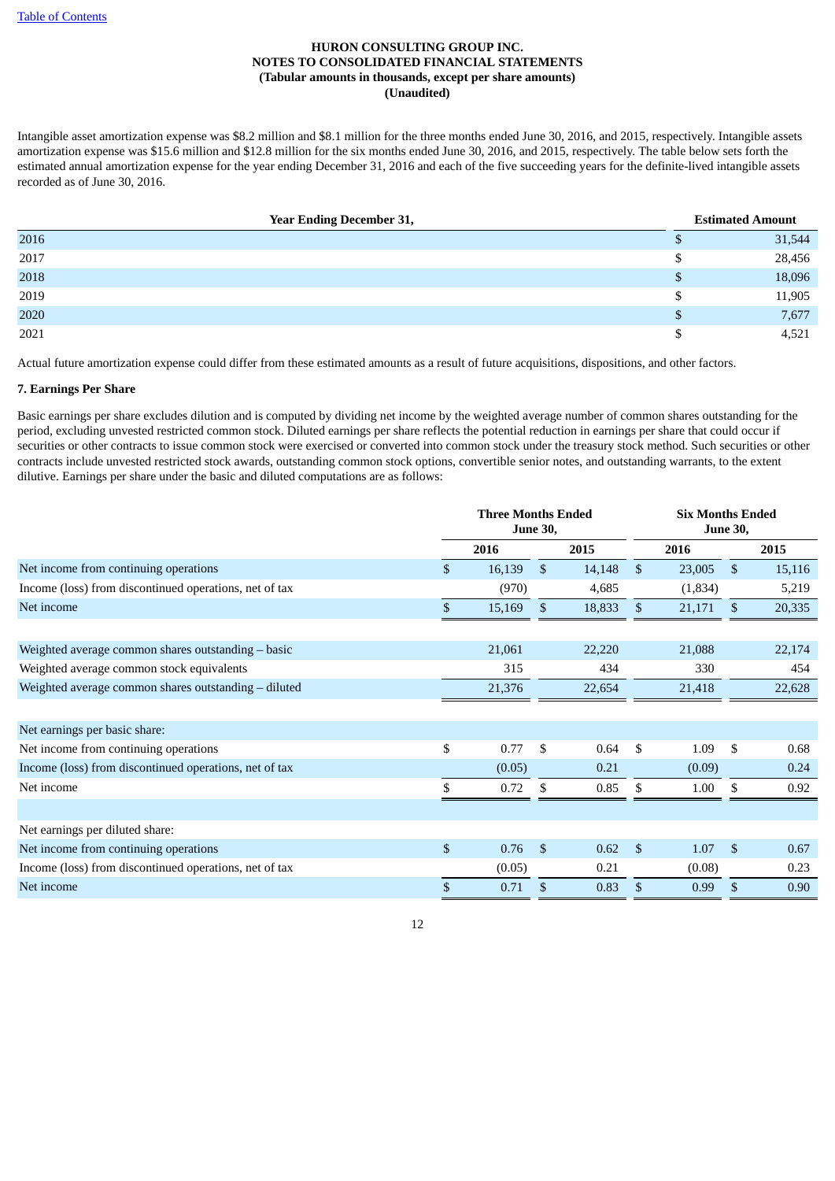HURON CONSULTING GROUP INC.
NOTES TO CONSOLIDATED FINANCIAL STATEMENTS
(Tabular amounts in thousands, except per share amounts)
(Unaudited)

Intangible asset amortization expense was $8.2 million and $8.1 million for the three months ended June 30, 2016, and 2015, respectively. Intangible assets amortization expense was $15.6 million and $12.8 million for the six months ended June 30, 2016, and 2015, respectively. The table below sets forth the estimated annual amortization expense for the year ending December 31, 2016 and each of the five succeeding years for the definite-lived intangible assets recorded as of June 30, 2016.

| Year Ending December 31, | Estimated Amount |
|---|---|
| 2016 | $ 31,544 |
| 2017 | $ 28,456 |
| 2018 | $ 18,096 |
| 2019 | $ 11,905 |
| 2020 | $ 7,677 |
| 2021 | $ 4,521 |

Actual future amortization expense could differ from these estimated amounts as a result of future acquisitions, dispositions, and other factors.

**7. Earnings Per Share**

Basic earnings per share excludes dilution and is computed by dividing net income by the weighted average number of common shares outstanding for the period, excluding unvested restricted common stock. Diluted earnings per share reflects the potential reduction in earnings per share that could occur if securities or other contracts to issue common stock were exercised or converted into common stock under the treasury stock method. Such securities or other contracts include unvested restricted stock awards, outstanding common stock options, convertible senior notes, and outstanding warrants, to the extent dilutive. Earnings per share under the basic and diluted computations are as follows:

| | Three Months Ended June 30, | | Six Months Ended June 30, | |
|---|---|---|---|---|
| | 2016 | 2015 | 2016 | 2015 |
| Net income from continuing operations | $ 16,139 | $ 14,148 | $ 23,005 | $ 15,116 |
| Income (loss) from discontinued operations, net of tax | (970) | 4,685 | (1,834) | 5,219 |
| Net income | $ 15,169 | $ 18,833 | $ 21,171 | $ 20,335 |
| | | | | |
| Weighted average common shares outstanding – basic | 21,061 | 22,220 | 21,088 | 22,174 |
| Weighted average common stock equivalents | 315 | 434 | 330 | 454 |
| Weighted average common shares outstanding – diluted | 21,376 | 22,654 | 21,418 | 22,628 |
| | | | | |
| Net earnings per basic share: | | | | |
| Net income from continuing operations | $ 0.77 | $ 0.64 | $ 1.09 | $ 0.68 |
| Income (loss) from discontinued operations, net of tax | (0.05) | 0.21 | (0.09) | 0.24 |
| Net income | $ 0.72 | $ 0.85 | $ 1.00 | $ 0.92 |
| | | | | |
| Net earnings per diluted share: | | | | |
| Net income from continuing operations | $ 0.76 | $ 0.62 | $ 1.07 | $ 0.67 |
| Income (loss) from discontinued operations, net of tax | (0.05) | 0.21 | (0.08) | 0.23 |
| Net income | $ 0.71 | $ 0.83 | $ 0.99 | $ 0.90 |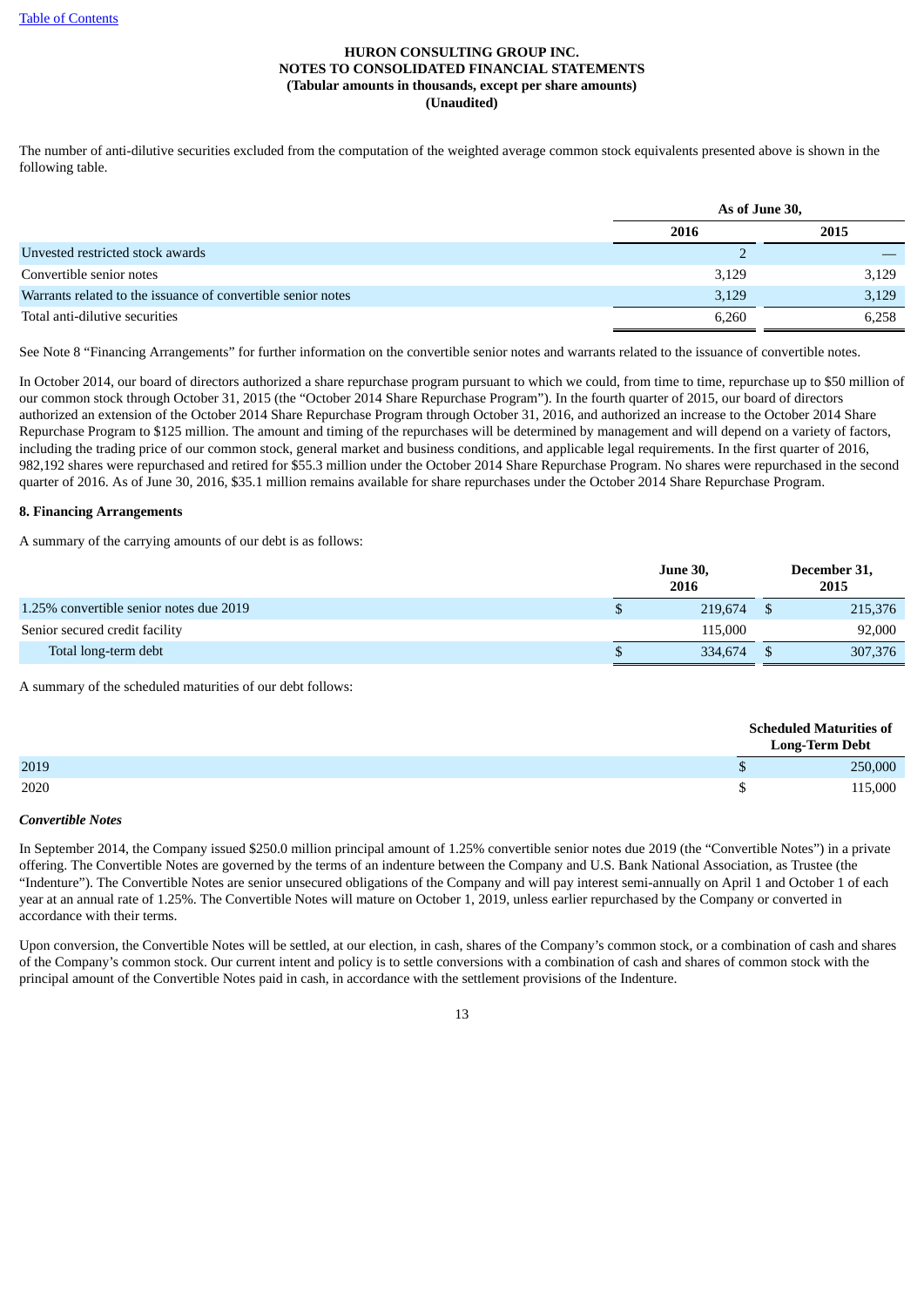HURON CONSULTING GROUP INC.
NOTES TO CONSOLIDATED FINANCIAL STATEMENTS
(Tabular amounts in thousands, except per share amounts)
(Unaudited)

The number of anti-dilutive securities excluded from the computation of the weighted average common stock equivalents presented above is shown in the following table.

| | As of June 30, | |
|---|---|---|
| | 2016 | 2015 |
| Unvested restricted stock awards | 2 | — |
| Convertible senior notes | 3,129 | 3,129 |
| Warrants related to the issuance of convertible senior notes | 3,129 | 3,129 |
| Total anti-dilutive securities | 6,260 | 6,258 |

See Note 8 "Financing Arrangements" for further information on the convertible senior notes and warrants related to the issuance of convertible notes.

In October 2014, our board of directors authorized a share repurchase program pursuant to which we could, from time to time, repurchase up to $50 million of our common stock through October 31, 2015 (the "October 2014 Share Repurchase Program"). In the fourth quarter of 2015, our board of directors authorized an extension of the October 2014 Share Repurchase Program through October 31, 2016, and authorized an increase to the October 2014 Share Repurchase Program to $125 million. The amount and timing of the repurchases will be determined by management and will depend on a variety of factors, including the trading price of our common stock, general market and business conditions, and applicable legal requirements. In the first quarter of 2016, 982,192 shares were repurchased and retired for $55.3 million under the October 2014 Share Repurchase Program. No shares were repurchased in the second quarter of 2016. As of June 30, 2016, $35.1 million remains available for share repurchases under the October 2014 Share Repurchase Program.

**8. Financing Arrangements**

A summary of the carrying amounts of our debt is as follows:

| | June 30, 2016 | December 31, 2015 |
|---|---|---|
| 1.25% convertible senior notes due 2019 | $ 219,674 | $ 215,376 |
| Senior secured credit facility | 115,000 | 92,000 |
| Total long-term debt | $ 334,674 | $ 307,376 |

A summary of the scheduled maturities of our debt follows:

| | Scheduled Maturities of Long-Term Debt |
|---|---|
| 2019 | $ 250,000 |
| 2020 | $ 115,000 |

***Convertible Notes***

In September 2014, the Company issued $250.0 million principal amount of 1.25% convertible senior notes due 2019 (the "Convertible Notes") in a private offering. The Convertible Notes are governed by the terms of an indenture between the Company and U.S. Bank National Association, as Trustee (the "Indenture"). The Convertible Notes are senior unsecured obligations of the Company and will pay interest semi-annually on April 1 and October 1 of each year at an annual rate of 1.25%. The Convertible Notes will mature on October 1, 2019, unless earlier repurchased by the Company or converted in accordance with their terms.

Upon conversion, the Convertible Notes will be settled, at our election, in cash, shares of the Company's common stock, or a combination of cash and shares of the Company's common stock. Our current intent and policy is to settle conversions with a combination of cash and shares of common stock with the principal amount of the Convertible Notes paid in cash, in accordance with the settlement provisions of the Indenture.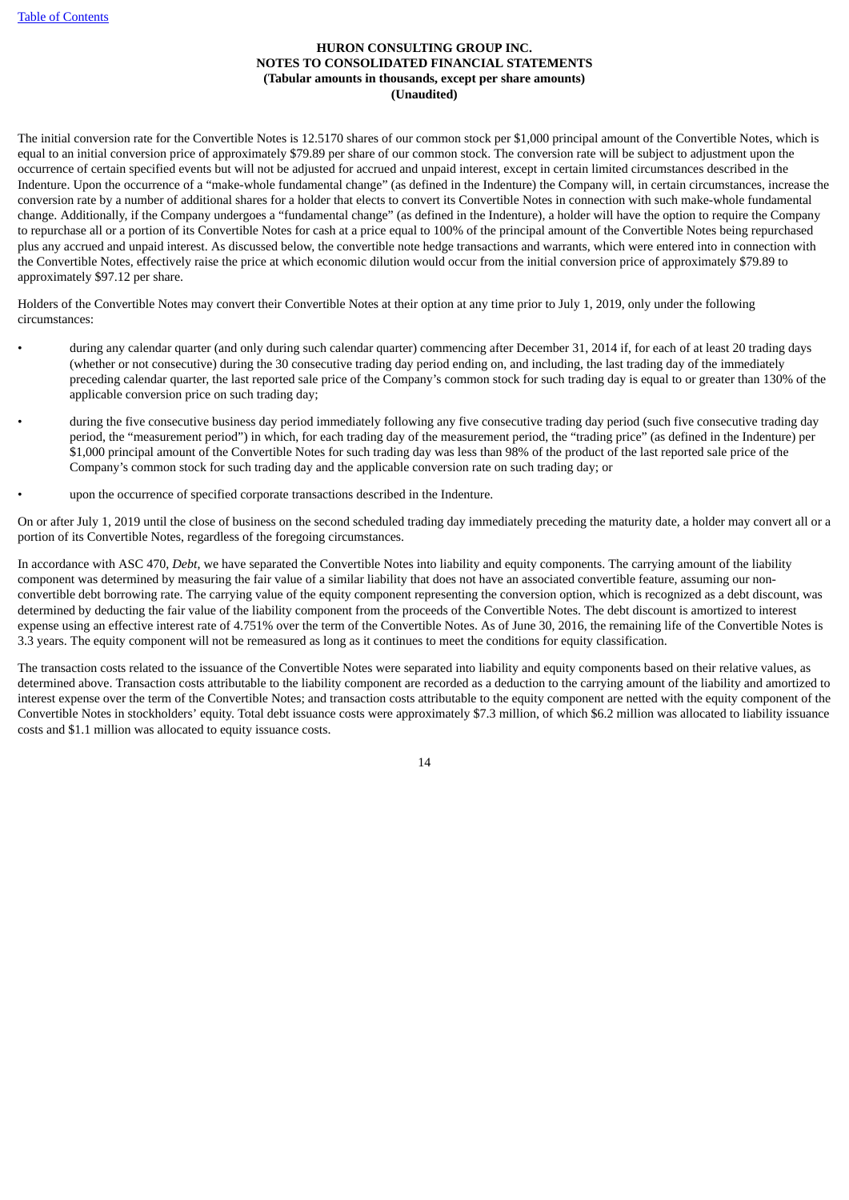The initial conversion rate for the Convertible Notes is 12.5170 shares of our common stock per $1,000 principal amount of the Convertible Notes, which is equal to an initial conversion price of approximately $79.89 per share of our common stock. The conversion rate will be subject to adjustment upon the occurrence of certain specified events but will not be adjusted for accrued and unpaid interest, except in certain limited circumstances described in the Indenture. Upon the occurrence of a "make-whole fundamental change" (as defined in the Indenture) the Company will, in certain circumstances, increase the conversion rate by a number of additional shares for a holder that elects to convert its Convertible Notes in connection with such make-whole fundamental change. Additionally, if the Company undergoes a "fundamental change" (as defined in the Indenture), a holder will have the option to require the Company to repurchase all or a portion of its Convertible Notes for cash at a price equal to 100% of the principal amount of the Convertible Notes being repurchased plus any accrued and unpaid interest. As discussed below, the convertible note hedge transactions and warrants, which were entered into in connection with the Convertible Notes, effectively raise the price at which economic dilution would occur from the initial conversion price of approximately $79.89 to approximately $97.12 per share.

Holders of the Convertible Notes may convert their Convertible Notes at their option at any time prior to July 1, 2019, only under the following circumstances:

- during any calendar quarter (and only during such calendar quarter) commencing after December 31, 2014 if, for each of at least 20 trading days (whether or not consecutive) during the 30 consecutive trading day period ending on, and including, the last trading day of the immediately preceding calendar quarter, the last reported sale price of the Company's common stock for such trading day is equal to or greater than 130% of the applicable conversion price on such trading day;
- during the five consecutive business day period immediately following any five consecutive trading day period (such five consecutive trading day period, the "measurement period") in which, for each trading day of the measurement period, the "trading price" (as defined in the Indenture) per $1,000 principal amount of the Convertible Notes for such trading day was less than 98% of the product of the last reported sale price of the Company's common stock for such trading day and the applicable conversion rate on such trading day; or
- upon the occurrence of specified corporate transactions described in the Indenture.

On or after July 1, 2019 until the close of business on the second scheduled trading day immediately preceding the maturity date, a holder may convert all or a portion of its Convertible Notes, regardless of the foregoing circumstances.

In accordance with ASC 470, *Debt*, we have separated the Convertible Notes into liability and equity components. The carrying amount of the liability component was determined by measuring the fair value of a similar liability that does not have an associated convertible feature, assuming our non-convertible debt borrowing rate. The carrying value of the equity component representing the conversion option, which is recognized as a debt discount, was determined by deducting the fair value of the liability component from the proceeds of the Convertible Notes. The debt discount is amortized to interest expense using an effective interest rate of 4.751% over the term of the Convertible Notes. As of June 30, 2016, the remaining life of the Convertible Notes is 3.3 years. The equity component will not be remeasured as long as it continues to meet the conditions for equity classification.

The transaction costs related to the issuance of the Convertible Notes were separated into liability and equity components based on their relative values, as determined above. Transaction costs attributable to the liability component are recorded as a deduction to the carrying amount of the liability and amortized to interest expense over the term of the Convertible Notes; and transaction costs attributable to the equity component are netted with the equity component of the Convertible Notes in stockholders' equity. Total debt issuance costs were approximately $7.3 million, of which $6.2 million was allocated to liability issuance costs and $1.1 million was allocated to equity issuance costs.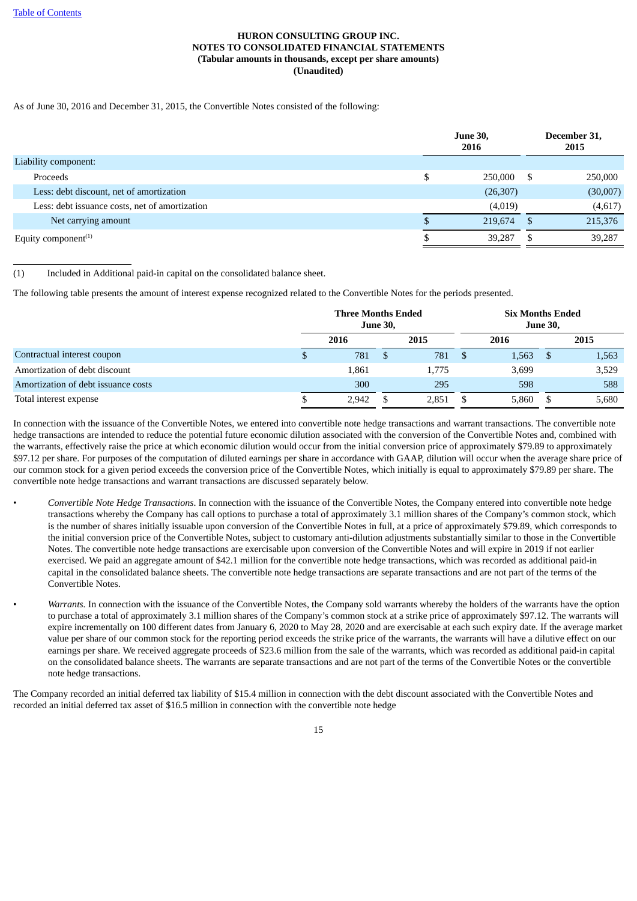**HURON CONSULTING GROUP INC.**
**NOTES TO CONSOLIDATED FINANCIAL STATEMENTS**
**(Tabular amounts in thousands, except per share amounts)**
**(Unaudited)**

As of June 30, 2016 and December 31, 2015, the Convertible Notes consisted of the following:

| | June 30, 2016 | December 31, 2015 |
|---|---|---|
| Liability component: | | |
| Proceeds | $ 250,000 | $ 250,000 |
| Less: debt discount, net of amortization | (26,307) | (30,007) |
| Less: debt issuance costs, net of amortization | (4,019) | (4,617) |
| Net carrying amount | $ 219,674 | $ 215,376 |
| Equity component[(1)] | $ 39,287 | $ 39,287 |

(1) Included in Additional paid-in capital on the consolidated balance sheet.

The following table presents the amount of interest expense recognized related to the Convertible Notes for the periods presented.

| | Three Months Ended June 30, | | Six Months Ended June 30, | |
|---|---|---|---|---|
| | 2016 | 2015 | 2016 | 2015 |
| Contractual interest coupon | $ 781 | $ 781 | $ 1,563 | $ 1,563 |
| Amortization of debt discount | 1,861 | 1,775 | 3,699 | 3,529 |
| Amortization of debt issuance costs | 300 | 295 | 598 | 588 |
| Total interest expense | $ 2,942 | $ 2,851 | $ 5,860 | $ 5,680 |

In connection with the issuance of the Convertible Notes, we entered into convertible note hedge transactions and warrant transactions. The convertible note hedge transactions are intended to reduce the potential future economic dilution associated with the conversion of the Convertible Notes and, combined with the warrants, effectively raise the price at which economic dilution would occur from the initial conversion price of approximately $79.89 to approximately $97.12 per share. For purposes of the computation of diluted earnings per share in accordance with GAAP, dilution will occur when the average share price of our common stock for a given period exceeds the conversion price of the Convertible Notes, which initially is equal to approximately $79.89 per share. The convertible note hedge transactions and warrant transactions are discussed separately below.

- *Convertible Note Hedge Transactions*. In connection with the issuance of the Convertible Notes, the Company entered into convertible note hedge transactions whereby the Company has call options to purchase a total of approximately 3.1 million shares of the Company's common stock, which is the number of shares initially issuable upon conversion of the Convertible Notes in full, at a price of approximately $79.89, which corresponds to the initial conversion price of the Convertible Notes, subject to customary anti-dilution adjustments substantially similar to those in the Convertible Notes. The convertible note hedge transactions are exercisable upon conversion of the Convertible Notes and will expire in 2019 if not earlier exercised. We paid an aggregate amount of $42.1 million for the convertible note hedge transactions, which was recorded as additional paid-in capital in the consolidated balance sheets. The convertible note hedge transactions are separate transactions and are not part of the terms of the Convertible Notes.

- *Warrants.* In connection with the issuance of the Convertible Notes, the Company sold warrants whereby the holders of the warrants have the option to purchase a total of approximately 3.1 million shares of the Company's common stock at a strike price of approximately $97.12. The warrants will expire incrementally on 100 different dates from January 6, 2020 to May 28, 2020 and are exercisable at each such expiry date. If the average market value per share of our common stock for the reporting period exceeds the strike price of the warrants, the warrants will have a dilutive effect on our earnings per share. We received aggregate proceeds of $23.6 million from the sale of the warrants, which was recorded as additional paid-in capital on the consolidated balance sheets. The warrants are separate transactions and are not part of the terms of the Convertible Notes or the convertible note hedge transactions.

The Company recorded an initial deferred tax liability of $15.4 million in connection with the debt discount associated with the Convertible Notes and recorded an initial deferred tax asset of $16.5 million in connection with the convertible note hedge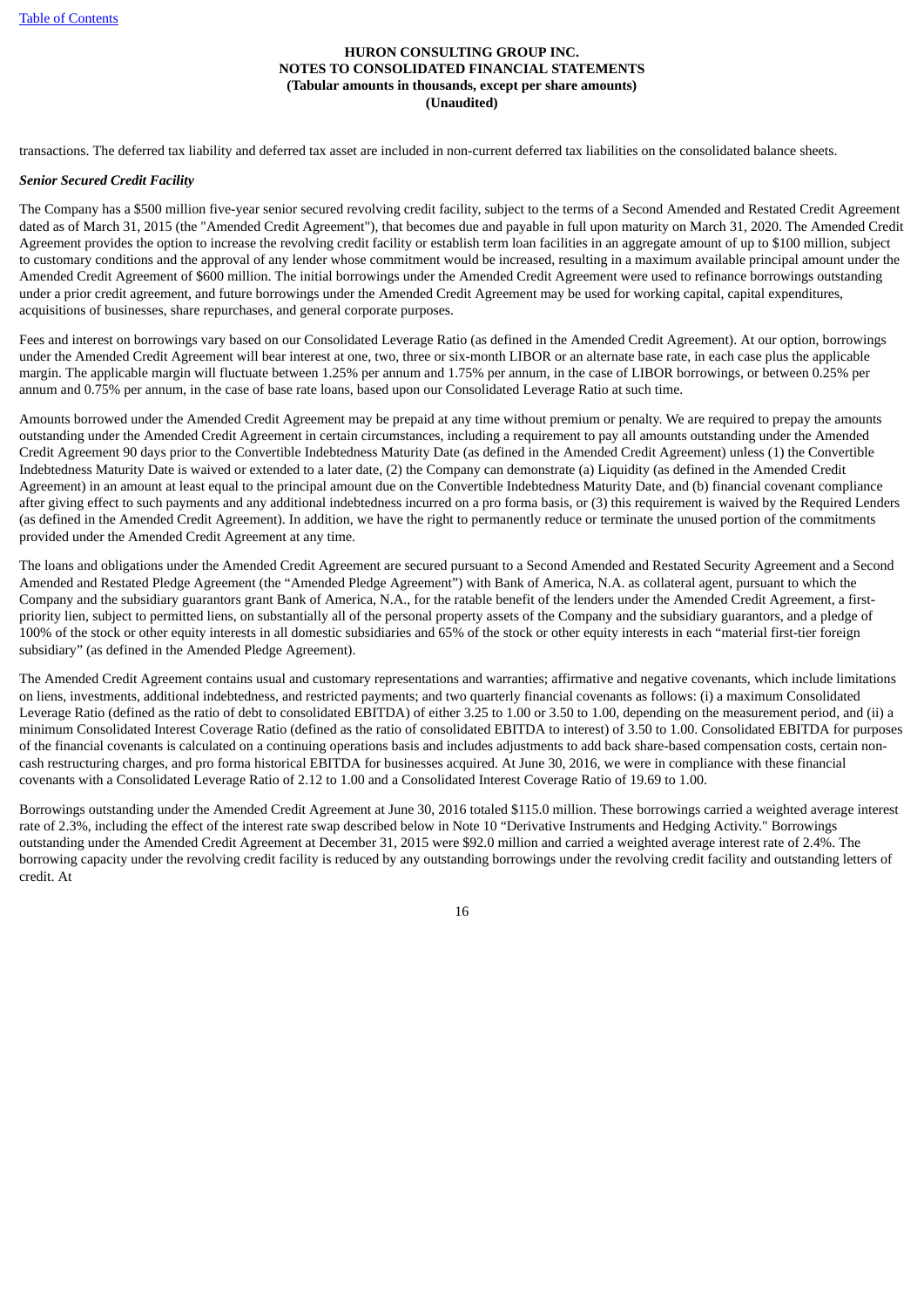transactions. The deferred tax liability and deferred tax asset are included in non-current deferred tax liabilities on the consolidated balance sheets.

***Senior Secured Credit Facility***

The Company has a $500 million five-year senior secured revolving credit facility, subject to the terms of a Second Amended and Restated Credit Agreement dated as of March 31, 2015 (the "Amended Credit Agreement"), that becomes due and payable in full upon maturity on March 31, 2020. The Amended Credit Agreement provides the option to increase the revolving credit facility or establish term loan facilities in an aggregate amount of up to $100 million, subject to customary conditions and the approval of any lender whose commitment would be increased, resulting in a maximum available principal amount under the Amended Credit Agreement of $600 million. The initial borrowings under the Amended Credit Agreement were used to refinance borrowings outstanding under a prior credit agreement, and future borrowings under the Amended Credit Agreement may be used for working capital, capital expenditures, acquisitions of businesses, share repurchases, and general corporate purposes.

Fees and interest on borrowings vary based on our Consolidated Leverage Ratio (as defined in the Amended Credit Agreement). At our option, borrowings under the Amended Credit Agreement will bear interest at one, two, three or six-month LIBOR or an alternate base rate, in each case plus the applicable margin. The applicable margin will fluctuate between 1.25% per annum and 1.75% per annum, in the case of LIBOR borrowings, or between 0.25% per annum and 0.75% per annum, in the case of base rate loans, based upon our Consolidated Leverage Ratio at such time.

Amounts borrowed under the Amended Credit Agreement may be prepaid at any time without premium or penalty. We are required to prepay the amounts outstanding under the Amended Credit Agreement in certain circumstances, including a requirement to pay all amounts outstanding under the Amended Credit Agreement 90 days prior to the Convertible Indebtedness Maturity Date (as defined in the Amended Credit Agreement) unless (1) the Convertible Indebtedness Maturity Date is waived or extended to a later date, (2) the Company can demonstrate (a) Liquidity (as defined in the Amended Credit Agreement) in an amount at least equal to the principal amount due on the Convertible Indebtedness Maturity Date, and (b) financial covenant compliance after giving effect to such payments and any additional indebtedness incurred on a pro forma basis, or (3) this requirement is waived by the Required Lenders (as defined in the Amended Credit Agreement). In addition, we have the right to permanently reduce or terminate the unused portion of the commitments provided under the Amended Credit Agreement at any time.

The loans and obligations under the Amended Credit Agreement are secured pursuant to a Second Amended and Restated Security Agreement and a Second Amended and Restated Pledge Agreement (the "Amended Pledge Agreement") with Bank of America, N.A. as collateral agent, pursuant to which the Company and the subsidiary guarantors grant Bank of America, N.A., for the ratable benefit of the lenders under the Amended Credit Agreement, a first-priority lien, subject to permitted liens, on substantially all of the personal property assets of the Company and the subsidiary guarantors, and a pledge of 100% of the stock or other equity interests in all domestic subsidiaries and 65% of the stock or other equity interests in each "material first-tier foreign subsidiary" (as defined in the Amended Pledge Agreement).

The Amended Credit Agreement contains usual and customary representations and warranties; affirmative and negative covenants, which include limitations on liens, investments, additional indebtedness, and restricted payments; and two quarterly financial covenants as follows: (i) a maximum Consolidated Leverage Ratio (defined as the ratio of debt to consolidated EBITDA) of either 3.25 to 1.00 or 3.50 to 1.00, depending on the measurement period, and (ii) a minimum Consolidated Interest Coverage Ratio (defined as the ratio of consolidated EBITDA to interest) of 3.50 to 1.00. Consolidated EBITDA for purposes of the financial covenants is calculated on a continuing operations basis and includes adjustments to add back share-based compensation costs, certain non-cash restructuring charges, and pro forma historical EBITDA for businesses acquired. At June 30, 2016, we were in compliance with these financial covenants with a Consolidated Leverage Ratio of 2.12 to 1.00 and a Consolidated Interest Coverage Ratio of 19.69 to 1.00.

Borrowings outstanding under the Amended Credit Agreement at June 30, 2016 totaled $115.0 million. These borrowings carried a weighted average interest rate of 2.3%, including the effect of the interest rate swap described below in Note 10 "Derivative Instruments and Hedging Activity." Borrowings outstanding under the Amended Credit Agreement at December 31, 2015 were $92.0 million and carried a weighted average interest rate of 2.4%. The borrowing capacity under the revolving credit facility is reduced by any outstanding borrowings under the revolving credit facility and outstanding letters of credit. At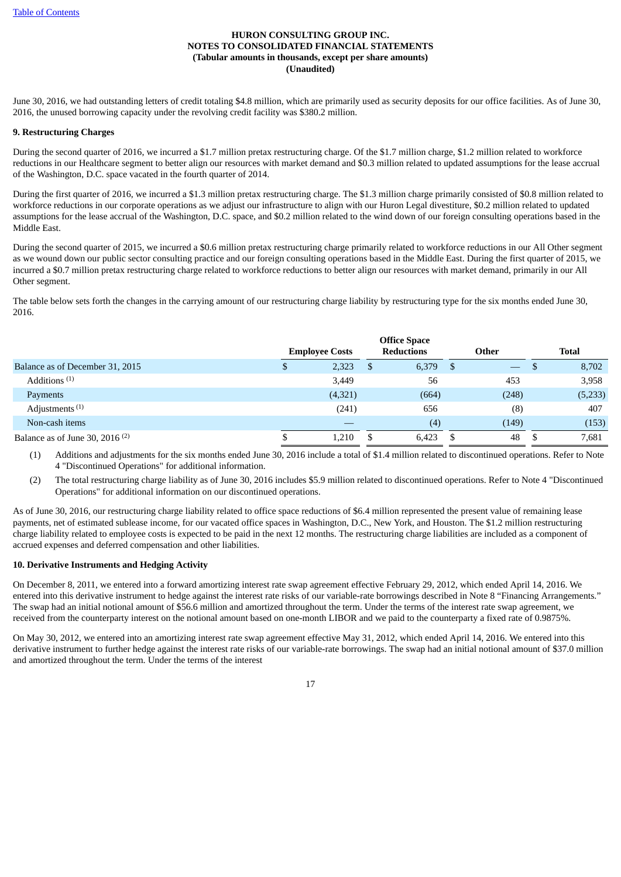June 30, 2016, we had outstanding letters of credit totaling $4.8 million, which are primarily used as security deposits for our office facilities. As of June 30, 2016, the unused borrowing capacity under the revolving credit facility was $380.2 million.

**9. Restructuring Charges**

During the second quarter of 2016, we incurred a $1.7 million pretax restructuring charge. Of the $1.7 million charge, $1.2 million related to workforce reductions in our Healthcare segment to better align our resources with market demand and $0.3 million related to updated assumptions for the lease accrual of the Washington, D.C. space vacated in the fourth quarter of 2014.

During the first quarter of 2016, we incurred a $1.3 million pretax restructuring charge. The $1.3 million charge primarily consisted of $0.8 million related to workforce reductions in our corporate operations as we adjust our infrastructure to align with our Huron Legal divestiture, $0.2 million related to updated assumptions for the lease accrual of the Washington, D.C. space, and $0.2 million related to the wind down of our foreign consulting operations based in the Middle East.

During the second quarter of 2015, we incurred a $0.6 million pretax restructuring charge primarily related to workforce reductions in our All Other segment as we wound down our public sector consulting practice and our foreign consulting operations based in the Middle East. During the first quarter of 2015, we incurred a $0.7 million pretax restructuring charge related to workforce reductions to better align our resources with market demand, primarily in our All Other segment.

The table below sets forth the changes in the carrying amount of our restructuring charge liability by restructuring type for the six months ended June 30, 2016.

| | Employee Costs | Office Space Reductions | Other | Total |
|---|---|---|---|---|
| Balance as of December 31, 2015 | $ 2,323 | $ 6,379 | $ — | $ 8,702 |
| Additions [(1)] | 3,449 | 56 | 453 | 3,958 |
| Payments | (4,321) | (664) | (248) | (5,233) |
| Adjustments [(1)] | (241) | 656 | (8) | 407 |
| Non-cash items | — | (4) | (149) | (153) |
| Balance as of June 30, 2016 [(2)] | $ 1,210 | $ 6,423 | $ 48 | $ 7,681 |

(1) Additions and adjustments for the six months ended June 30, 2016 include a total of $1.4 million related to discontinued operations. Refer to Note 4 "Discontinued Operations" for additional information.

(2) The total restructuring charge liability as of June 30, 2016 includes $5.9 million related to discontinued operations. Refer to Note 4 "Discontinued Operations" for additional information on our discontinued operations.

As of June 30, 2016, our restructuring charge liability related to office space reductions of $6.4 million represented the present value of remaining lease payments, net of estimated sublease income, for our vacated office spaces in Washington, D.C., New York, and Houston. The $1.2 million restructuring charge liability related to employee costs is expected to be paid in the next 12 months. The restructuring charge liabilities are included as a component of accrued expenses and deferred compensation and other liabilities.

**10. Derivative Instruments and Hedging Activity**

On December 8, 2011, we entered into a forward amortizing interest rate swap agreement effective February 29, 2012, which ended April 14, 2016. We entered into this derivative instrument to hedge against the interest rate risks of our variable-rate borrowings described in Note 8 "Financing Arrangements." The swap had an initial notional amount of $56.6 million and amortized throughout the term. Under the terms of the interest rate swap agreement, we received from the counterparty interest on the notional amount based on one-month LIBOR and we paid to the counterparty a fixed rate of 0.9875%.

On May 30, 2012, we entered into an amortizing interest rate swap agreement effective May 31, 2012, which ended April 14, 2016. We entered into this derivative instrument to further hedge against the interest rate risks of our variable-rate borrowings. The swap had an initial notional amount of $37.0 million and amortized throughout the term. Under the terms of the interest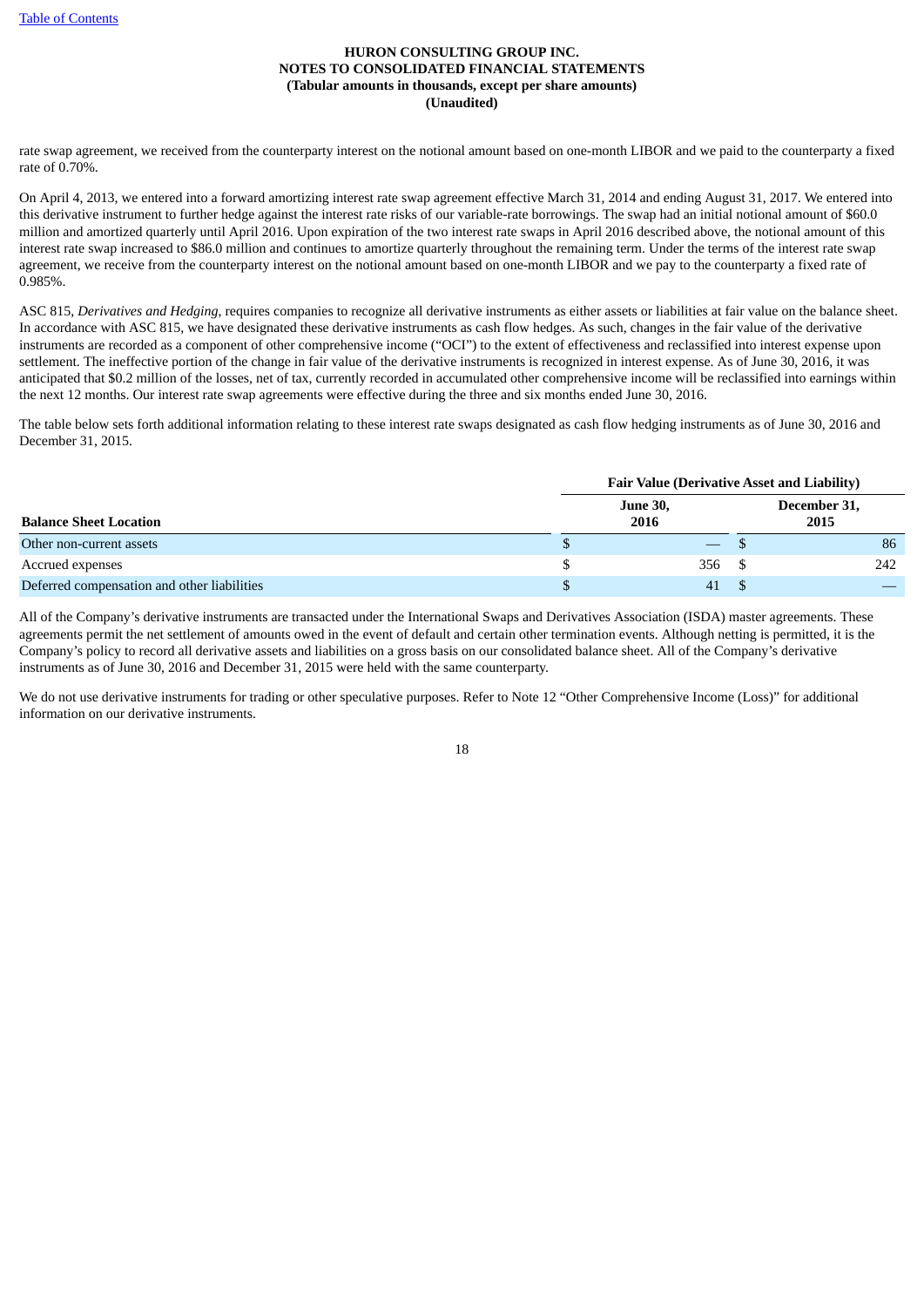rate swap agreement, we received from the counterparty interest on the notional amount based on one-month LIBOR and we paid to the counterparty a fixed rate of 0.70%.

On April 4, 2013, we entered into a forward amortizing interest rate swap agreement effective March 31, 2014 and ending August 31, 2017. We entered into this derivative instrument to further hedge against the interest rate risks of our variable-rate borrowings. The swap had an initial notional amount of $60.0 million and amortized quarterly until April 2016. Upon expiration of the two interest rate swaps in April 2016 described above, the notional amount of this interest rate swap increased to $86.0 million and continues to amortize quarterly throughout the remaining term. Under the terms of the interest rate swap agreement, we receive from the counterparty interest on the notional amount based on one-month LIBOR and we pay to the counterparty a fixed rate of 0.985%.

ASC 815, *Derivatives and Hedging,* requires companies to recognize all derivative instruments as either assets or liabilities at fair value on the balance sheet. In accordance with ASC 815, we have designated these derivative instruments as cash flow hedges. As such, changes in the fair value of the derivative instruments are recorded as a component of other comprehensive income ("OCI") to the extent of effectiveness and reclassified into interest expense upon settlement. The ineffective portion of the change in fair value of the derivative instruments is recognized in interest expense. As of June 30, 2016, it was anticipated that $0.2 million of the losses, net of tax, currently recorded in accumulated other comprehensive income will be reclassified into earnings within the next 12 months. Our interest rate swap agreements were effective during the three and six months ended June 30, 2016.

The table below sets forth additional information relating to these interest rate swaps designated as cash flow hedging instruments as of June 30, 2016 and December 31, 2015.

| | Fair Value (Derivative Asset and Liability) | |
|---|---|---|
| **Balance Sheet Location** | **June 30, 2016** | **December 31, 2015** |
| Other non-current assets | $ — | $ 86 |
| Accrued expenses | $ 356 | $ 242 |
| Deferred compensation and other liabilities | $ 41 | $ — |

All of the Company's derivative instruments are transacted under the International Swaps and Derivatives Association (ISDA) master agreements. These agreements permit the net settlement of amounts owed in the event of default and certain other termination events. Although netting is permitted, it is the Company's policy to record all derivative assets and liabilities on a gross basis on our consolidated balance sheet. All of the Company's derivative instruments as of June 30, 2016 and December 31, 2015 were held with the same counterparty.

We do not use derivative instruments for trading or other speculative purposes. Refer to Note 12 "Other Comprehensive Income (Loss)" for additional information on our derivative instruments.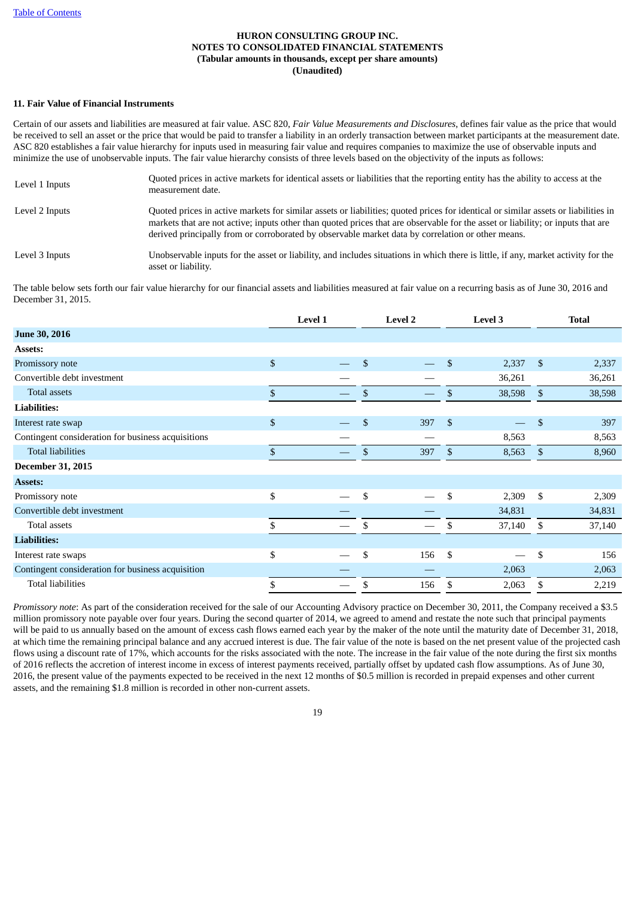**HURON CONSULTING GROUP INC.**
**NOTES TO CONSOLIDATED FINANCIAL STATEMENTS**
**(Tabular amounts in thousands, except per share amounts)**
**(Unaudited)**

**11. Fair Value of Financial Instruments**

Certain of our assets and liabilities are measured at fair value. ASC 820, *Fair Value Measurements and Disclosures*, defines fair value as the price that would be received to sell an asset or the price that would be paid to transfer a liability in an orderly transaction between market participants at the measurement date. ASC 820 establishes a fair value hierarchy for inputs used in measuring fair value and requires companies to maximize the use of observable inputs and minimize the use of unobservable inputs. The fair value hierarchy consists of three levels based on the objectivity of the inputs as follows:

| | |
|---|---|
| Level 1 Inputs | Quoted prices in active markets for identical assets or liabilities that the reporting entity has the ability to access at the measurement date. |
| Level 2 Inputs | Quoted prices in active markets for similar assets or liabilities; quoted prices for identical or similar assets or liabilities in markets that are not active; inputs other than quoted prices that are observable for the asset or liability; or inputs that are derived principally from or corroborated by observable market data by correlation or other means. |
| Level 3 Inputs | Unobservable inputs for the asset or liability, and includes situations in which there is little, if any, market activity for the asset or liability. |

The table below sets forth our fair value hierarchy for our financial assets and liabilities measured at fair value on a recurring basis as of June 30, 2016 and December 31, 2015.

| | Level 1 | Level 2 | Level 3 | Total |
|---|---|---|---|---|
| **June 30, 2016** | | | | |
| **Assets:** | | | | |
| Promissory note | $ — | $ — | $ 2,337 | $ 2,337 |
| Convertible debt investment | — | — | 36,261 | 36,261 |
| Total assets | $ — | $ — | $ 38,598 | $ 38,598 |
| **Liabilities:** | | | | |
| Interest rate swap | $ — | $ 397 | $ — | $ 397 |
| Contingent consideration for business acquisitions | — | — | 8,563 | 8,563 |
| Total liabilities | $ — | $ 397 | $ 8,563 | $ 8,960 |
| **December 31, 2015** | | | | |
| **Assets:** | | | | |
| Promissory note | $ — | $ — | $ 2,309 | $ 2,309 |
| Convertible debt investment | — | — | 34,831 | 34,831 |
| Total assets | $ — | $ — | $ 37,140 | $ 37,140 |
| **Liabilities:** | | | | |
| Interest rate swaps | $ — | $ 156 | $ — | $ 156 |
| Contingent consideration for business acquisition | — | — | 2,063 | 2,063 |
| Total liabilities | $ — | $ 156 | $ 2,063 | $ 2,219 |

*Promissory note*: As part of the consideration received for the sale of our Accounting Advisory practice on December 30, 2011, the Company received a $3.5 million promissory note payable over four years. During the second quarter of 2014, we agreed to amend and restate the note such that principal payments will be paid to us annually based on the amount of excess cash flows earned each year by the maker of the note until the maturity date of December 31, 2018, at which time the remaining principal balance and any accrued interest is due. The fair value of the note is based on the net present value of the projected cash flows using a discount rate of 17%, which accounts for the risks associated with the note. The increase in the fair value of the note during the first six months of 2016 reflects the accretion of interest income in excess of interest payments received, partially offset by updated cash flow assumptions. As of June 30, 2016, the present value of the payments expected to be received in the next 12 months of $0.5 million is recorded in prepaid expenses and other current assets, and the remaining $1.8 million is recorded in other non-current assets.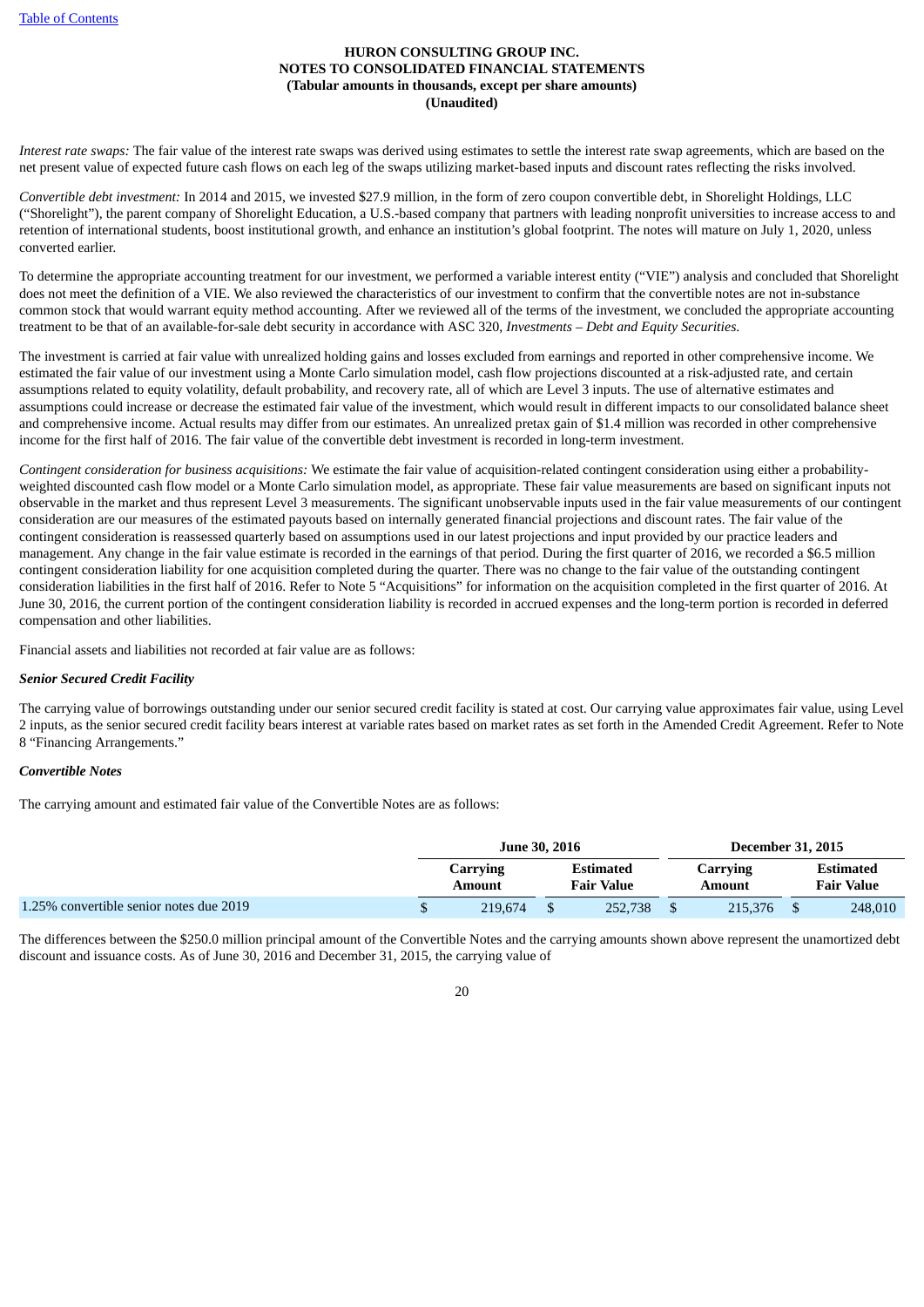*Interest rate swaps:* The fair value of the interest rate swaps was derived using estimates to settle the interest rate swap agreements, which are based on the net present value of expected future cash flows on each leg of the swaps utilizing market-based inputs and discount rates reflecting the risks involved.

*Convertible debt investment:* In 2014 and 2015, we invested $27.9 million, in the form of zero coupon convertible debt, in Shorelight Holdings, LLC ("Shorelight"), the parent company of Shorelight Education, a U.S.-based company that partners with leading nonprofit universities to increase access to and retention of international students, boost institutional growth, and enhance an institution's global footprint. The notes will mature on July 1, 2020, unless converted earlier.

To determine the appropriate accounting treatment for our investment, we performed a variable interest entity ("VIE") analysis and concluded that Shorelight does not meet the definition of a VIE. We also reviewed the characteristics of our investment to confirm that the convertible notes are not in-substance common stock that would warrant equity method accounting. After we reviewed all of the terms of the investment, we concluded the appropriate accounting treatment to be that of an available-for-sale debt security in accordance with ASC 320, *Investments – Debt and Equity Securities.*

The investment is carried at fair value with unrealized holding gains and losses excluded from earnings and reported in other comprehensive income. We estimated the fair value of our investment using a Monte Carlo simulation model, cash flow projections discounted at a risk-adjusted rate, and certain assumptions related to equity volatility, default probability, and recovery rate, all of which are Level 3 inputs. The use of alternative estimates and assumptions could increase or decrease the estimated fair value of the investment, which would result in different impacts to our consolidated balance sheet and comprehensive income. Actual results may differ from our estimates. An unrealized pretax gain of $1.4 million was recorded in other comprehensive income for the first half of 2016. The fair value of the convertible debt investment is recorded in long-term investment.

*Contingent consideration for business acquisitions:* We estimate the fair value of acquisition-related contingent consideration using either a probability-weighted discounted cash flow model or a Monte Carlo simulation model, as appropriate. These fair value measurements are based on significant inputs not observable in the market and thus represent Level 3 measurements. The significant unobservable inputs used in the fair value measurements of our contingent consideration are our measures of the estimated payouts based on internally generated financial projections and discount rates. The fair value of the contingent consideration is reassessed quarterly based on assumptions used in our latest projections and input provided by our practice leaders and management. Any change in the fair value estimate is recorded in the earnings of that period. During the first quarter of 2016, we recorded a $6.5 million contingent consideration liability for one acquisition completed during the quarter. There was no change to the fair value of the outstanding contingent consideration liabilities in the first half of 2016. Refer to Note 5 "Acquisitions" for information on the acquisition completed in the first quarter of 2016. At June 30, 2016, the current portion of the contingent consideration liability is recorded in accrued expenses and the long-term portion is recorded in deferred compensation and other liabilities.

Financial assets and liabilities not recorded at fair value are as follows:

***Senior Secured Credit Facility***

The carrying value of borrowings outstanding under our senior secured credit facility is stated at cost. Our carrying value approximates fair value, using Level 2 inputs, as the senior secured credit facility bears interest at variable rates based on market rates as set forth in the Amended Credit Agreement. Refer to Note 8 "Financing Arrangements."

***Convertible Notes***

The carrying amount and estimated fair value of the Convertible Notes are as follows:

| | June 30, 2016 | | December 31, 2015 | |
|---|---|---|---|---|
| | Carrying Amount | Estimated Fair Value | Carrying Amount | Estimated Fair Value |
| 1.25% convertible senior notes due 2019 | $ 219,674 | $ 252,738 | $ 215,376 | $ 248,010 |

The differences between the $250.0 million principal amount of the Convertible Notes and the carrying amounts shown above represent the unamortized debt discount and issuance costs. As of June 30, 2016 and December 31, 2015, the carrying value of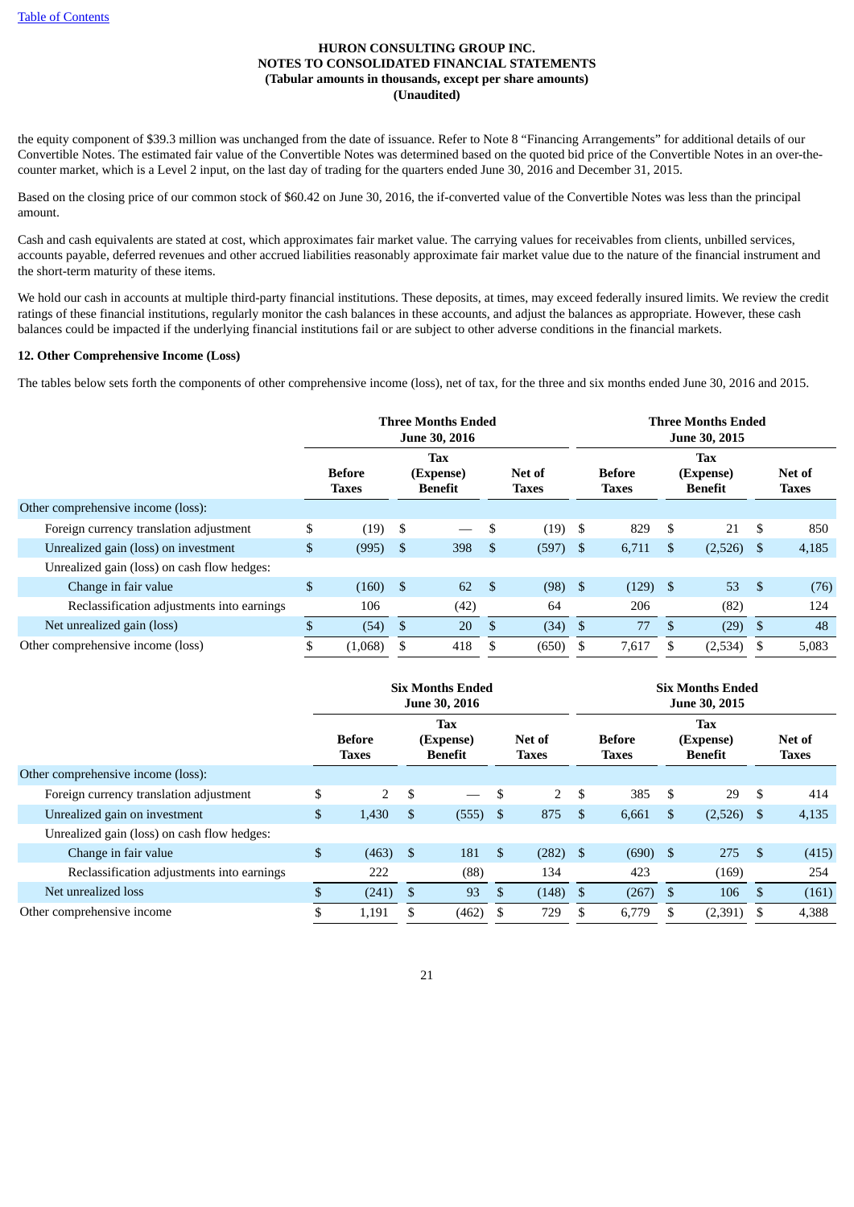the equity component of $39.3 million was unchanged from the date of issuance. Refer to Note 8 "Financing Arrangements" for additional details of our Convertible Notes. The estimated fair value of the Convertible Notes was determined based on the quoted bid price of the Convertible Notes in an over-the-counter market, which is a Level 2 input, on the last day of trading for the quarters ended June 30, 2016 and December 31, 2015.

Based on the closing price of our common stock of $60.42 on June 30, 2016, the if-converted value of the Convertible Notes was less than the principal amount.

Cash and cash equivalents are stated at cost, which approximates fair market value. The carrying values for receivables from clients, unbilled services, accounts payable, deferred revenues and other accrued liabilities reasonably approximate fair market value due to the nature of the financial instrument and the short-term maturity of these items.

We hold our cash in accounts at multiple third-party financial institutions. These deposits, at times, may exceed federally insured limits. We review the credit ratings of these financial institutions, regularly monitor the cash balances in these accounts, and adjust the balances as appropriate. However, these cash balances could be impacted if the underlying financial institutions fail or are subject to other adverse conditions in the financial markets.

**12. Other Comprehensive Income (Loss)**

The tables below sets forth the components of other comprehensive income (loss), net of tax, for the three and six months ended June 30, 2016 and 2015.

| | Three Months Ended June 30, 2016 | | | Three Months Ended June 30, 2015 | | |
|---|---|---|---|---|---|---|
| | Before Taxes | Tax (Expense) Benefit | Net of Taxes | Before Taxes | Tax (Expense) Benefit | Net of Taxes |
| Other comprehensive income (loss): | | | | | | |
| Foreign currency translation adjustment | $ (19) | $ — | $ (19) | $ 829 | $ 21 | $ 850 |
| Unrealized gain (loss) on investment | $ (995) | $ 398 | $ (597) | $ 6,711 | $ (2,526) | $ 4,185 |
| Unrealized gain (loss) on cash flow hedges: | | | | | | |
| Change in fair value | $ (160) | $ 62 | $ (98) | $ (129) | $ 53 | $ (76) |
| Reclassification adjustments into earnings | 106 | (42) | 64 | 206 | (82) | 124 |
| Net unrealized gain (loss) | $ (54) | $ 20 | $ (34) | $ 77 | $ (29) | $ 48 |
| Other comprehensive income (loss) | $ (1,068) | $ 418 | $ (650) | $ 7,617 | $ (2,534) | $ 5,083 |

| | Six Months Ended June 30, 2016 | | | Six Months Ended June 30, 2015 | | |
|---|---|---|---|---|---|---|
| | Before Taxes | Tax (Expense) Benefit | Net of Taxes | Before Taxes | Tax (Expense) Benefit | Net of Taxes |
| Other comprehensive income (loss): | | | | | | |
| Foreign currency translation adjustment | $ 2 | $ — | $ 2 | $ 385 | $ 29 | $ 414 |
| Unrealized gain on investment | $ 1,430 | $ (555) | $ 875 | $ 6,661 | $ (2,526) | $ 4,135 |
| Unrealized gain (loss) on cash flow hedges: | | | | | | |
| Change in fair value | $ (463) | $ 181 | $ (282) | $ (690) | $ 275 | $ (415) |
| Reclassification adjustments into earnings | 222 | (88) | 134 | 423 | (169) | 254 |
| Net unrealized loss | $ (241) | $ 93 | $ (148) | $ (267) | $ 106 | $ (161) |
| Other comprehensive income | $ 1,191 | $ (462) | $ 729 | $ 6,779 | $ (2,391) | $ 4,388 |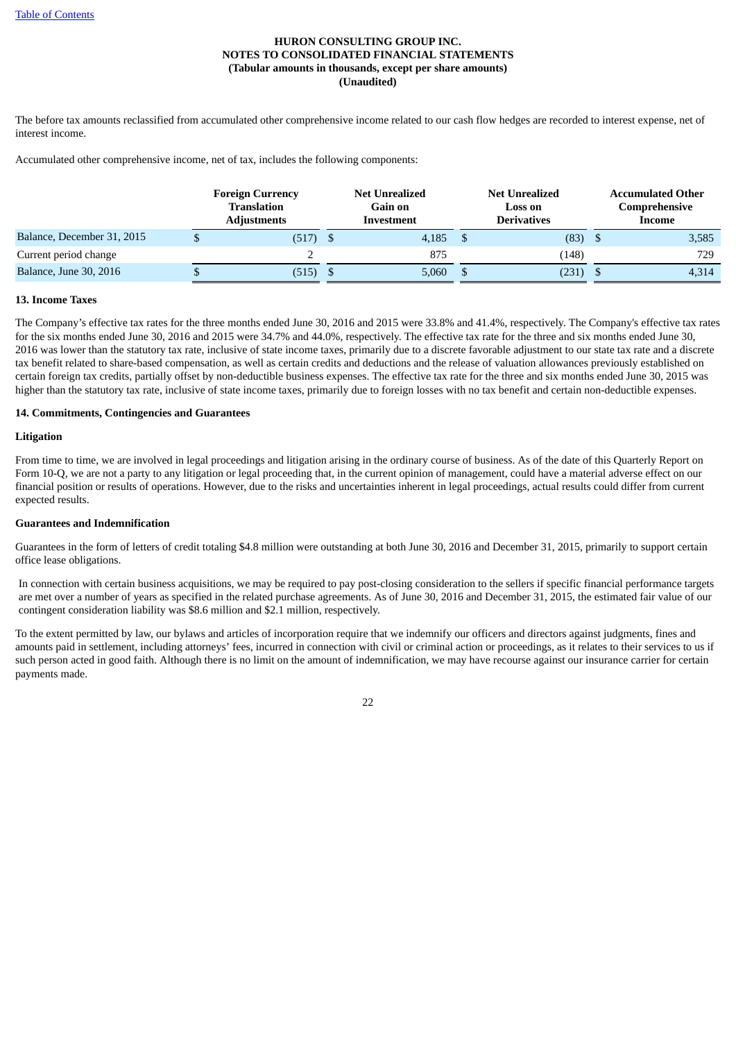The before tax amounts reclassified from accumulated other comprehensive income related to our cash flow hedges are recorded to interest expense, net of interest income.

Accumulated other comprehensive income, net of tax, includes the following components:

| | Foreign Currency Translation Adjustments | Net Unrealized Gain on Investment | Net Unrealized Loss on Derivatives | Accumulated Other Comprehensive Income |
|---|---|---|---|---|
| Balance, December 31, 2015 | $ (517) | $ 4,185 | $ (83) | $ 3,585 |
| Current period change | 2 | 875 | (148) | 729 |
| Balance, June 30, 2016 | $ (515) | $ 5,060 | $ (231) | $ 4,314 |

**13. Income Taxes**

The Company's effective tax rates for the three months ended June 30, 2016 and 2015 were 33.8% and 41.4%, respectively. The Company's effective tax rates for the six months ended June 30, 2016 and 2015 were 34.7% and 44.0%, respectively. The effective tax rate for the three and six months ended June 30, 2016 was lower than the statutory tax rate, inclusive of state income taxes, primarily due to a discrete favorable adjustment to our state tax rate and a discrete tax benefit related to share-based compensation, as well as certain credits and deductions and the release of valuation allowances previously established on certain foreign tax credits, partially offset by non-deductible business expenses. The effective tax rate for the three and six months ended June 30, 2015 was higher than the statutory tax rate, inclusive of state income taxes, primarily due to foreign losses with no tax benefit and certain non-deductible expenses.

**14. Commitments, Contingencies and Guarantees**

**Litigation**

From time to time, we are involved in legal proceedings and litigation arising in the ordinary course of business. As of the date of this Quarterly Report on Form 10-Q, we are not a party to any litigation or legal proceeding that, in the current opinion of management, could have a material adverse effect on our financial position or results of operations. However, due to the risks and uncertainties inherent in legal proceedings, actual results could differ from current expected results.

**Guarantees and Indemnification**

Guarantees in the form of letters of credit totaling $4.8 million were outstanding at both June 30, 2016 and December 31, 2015, primarily to support certain office lease obligations.

In connection with certain business acquisitions, we may be required to pay post-closing consideration to the sellers if specific financial performance targets are met over a number of years as specified in the related purchase agreements. As of June 30, 2016 and December 31, 2015, the estimated fair value of our contingent consideration liability was $8.6 million and $2.1 million, respectively.

To the extent permitted by law, our bylaws and articles of incorporation require that we indemnify our officers and directors against judgments, fines and amounts paid in settlement, including attorneys' fees, incurred in connection with civil or criminal action or proceedings, as it relates to their services to us if such person acted in good faith. Although there is no limit on the amount of indemnification, we may have recourse against our insurance carrier for certain payments made.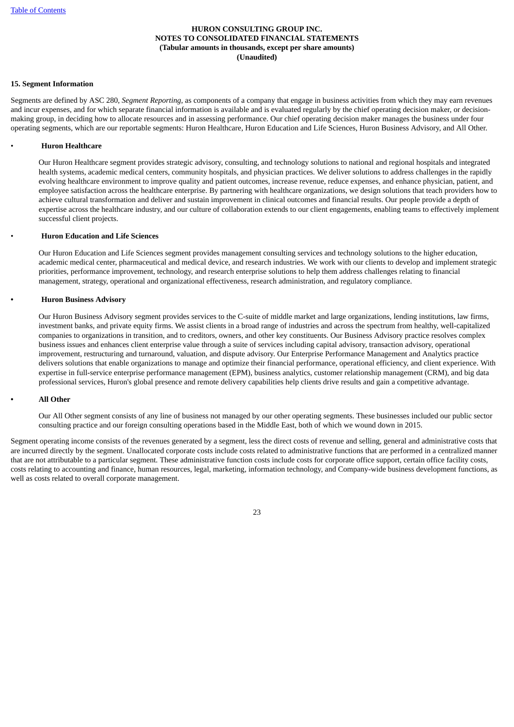**HURON CONSULTING GROUP INC.**
**NOTES TO CONSOLIDATED FINANCIAL STATEMENTS**
**(Tabular amounts in thousands, except per share amounts)**
**(Unaudited)**

**15. Segment Information**

Segments are defined by ASC 280, *Segment Reporting*, as components of a company that engage in business activities from which they may earn revenues and incur expenses, and for which separate financial information is available and is evaluated regularly by the chief operating decision maker, or decision-making group, in deciding how to allocate resources and in assessing performance. Our chief operating decision maker manages the business under four operating segments, which are our reportable segments: Huron Healthcare, Huron Education and Life Sciences, Huron Business Advisory, and All Other.

- **Huron Healthcare**

  Our Huron Healthcare segment provides strategic advisory, consulting, and technology solutions to national and regional hospitals and integrated health systems, academic medical centers, community hospitals, and physician practices. We deliver solutions to address challenges in the rapidly evolving healthcare environment to improve quality and patient outcomes, increase revenue, reduce expenses, and enhance physician, patient, and employee satisfaction across the healthcare enterprise. By partnering with healthcare organizations, we design solutions that teach providers how to achieve cultural transformation and deliver and sustain improvement in clinical outcomes and financial results. Our people provide a depth of expertise across the healthcare industry, and our culture of collaboration extends to our client engagements, enabling teams to effectively implement successful client projects.

- **Huron Education and Life Sciences**

  Our Huron Education and Life Sciences segment provides management consulting services and technology solutions to the higher education, academic medical center, pharmaceutical and medical device, and research industries. We work with our clients to develop and implement strategic priorities, performance improvement, technology, and research enterprise solutions to help them address challenges relating to financial management, strategy, operational and organizational effectiveness, research administration, and regulatory compliance.

- **Huron Business Advisory**

  Our Huron Business Advisory segment provides services to the C-suite of middle market and large organizations, lending institutions, law firms, investment banks, and private equity firms. We assist clients in a broad range of industries and across the spectrum from healthy, well-capitalized companies to organizations in transition, and to creditors, owners, and other key constituents. Our Business Advisory practice resolves complex business issues and enhances client enterprise value through a suite of services including capital advisory, transaction advisory, operational improvement, restructuring and turnaround, valuation, and dispute advisory. Our Enterprise Performance Management and Analytics practice delivers solutions that enable organizations to manage and optimize their financial performance, operational efficiency, and client experience. With expertise in full-service enterprise performance management (EPM), business analytics, customer relationship management (CRM), and big data professional services, Huron's global presence and remote delivery capabilities help clients drive results and gain a competitive advantage.

- **All Other**

  Our All Other segment consists of any line of business not managed by our other operating segments. These businesses included our public sector consulting practice and our foreign consulting operations based in the Middle East, both of which we wound down in 2015.

Segment operating income consists of the revenues generated by a segment, less the direct costs of revenue and selling, general and administrative costs that are incurred directly by the segment. Unallocated corporate costs include costs related to administrative functions that are performed in a centralized manner that are not attributable to a particular segment. These administrative function costs include costs for corporate office support, certain office facility costs, costs relating to accounting and finance, human resources, legal, marketing, information technology, and Company-wide business development functions, as well as costs related to overall corporate management.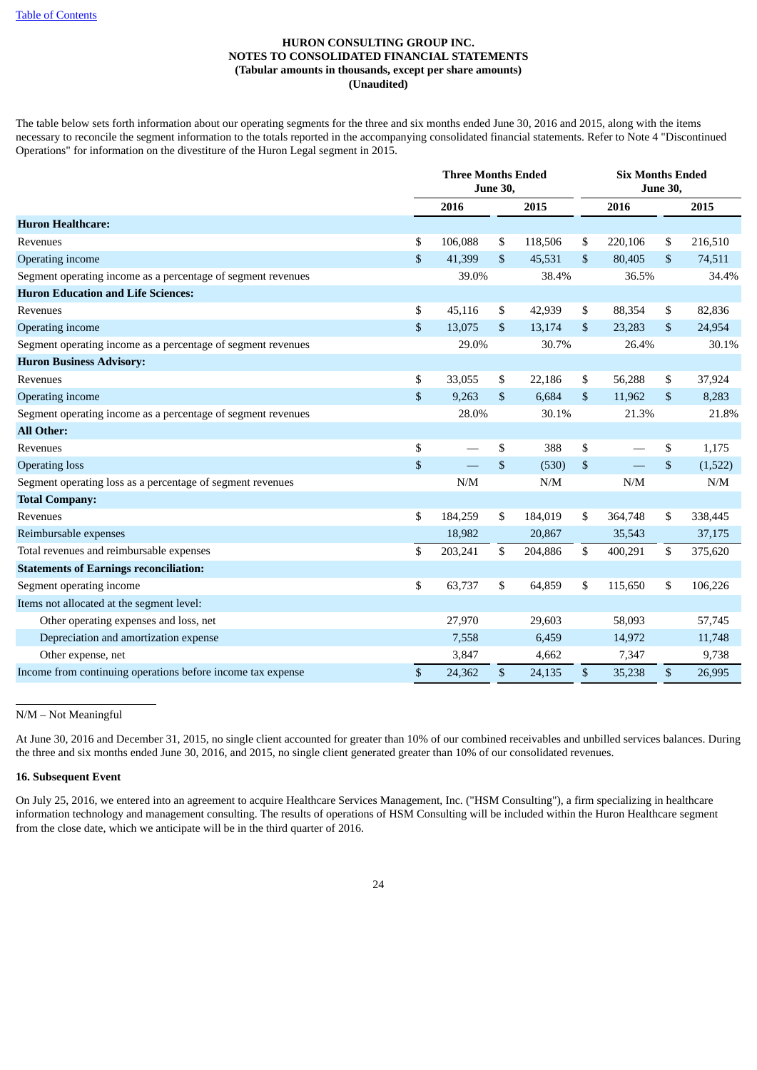**HURON CONSULTING GROUP INC.**
**NOTES TO CONSOLIDATED FINANCIAL STATEMENTS**
**(Tabular amounts in thousands, except per share amounts)**
**(Unaudited)**

The table below sets forth information about our operating segments for the three and six months ended June 30, 2016 and 2015, along with the items necessary to reconcile the segment information to the totals reported in the accompanying consolidated financial statements. Refer to Note 4 "Discontinued Operations" for information on the divestiture of the Huron Legal segment in 2015.

| | Three Months Ended June 30, | | Six Months Ended June 30, | |
|---|---|---|---|---|
| | 2016 | 2015 | 2016 | 2015 |
| **Huron Healthcare:** | | | | |
| Revenues | $ 106,088 | $ 118,506 | $ 220,106 | $ 216,510 |
| Operating income | $ 41,399 | $ 45,531 | $ 80,405 | $ 74,511 |
| Segment operating income as a percentage of segment revenues | 39.0% | 38.4% | 36.5% | 34.4% |
| **Huron Education and Life Sciences:** | | | | |
| Revenues | $ 45,116 | $ 42,939 | $ 88,354 | $ 82,836 |
| Operating income | $ 13,075 | $ 13,174 | $ 23,283 | $ 24,954 |
| Segment operating income as a percentage of segment revenues | 29.0% | 30.7% | 26.4% | 30.1% |
| **Huron Business Advisory:** | | | | |
| Revenues | $ 33,055 | $ 22,186 | $ 56,288 | $ 37,924 |
| Operating income | $ 9,263 | $ 6,684 | $ 11,962 | $ 8,283 |
| Segment operating income as a percentage of segment revenues | 28.0% | 30.1% | 21.3% | 21.8% |
| **All Other:** | | | | |
| Revenues | $ — | $ 388 | $ — | $ 1,175 |
| Operating loss | $ — | $ (530) | $ — | $ (1,522) |
| Segment operating loss as a percentage of segment revenues | N/M | N/M | N/M | N/M |
| **Total Company:** | | | | |
| Revenues | $ 184,259 | $ 184,019 | $ 364,748 | $ 338,445 |
| Reimbursable expenses | 18,982 | 20,867 | 35,543 | 37,175 |
| Total revenues and reimbursable expenses | $ 203,241 | $ 204,886 | $ 400,291 | $ 375,620 |
| **Statements of Earnings reconciliation:** | | | | |
| Segment operating income | $ 63,737 | $ 64,859 | $ 115,650 | $ 106,226 |
| Items not allocated at the segment level: | | | | |
| Other operating expenses and loss, net | 27,970 | 29,603 | 58,093 | 57,745 |
| Depreciation and amortization expense | 7,558 | 6,459 | 14,972 | 11,748 |
| Other expense, net | 3,847 | 4,662 | 7,347 | 9,738 |
| Income from continuing operations before income tax expense | $ 24,362 | $ 24,135 | $ 35,238 | $ 26,995 |

N/M – Not Meaningful

At June 30, 2016 and December 31, 2015, no single client accounted for greater than 10% of our combined receivables and unbilled services balances. During the three and six months ended June 30, 2016, and 2015, no single client generated greater than 10% of our consolidated revenues.

## 16. Subsequent Event

On July 25, 2016, we entered into an agreement to acquire Healthcare Services Management, Inc. ("HSM Consulting"), a firm specializing in healthcare information technology and management consulting. The results of operations of HSM Consulting will be included within the Huron Healthcare segment from the close date, which we anticipate will be in the third quarter of 2016.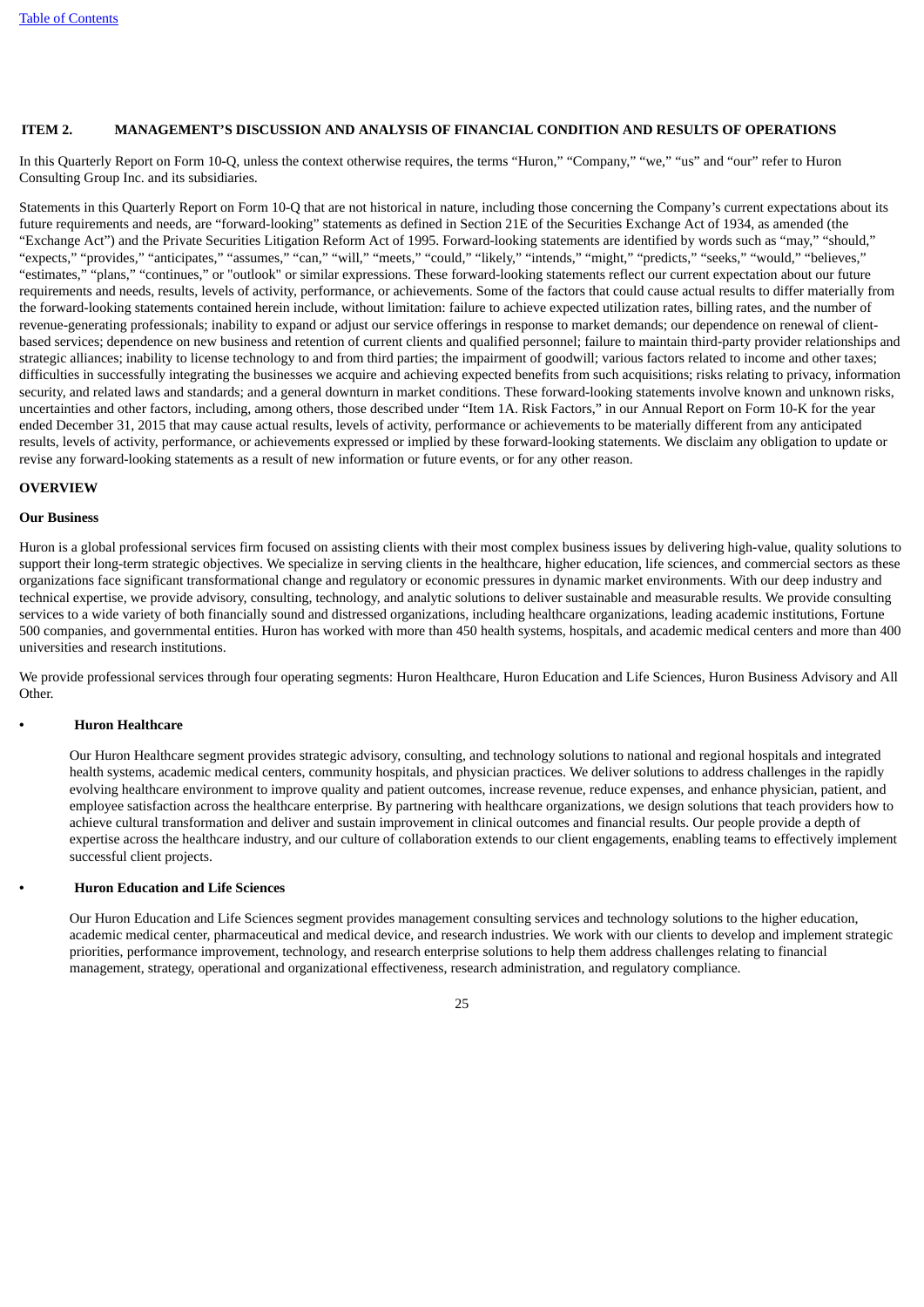## ITEM 2. MANAGEMENT'S DISCUSSION AND ANALYSIS OF FINANCIAL CONDITION AND RESULTS OF OPERATIONS

In this Quarterly Report on Form 10-Q, unless the context otherwise requires, the terms "Huron," "Company," "we," "us" and "our" refer to Huron Consulting Group Inc. and its subsidiaries.

Statements in this Quarterly Report on Form 10-Q that are not historical in nature, including those concerning the Company's current expectations about its future requirements and needs, are "forward-looking" statements as defined in Section 21E of the Securities Exchange Act of 1934, as amended (the "Exchange Act") and the Private Securities Litigation Reform Act of 1995. Forward-looking statements are identified by words such as "may," "should," "expects," "provides," "anticipates," "assumes," "can," "will," "meets," "could," "likely," "intends," "might," "predicts," "seeks," "would," "believes," "estimates," "plans," "continues," or "outlook" or similar expressions. These forward-looking statements reflect our current expectation about our future requirements and needs, results, levels of activity, performance, or achievements. Some of the factors that could cause actual results to differ materially from the forward-looking statements contained herein include, without limitation: failure to achieve expected utilization rates, billing rates, and the number of revenue-generating professionals; inability to expand or adjust our service offerings in response to market demands; our dependence on renewal of client-based services; dependence on new business and retention of current clients and qualified personnel; failure to maintain third-party provider relationships and strategic alliances; inability to license technology to and from third parties; the impairment of goodwill; various factors related to income and other taxes; difficulties in successfully integrating the businesses we acquire and achieving expected benefits from such acquisitions; risks relating to privacy, information security, and related laws and standards; and a general downturn in market conditions. These forward-looking statements involve known and unknown risks, uncertainties and other factors, including, among others, those described under "Item 1A. Risk Factors," in our Annual Report on Form 10-K for the year ended December 31, 2015 that may cause actual results, levels of activity, performance or achievements to be materially different from any anticipated results, levels of activity, performance, or achievements expressed or implied by these forward-looking statements. We disclaim any obligation to update or revise any forward-looking statements as a result of new information or future events, or for any other reason.

### OVERVIEW

#### Our Business

Huron is a global professional services firm focused on assisting clients with their most complex business issues by delivering high-value, quality solutions to support their long-term strategic objectives. We specialize in serving clients in the healthcare, higher education, life sciences, and commercial sectors as these organizations face significant transformational change and regulatory or economic pressures in dynamic market environments. With our deep industry and technical expertise, we provide advisory, consulting, technology, and analytic solutions to deliver sustainable and measurable results. We provide consulting services to a wide variety of both financially sound and distressed organizations, including healthcare organizations, leading academic institutions, Fortune 500 companies, and governmental entities. Huron has worked with more than 450 health systems, hospitals, and academic medical centers and more than 400 universities and research institutions.

We provide professional services through four operating segments: Huron Healthcare, Huron Education and Life Sciences, Huron Business Advisory and All Other.

- **Huron Healthcare**

  Our Huron Healthcare segment provides strategic advisory, consulting, and technology solutions to national and regional hospitals and integrated health systems, academic medical centers, community hospitals, and physician practices. We deliver solutions to address challenges in the rapidly evolving healthcare environment to improve quality and patient outcomes, increase revenue, reduce expenses, and enhance physician, patient, and employee satisfaction across the healthcare enterprise. By partnering with healthcare organizations, we design solutions that teach providers how to achieve cultural transformation and deliver and sustain improvement in clinical outcomes and financial results. Our people provide a depth of expertise across the healthcare industry, and our culture of collaboration extends to our client engagements, enabling teams to effectively implement successful client projects.

- **Huron Education and Life Sciences**

  Our Huron Education and Life Sciences segment provides management consulting services and technology solutions to the higher education, academic medical center, pharmaceutical and medical device, and research industries. We work with our clients to develop and implement strategic priorities, performance improvement, technology, and research enterprise solutions to help them address challenges relating to financial management, strategy, operational and organizational effectiveness, research administration, and regulatory compliance.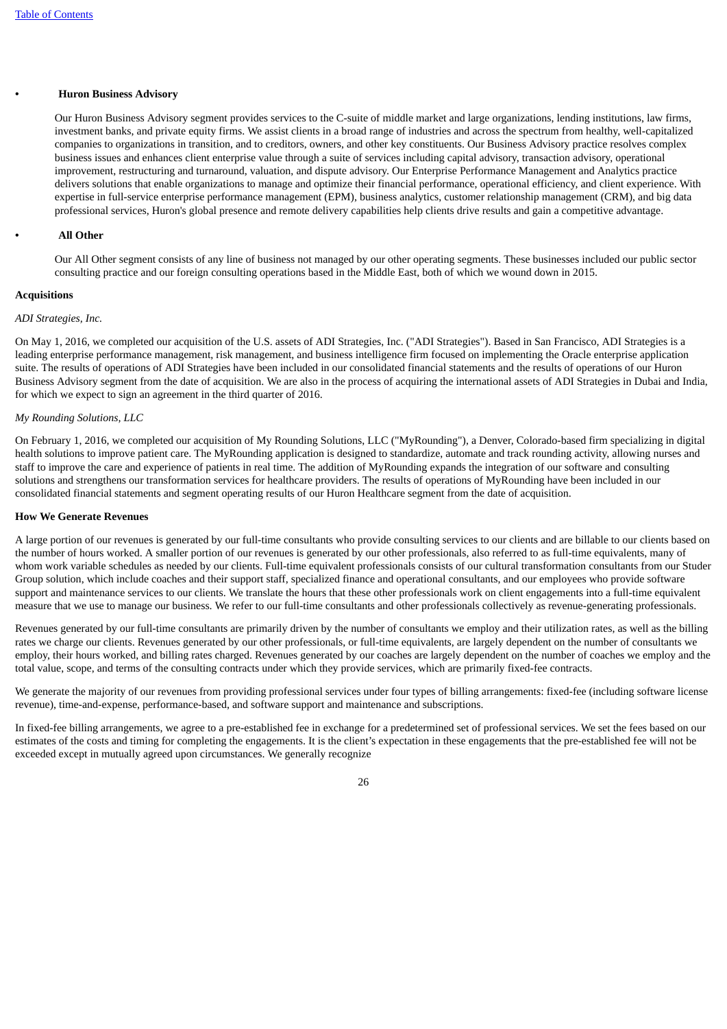- **Huron Business Advisory**

  Our Huron Business Advisory segment provides services to the C-suite of middle market and large organizations, lending institutions, law firms, investment banks, and private equity firms. We assist clients in a broad range of industries and across the spectrum from healthy, well-capitalized companies to organizations in transition, and to creditors, owners, and other key constituents. Our Business Advisory practice resolves complex business issues and enhances client enterprise value through a suite of services including capital advisory, transaction advisory, operational improvement, restructuring and turnaround, valuation, and dispute advisory. Our Enterprise Performance Management and Analytics practice delivers solutions that enable organizations to manage and optimize their financial performance, operational efficiency, and client experience. With expertise in full-service enterprise performance management (EPM), business analytics, customer relationship management (CRM), and big data professional services, Huron's global presence and remote delivery capabilities help clients drive results and gain a competitive advantage.

- **All Other**

  Our All Other segment consists of any line of business not managed by our other operating segments. These businesses included our public sector consulting practice and our foreign consulting operations based in the Middle East, both of which we wound down in 2015.

**Acquisitions**

*ADI Strategies, Inc.*

On May 1, 2016, we completed our acquisition of the U.S. assets of ADI Strategies, Inc. ("ADI Strategies"). Based in San Francisco, ADI Strategies is a leading enterprise performance management, risk management, and business intelligence firm focused on implementing the Oracle enterprise application suite. The results of operations of ADI Strategies have been included in our consolidated financial statements and the results of operations of our Huron Business Advisory segment from the date of acquisition. We are also in the process of acquiring the international assets of ADI Strategies in Dubai and India, for which we expect to sign an agreement in the third quarter of 2016.

*My Rounding Solutions, LLC*

On February 1, 2016, we completed our acquisition of My Rounding Solutions, LLC ("MyRounding"), a Denver, Colorado-based firm specializing in digital health solutions to improve patient care. The MyRounding application is designed to standardize, automate and track rounding activity, allowing nurses and staff to improve the care and experience of patients in real time. The addition of MyRounding expands the integration of our software and consulting solutions and strengthens our transformation services for healthcare providers. The results of operations of MyRounding have been included in our consolidated financial statements and segment operating results of our Huron Healthcare segment from the date of acquisition.

**How We Generate Revenues**

A large portion of our revenues is generated by our full-time consultants who provide consulting services to our clients and are billable to our clients based on the number of hours worked. A smaller portion of our revenues is generated by our other professionals, also referred to as full-time equivalents, many of whom work variable schedules as needed by our clients. Full-time equivalent professionals consists of our cultural transformation consultants from our Studer Group solution, which include coaches and their support staff, specialized finance and operational consultants, and our employees who provide software support and maintenance services to our clients. We translate the hours that these other professionals work on client engagements into a full-time equivalent measure that we use to manage our business. We refer to our full-time consultants and other professionals collectively as revenue-generating professionals.

Revenues generated by our full-time consultants are primarily driven by the number of consultants we employ and their utilization rates, as well as the billing rates we charge our clients. Revenues generated by our other professionals, or full-time equivalents, are largely dependent on the number of consultants we employ, their hours worked, and billing rates charged. Revenues generated by our coaches are largely dependent on the number of coaches we employ and the total value, scope, and terms of the consulting contracts under which they provide services, which are primarily fixed-fee contracts.

We generate the majority of our revenues from providing professional services under four types of billing arrangements: fixed-fee (including software license revenue), time-and-expense, performance-based, and software support and maintenance and subscriptions.

In fixed-fee billing arrangements, we agree to a pre-established fee in exchange for a predetermined set of professional services. We set the fees based on our estimates of the costs and timing for completing the engagements. It is the client's expectation in these engagements that the pre-established fee will not be exceeded except in mutually agreed upon circumstances. We generally recognize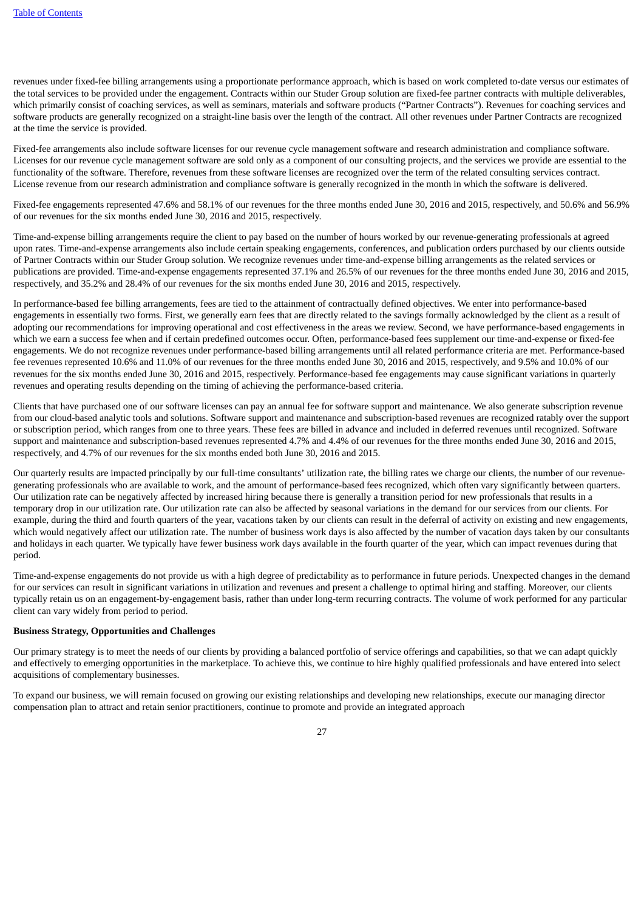revenues under fixed-fee billing arrangements using a proportionate performance approach, which is based on work completed to-date versus our estimates of the total services to be provided under the engagement. Contracts within our Studer Group solution are fixed-fee partner contracts with multiple deliverables, which primarily consist of coaching services, as well as seminars, materials and software products ("Partner Contracts"). Revenues for coaching services and software products are generally recognized on a straight-line basis over the length of the contract. All other revenues under Partner Contracts are recognized at the time the service is provided.

Fixed-fee arrangements also include software licenses for our revenue cycle management software and research administration and compliance software. Licenses for our revenue cycle management software are sold only as a component of our consulting projects, and the services we provide are essential to the functionality of the software. Therefore, revenues from these software licenses are recognized over the term of the related consulting services contract. License revenue from our research administration and compliance software is generally recognized in the month in which the software is delivered.

Fixed-fee engagements represented 47.6% and 58.1% of our revenues for the three months ended June 30, 2016 and 2015, respectively, and 50.6% and 56.9% of our revenues for the six months ended June 30, 2016 and 2015, respectively.

Time-and-expense billing arrangements require the client to pay based on the number of hours worked by our revenue-generating professionals at agreed upon rates. Time-and-expense arrangements also include certain speaking engagements, conferences, and publication orders purchased by our clients outside of Partner Contracts within our Studer Group solution. We recognize revenues under time-and-expense billing arrangements as the related services or publications are provided. Time-and-expense engagements represented 37.1% and 26.5% of our revenues for the three months ended June 30, 2016 and 2015, respectively, and 35.2% and 28.4% of our revenues for the six months ended June 30, 2016 and 2015, respectively.

In performance-based fee billing arrangements, fees are tied to the attainment of contractually defined objectives. We enter into performance-based engagements in essentially two forms. First, we generally earn fees that are directly related to the savings formally acknowledged by the client as a result of adopting our recommendations for improving operational and cost effectiveness in the areas we review. Second, we have performance-based engagements in which we earn a success fee when and if certain predefined outcomes occur. Often, performance-based fees supplement our time-and-expense or fixed-fee engagements. We do not recognize revenues under performance-based billing arrangements until all related performance criteria are met. Performance-based fee revenues represented 10.6% and 11.0% of our revenues for the three months ended June 30, 2016 and 2015, respectively, and 9.5% and 10.0% of our revenues for the six months ended June 30, 2016 and 2015, respectively. Performance-based fee engagements may cause significant variations in quarterly revenues and operating results depending on the timing of achieving the performance-based criteria.

Clients that have purchased one of our software licenses can pay an annual fee for software support and maintenance. We also generate subscription revenue from our cloud-based analytic tools and solutions. Software support and maintenance and subscription-based revenues are recognized ratably over the support or subscription period, which ranges from one to three years. These fees are billed in advance and included in deferred revenues until recognized. Software support and maintenance and subscription-based revenues represented 4.7% and 4.4% of our revenues for the three months ended June 30, 2016 and 2015, respectively, and 4.7% of our revenues for the six months ended both June 30, 2016 and 2015.

Our quarterly results are impacted principally by our full-time consultants' utilization rate, the billing rates we charge our clients, the number of our revenue-generating professionals who are available to work, and the amount of performance-based fees recognized, which often vary significantly between quarters. Our utilization rate can be negatively affected by increased hiring because there is generally a transition period for new professionals that results in a temporary drop in our utilization rate. Our utilization rate can also be affected by seasonal variations in the demand for our services from our clients. For example, during the third and fourth quarters of the year, vacations taken by our clients can result in the deferral of activity on existing and new engagements, which would negatively affect our utilization rate. The number of business work days is also affected by the number of vacation days taken by our consultants and holidays in each quarter. We typically have fewer business work days available in the fourth quarter of the year, which can impact revenues during that period.

Time-and-expense engagements do not provide us with a high degree of predictability as to performance in future periods. Unexpected changes in the demand for our services can result in significant variations in utilization and revenues and present a challenge to optimal hiring and staffing. Moreover, our clients typically retain us on an engagement-by-engagement basis, rather than under long-term recurring contracts. The volume of work performed for any particular client can vary widely from period to period.

**Business Strategy, Opportunities and Challenges**

Our primary strategy is to meet the needs of our clients by providing a balanced portfolio of service offerings and capabilities, so that we can adapt quickly and effectively to emerging opportunities in the marketplace. To achieve this, we continue to hire highly qualified professionals and have entered into select acquisitions of complementary businesses.

To expand our business, we will remain focused on growing our existing relationships and developing new relationships, execute our managing director compensation plan to attract and retain senior practitioners, continue to promote and provide an integrated approach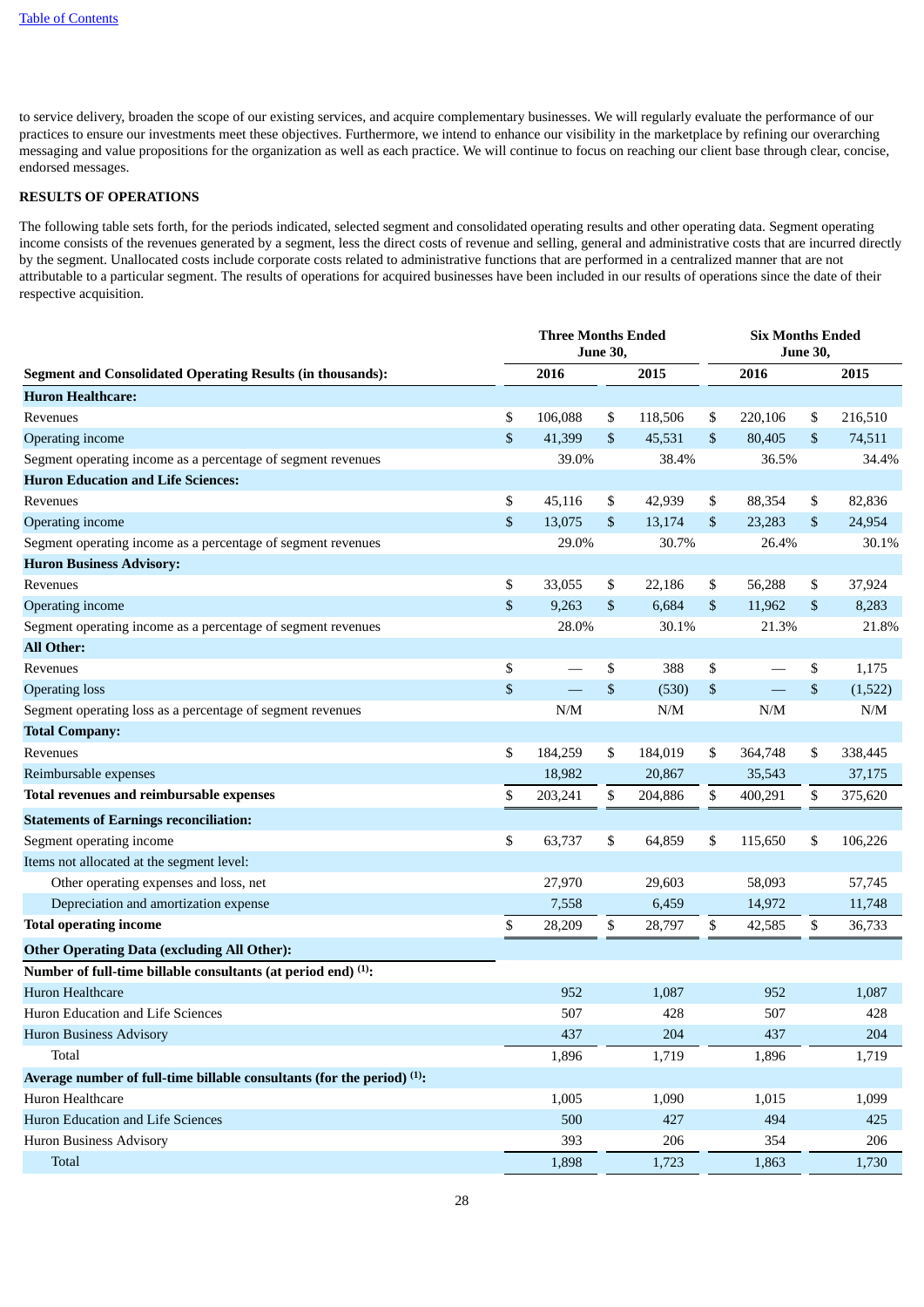to service delivery, broaden the scope of our existing services, and acquire complementary businesses. We will regularly evaluate the performance of our practices to ensure our investments meet these objectives. Furthermore, we intend to enhance our visibility in the marketplace by refining our overarching messaging and value propositions for the organization as well as each practice. We will continue to focus on reaching our client base through clear, concise, endorsed messages.

## RESULTS OF OPERATIONS

The following table sets forth, for the periods indicated, selected segment and consolidated operating results and other operating data. Segment operating income consists of the revenues generated by a segment, less the direct costs of revenue and selling, general and administrative costs that are incurred directly by the segment. Unallocated costs include corporate costs related to administrative functions that are performed in a centralized manner that are not attributable to a particular segment. The results of operations for acquired businesses have been included in our results of operations since the date of their respective acquisition.

| | Three Months Ended June 30, | | Six Months Ended June 30, | |
|---|---|---|---|---|
| **Segment and Consolidated Operating Results (in thousands):** | **2016** | **2015** | **2016** | **2015** |
| **Huron Healthcare:** | | | | |
| Revenues | $ 106,088 | $ 118,506 | $ 220,106 | $ 216,510 |
| Operating income | $ 41,399 | $ 45,531 | $ 80,405 | $ 74,511 |
| Segment operating income as a percentage of segment revenues | 39.0% | 38.4% | 36.5% | 34.4% |
| **Huron Education and Life Sciences:** | | | | |
| Revenues | $ 45,116 | $ 42,939 | $ 88,354 | $ 82,836 |
| Operating income | $ 13,075 | $ 13,174 | $ 23,283 | $ 24,954 |
| Segment operating income as a percentage of segment revenues | 29.0% | 30.7% | 26.4% | 30.1% |
| **Huron Business Advisory:** | | | | |
| Revenues | $ 33,055 | $ 22,186 | $ 56,288 | $ 37,924 |
| Operating income | $ 9,263 | $ 6,684 | $ 11,962 | $ 8,283 |
| Segment operating income as a percentage of segment revenues | 28.0% | 30.1% | 21.3% | 21.8% |
| **All Other:** | | | | |
| Revenues | $ — | $ 388 | $ — | $ 1,175 |
| Operating loss | $ — | $ (530) | $ — | $ (1,522) |
| Segment operating loss as a percentage of segment revenues | N/M | N/M | N/M | N/M |
| **Total Company:** | | | | |
| Revenues | $ 184,259 | $ 184,019 | $ 364,748 | $ 338,445 |
| Reimbursable expenses | 18,982 | 20,867 | 35,543 | 37,175 |
| **Total revenues and reimbursable expenses** | $ 203,241 | $ 204,886 | $ 400,291 | $ 375,620 |
| **Statements of Earnings reconciliation:** | | | | |
| Segment operating income | $ 63,737 | $ 64,859 | $ 115,650 | $ 106,226 |
| Items not allocated at the segment level: | | | | |
| Other operating expenses and loss, net | 27,970 | 29,603 | 58,093 | 57,745 |
| Depreciation and amortization expense | 7,558 | 6,459 | 14,972 | 11,748 |
| **Total operating income** | $ 28,209 | $ 28,797 | $ 42,585 | $ 36,733 |
| **Other Operating Data (excluding All Other):** | | | | |
| **Number of full-time billable consultants (at period end) (1):** | | | | |
| Huron Healthcare | 952 | 1,087 | 952 | 1,087 |
| Huron Education and Life Sciences | 507 | 428 | 507 | 428 |
| Huron Business Advisory | 437 | 204 | 437 | 204 |
| Total | 1,896 | 1,719 | 1,896 | 1,719 |
| **Average number of full-time billable consultants (for the period) (1):** | | | | |
| Huron Healthcare | 1,005 | 1,090 | 1,015 | 1,099 |
| Huron Education and Life Sciences | 500 | 427 | 494 | 425 |
| Huron Business Advisory | 393 | 206 | 354 | 206 |
| Total | 1,898 | 1,723 | 1,863 | 1,730 |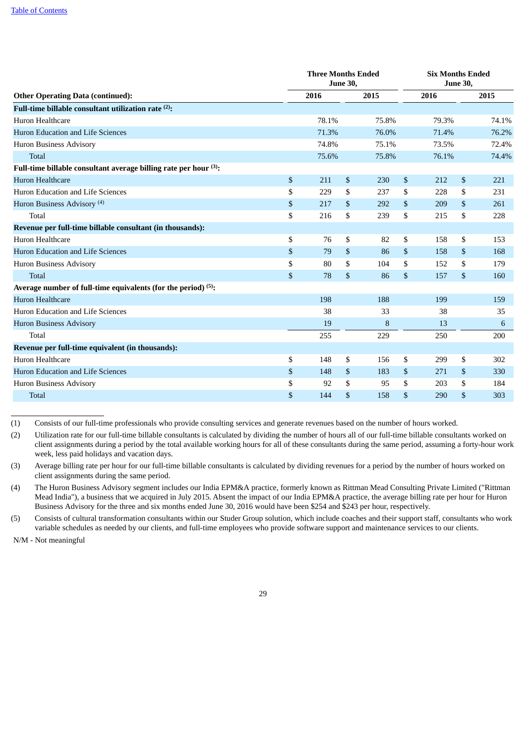[Table of Contents](#)

| Other Operating Data (continued): | Three Months Ended June 30, 2016 | Three Months Ended June 30, 2015 | Six Months Ended June 30, 2016 | Six Months Ended June 30, 2015 |
|---|---|---|---|---|
| **Full-time billable consultant utilization rate [(2)]:** | | | | |
| Huron Healthcare | 78.1% | 75.8% | 79.3% | 74.1% |
| Huron Education and Life Sciences | 71.3% | 76.0% | 71.4% | 76.2% |
| Huron Business Advisory | 74.8% | 75.1% | 73.5% | 72.4% |
| Total | 75.6% | 75.8% | 76.1% | 74.4% |
| **Full-time billable consultant average billing rate per hour [(3)]:** | | | | |
| Huron Healthcare | $ 211 | $ 230 | $ 212 | $ 221 |
| Huron Education and Life Sciences | $ 229 | $ 237 | $ 228 | $ 231 |
| Huron Business Advisory [(4)] | $ 217 | $ 292 | $ 209 | $ 261 |
| Total | $ 216 | $ 239 | $ 215 | $ 228 |
| **Revenue per full-time billable consultant (in thousands):** | | | | |
| Huron Healthcare | $ 76 | $ 82 | $ 158 | $ 153 |
| Huron Education and Life Sciences | $ 79 | $ 86 | $ 158 | $ 168 |
| Huron Business Advisory | $ 80 | $ 104 | $ 152 | $ 179 |
| Total | $ 78 | $ 86 | $ 157 | $ 160 |
| **Average number of full-time equivalents (for the period) [(5)]:** | | | | |
| Huron Healthcare | 198 | 188 | 199 | 159 |
| Huron Education and Life Sciences | 38 | 33 | 38 | 35 |
| Huron Business Advisory | 19 | 8 | 13 | 6 |
| Total | 255 | 229 | 250 | 200 |
| **Revenue per full-time equivalent (in thousands):** | | | | |
| Huron Healthcare | $ 148 | $ 156 | $ 299 | $ 302 |
| Huron Education and Life Sciences | $ 148 | $ 183 | $ 271 | $ 330 |
| Huron Business Advisory | $ 92 | $ 95 | $ 203 | $ 184 |
| Total | $ 144 | $ 158 | $ 290 | $ 303 |

(1) Consists of our full-time professionals who provide consulting services and generate revenues based on the number of hours worked.

(2) Utilization rate for our full-time billable consultants is calculated by dividing the number of hours all of our full-time billable consultants worked on client assignments during a period by the total available working hours for all of these consultants during the same period, assuming a forty-hour work week, less paid holidays and vacation days.

(3) Average billing rate per hour for our full-time billable consultants is calculated by dividing revenues for a period by the number of hours worked on client assignments during the same period.

(4) The Huron Business Advisory segment includes our India EPM&A practice, formerly known as Rittman Mead Consulting Private Limited ("Rittman Mead India"), a business that we acquired in July 2015. Absent the impact of our India EPM&A practice, the average billing rate per hour for Huron Business Advisory for the three and six months ended June 30, 2016 would have been $254 and $243 per hour, respectively.

(5) Consists of cultural transformation consultants within our Studer Group solution, which include coaches and their support staff, consultants who work variable schedules as needed by our clients, and full-time employees who provide software support and maintenance services to our clients.

N/M - Not meaningful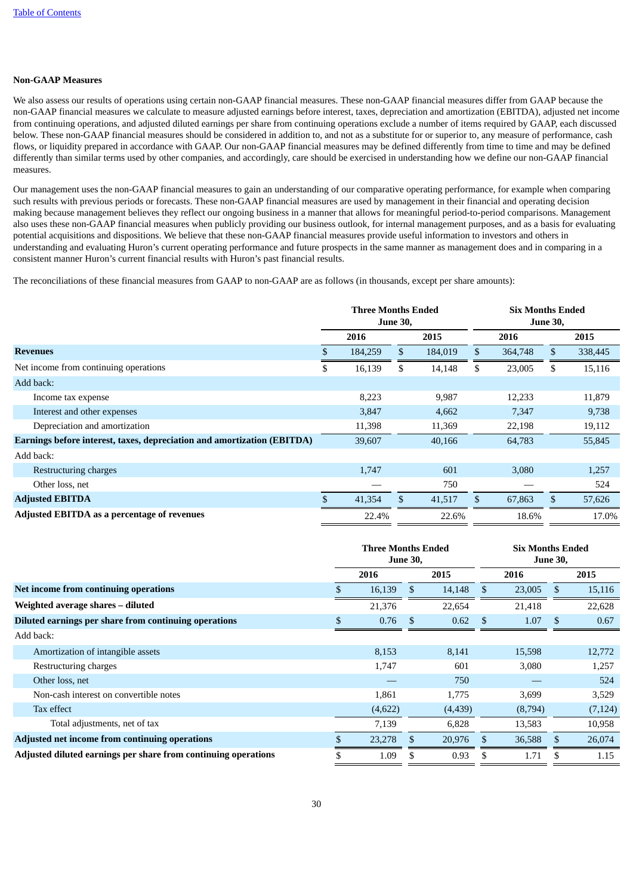**Non-GAAP Measures**

We also assess our results of operations using certain non-GAAP financial measures. These non-GAAP financial measures differ from GAAP because the non-GAAP financial measures we calculate to measure adjusted earnings before interest, taxes, depreciation and amortization (EBITDA), adjusted net income from continuing operations, and adjusted diluted earnings per share from continuing operations exclude a number of items required by GAAP, each discussed below. These non-GAAP financial measures should be considered in addition to, and not as a substitute for or superior to, any measure of performance, cash flows, or liquidity prepared in accordance with GAAP. Our non-GAAP financial measures may be defined differently from time to time and may be defined differently than similar terms used by other companies, and accordingly, care should be exercised in understanding how we define our non-GAAP financial measures.

Our management uses the non-GAAP financial measures to gain an understanding of our comparative operating performance, for example when comparing such results with previous periods or forecasts. These non-GAAP financial measures are used by management in their financial and operating decision making because management believes they reflect our ongoing business in a manner that allows for meaningful period-to-period comparisons. Management also uses these non-GAAP financial measures when publicly providing our business outlook, for internal management purposes, and as a basis for evaluating potential acquisitions and dispositions. We believe that these non-GAAP financial measures provide useful information to investors and others in understanding and evaluating Huron's current operating performance and future prospects in the same manner as management does and in comparing in a consistent manner Huron's current financial results with Huron's past financial results.

The reconciliations of these financial measures from GAAP to non-GAAP are as follows (in thousands, except per share amounts):

| | Three Months Ended June 30, | | Six Months Ended June 30, | |
|---|---|---|---|---|
| | 2016 | 2015 | 2016 | 2015 |
| **Revenues** | $ 184,259 | $ 184,019 | $ 364,748 | $ 338,445 |
| Net income from continuing operations | $ 16,139 | $ 14,148 | $ 23,005 | $ 15,116 |
| Add back: | | | | |
| Income tax expense | 8,223 | 9,987 | 12,233 | 11,879 |
| Interest and other expenses | 3,847 | 4,662 | 7,347 | 9,738 |
| Depreciation and amortization | 11,398 | 11,369 | 22,198 | 19,112 |
| **Earnings before interest, taxes, depreciation and amortization (EBITDA)** | 39,607 | 40,166 | 64,783 | 55,845 |
| Add back: | | | | |
| Restructuring charges | 1,747 | 601 | 3,080 | 1,257 |
| Other loss, net | — | 750 | — | 524 |
| **Adjusted EBITDA** | $ 41,354 | $ 41,517 | $ 67,863 | $ 57,626 |
| **Adjusted EBITDA as a percentage of revenues** | 22.4% | 22.6% | 18.6% | 17.0% |

| | Three Months Ended June 30, | | Six Months Ended June 30, | |
|---|---|---|---|---|
| | 2016 | 2015 | 2016 | 2015 |
| **Net income from continuing operations** | $ 16,139 | $ 14,148 | $ 23,005 | $ 15,116 |
| **Weighted average shares – diluted** | 21,376 | 22,654 | 21,418 | 22,628 |
| **Diluted earnings per share from continuing operations** | $ 0.76 | $ 0.62 | $ 1.07 | $ 0.67 |
| Add back: | | | | |
| Amortization of intangible assets | 8,153 | 8,141 | 15,598 | 12,772 |
| Restructuring charges | 1,747 | 601 | 3,080 | 1,257 |
| Other loss, net | — | 750 | — | 524 |
| Non-cash interest on convertible notes | 1,861 | 1,775 | 3,699 | 3,529 |
| Tax effect | (4,622) | (4,439) | (8,794) | (7,124) |
| Total adjustments, net of tax | 7,139 | 6,828 | 13,583 | 10,958 |
| **Adjusted net income from continuing operations** | $ 23,278 | $ 20,976 | $ 36,588 | $ 26,074 |
| **Adjusted diluted earnings per share from continuing operations** | $ 1.09 | $ 0.93 | $ 1.71 | $ 1.15 |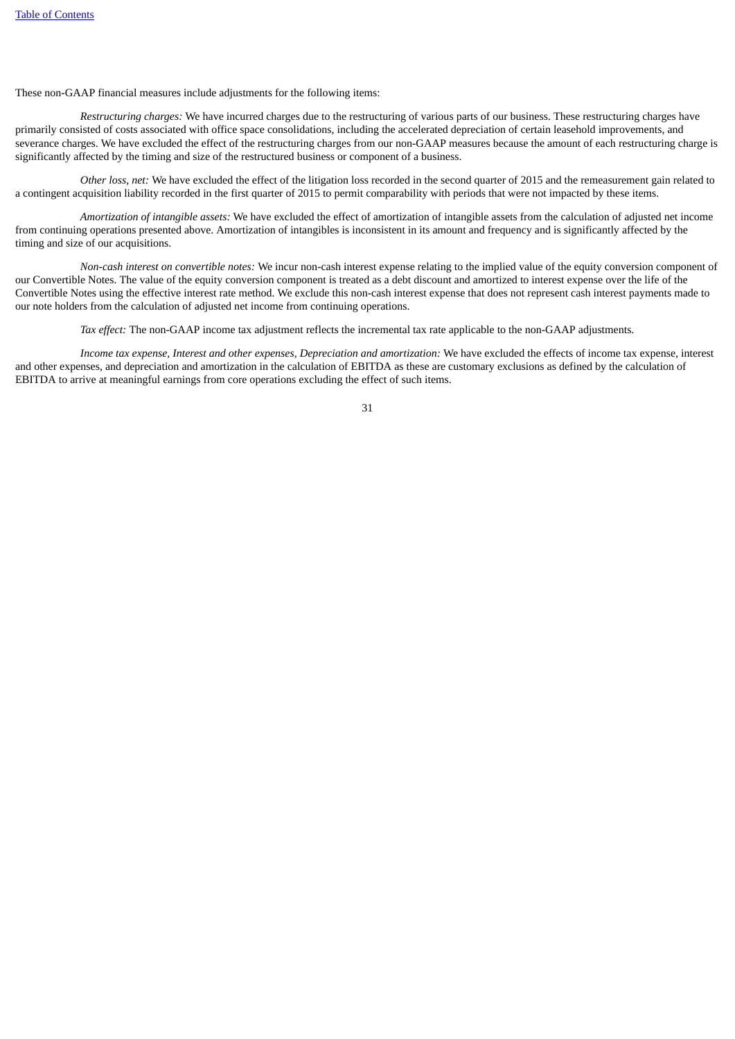These non-GAAP financial measures include adjustments for the following items:

*Restructuring charges:* We have incurred charges due to the restructuring of various parts of our business. These restructuring charges have primarily consisted of costs associated with office space consolidations, including the accelerated depreciation of certain leasehold improvements, and severance charges. We have excluded the effect of the restructuring charges from our non-GAAP measures because the amount of each restructuring charge is significantly affected by the timing and size of the restructured business or component of a business.

*Other loss, net:* We have excluded the effect of the litigation loss recorded in the second quarter of 2015 and the remeasurement gain related to a contingent acquisition liability recorded in the first quarter of 2015 to permit comparability with periods that were not impacted by these items.

*Amortization of intangible assets:* We have excluded the effect of amortization of intangible assets from the calculation of adjusted net income from continuing operations presented above. Amortization of intangibles is inconsistent in its amount and frequency and is significantly affected by the timing and size of our acquisitions.

*Non-cash interest on convertible notes:* We incur non-cash interest expense relating to the implied value of the equity conversion component of our Convertible Notes. The value of the equity conversion component is treated as a debt discount and amortized to interest expense over the life of the Convertible Notes using the effective interest rate method. We exclude this non-cash interest expense that does not represent cash interest payments made to our note holders from the calculation of adjusted net income from continuing operations.

*Tax effect:* The non-GAAP income tax adjustment reflects the incremental tax rate applicable to the non-GAAP adjustments.

*Income tax expense, Interest and other expenses, Depreciation and amortization:* We have excluded the effects of income tax expense, interest and other expenses, and depreciation and amortization in the calculation of EBITDA as these are customary exclusions as defined by the calculation of EBITDA to arrive at meaningful earnings from core operations excluding the effect of such items.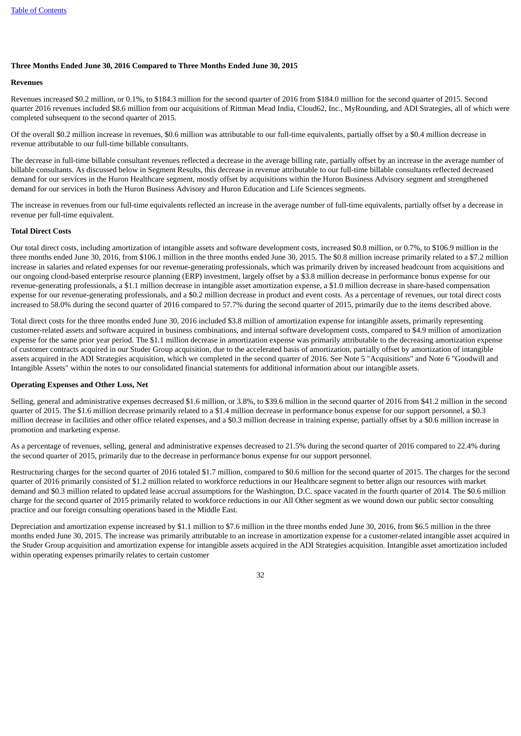**Three Months Ended June 30, 2016 Compared to Three Months Ended June 30, 2015**

**Revenues**

Revenues increased $0.2 million, or 0.1%, to $184.3 million for the second quarter of 2016 from $184.0 million for the second quarter of 2015. Second quarter 2016 revenues included $8.6 million from our acquisitions of Rittman Mead India, Cloud62, Inc., MyRounding, and ADI Strategies, all of which were completed subsequent to the second quarter of 2015.

Of the overall $0.2 million increase in revenues, $0.6 million was attributable to our full-time equivalents, partially offset by a $0.4 million decrease in revenue attributable to our full-time billable consultants.

The decrease in full-time billable consultant revenues reflected a decrease in the average billing rate, partially offset by an increase in the average number of billable consultants. As discussed below in Segment Results, this decrease in revenue attributable to our full-time billable consultants reflected decreased demand for our services in the Huron Healthcare segment, mostly offset by acquisitions within the Huron Business Advisory segment and strengthened demand for our services in both the Huron Business Advisory and Huron Education and Life Sciences segments.

The increase in revenues from our full-time equivalents reflected an increase in the average number of full-time equivalents, partially offset by a decrease in revenue per full-time equivalent.

**Total Direct Costs**

Our total direct costs, including amortization of intangible assets and software development costs, increased $0.8 million, or 0.7%, to $106.9 million in the three months ended June 30, 2016, from $106.1 million in the three months ended June 30, 2015. The $0.8 million increase primarily related to a $7.2 million increase in salaries and related expenses for our revenue-generating professionals, which was primarily driven by increased headcount from acquisitions and our ongoing cloud-based enterprise resource planning (ERP) investment, largely offset by a $3.8 million decrease in performance bonus expense for our revenue-generating professionals, a $1.1 million decrease in intangible asset amortization expense, a $1.0 million decrease in share-based compensation expense for our revenue-generating professionals, and a $0.2 million decrease in product and event costs. As a percentage of revenues, our total direct costs increased to 58.0% during the second quarter of 2016 compared to 57.7% during the second quarter of 2015, primarily due to the items described above.

Total direct costs for the three months ended June 30, 2016 included $3.8 million of amortization expense for intangible assets, primarily representing customer-related assets and software acquired in business combinations, and internal software development costs, compared to $4.9 million of amortization expense for the same prior year period. The $1.1 million decrease in amortization expense was primarily attributable to the decreasing amortization expense of customer contracts acquired in our Studer Group acquisition, due to the accelerated basis of amortization, partially offset by amortization of intangible assets acquired in the ADI Strategies acquisition, which we completed in the second quarter of 2016. See Note 5 "Acquisitions" and Note 6 "Goodwill and Intangible Assets" within the notes to our consolidated financial statements for additional information about our intangible assets.

**Operating Expenses and Other Loss, Net**

Selling, general and administrative expenses decreased $1.6 million, or 3.8%, to $39.6 million in the second quarter of 2016 from $41.2 million in the second quarter of 2015. The $1.6 million decrease primarily related to a $1.4 million decrease in performance bonus expense for our support personnel, a $0.3 million decrease in facilities and other office related expenses, and a $0.3 million decrease in training expense, partially offset by a $0.6 million increase in promotion and marketing expense.

As a percentage of revenues, selling, general and administrative expenses decreased to 21.5% during the second quarter of 2016 compared to 22.4% during the second quarter of 2015, primarily due to the decrease in performance bonus expense for our support personnel.

Restructuring charges for the second quarter of 2016 totaled $1.7 million, compared to $0.6 million for the second quarter of 2015. The charges for the second quarter of 2016 primarily consisted of $1.2 million related to workforce reductions in our Healthcare segment to better align our resources with market demand and $0.3 million related to updated lease accrual assumptions for the Washington, D.C. space vacated in the fourth quarter of 2014. The $0.6 million charge for the second quarter of 2015 primarily related to workforce reductions in our All Other segment as we wound down our public sector consulting practice and our foreign consulting operations based in the Middle East.

Depreciation and amortization expense increased by $1.1 million to $7.6 million in the three months ended June 30, 2016, from $6.5 million in the three months ended June 30, 2015. The increase was primarily attributable to an increase in amortization expense for a customer-related intangible asset acquired in the Studer Group acquisition and amortization expense for intangible assets acquired in the ADI Strategies acquisition. Intangible asset amortization included within operating expenses primarily relates to certain customer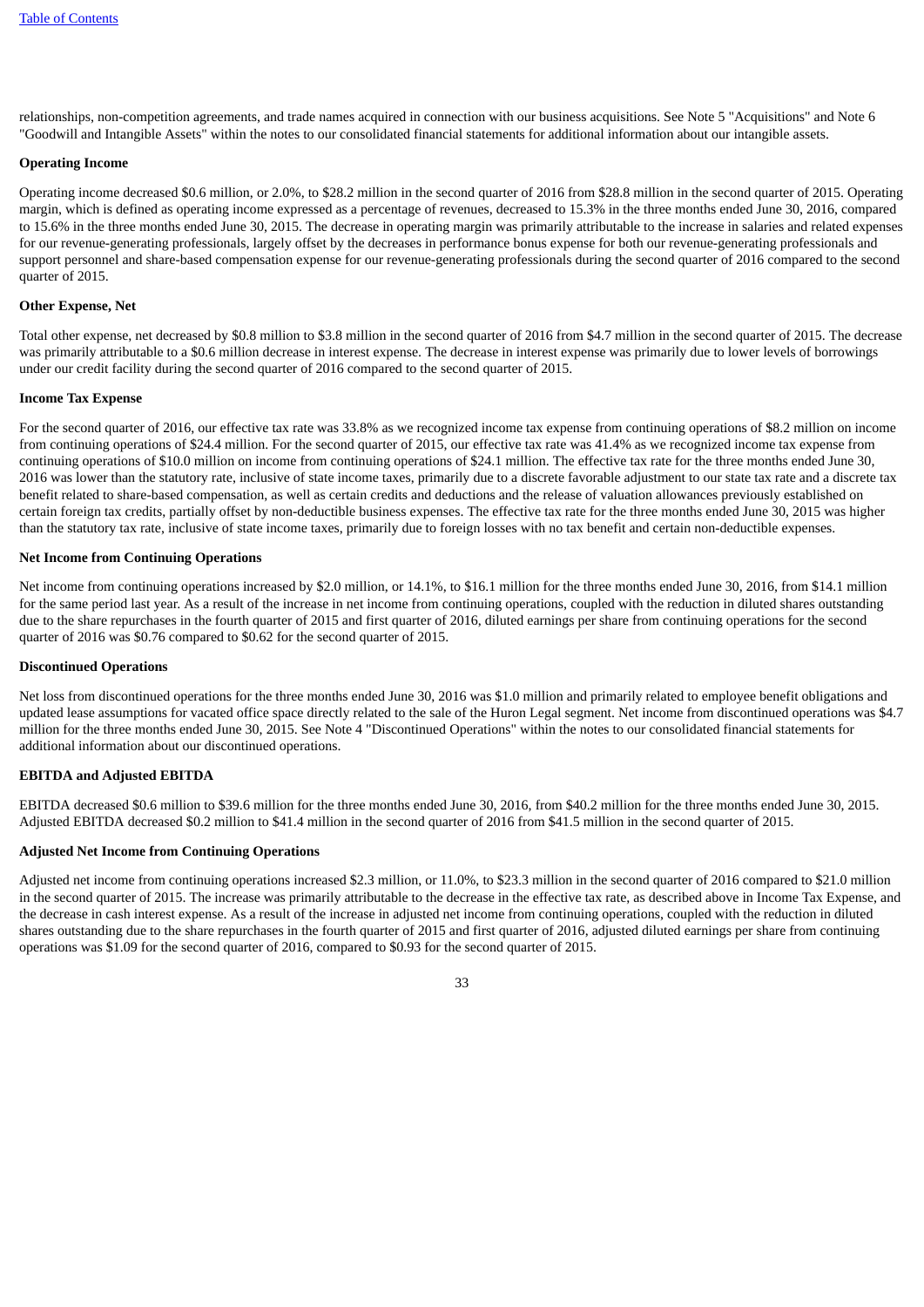relationships, non-competition agreements, and trade names acquired in connection with our business acquisitions. See Note 5 "Acquisitions" and Note 6 "Goodwill and Intangible Assets" within the notes to our consolidated financial statements for additional information about our intangible assets.

**Operating Income**

Operating income decreased $0.6 million, or 2.0%, to $28.2 million in the second quarter of 2016 from $28.8 million in the second quarter of 2015. Operating margin, which is defined as operating income expressed as a percentage of revenues, decreased to 15.3% in the three months ended June 30, 2016, compared to 15.6% in the three months ended June 30, 2015. The decrease in operating margin was primarily attributable to the increase in salaries and related expenses for our revenue-generating professionals, largely offset by the decreases in performance bonus expense for both our revenue-generating professionals and support personnel and share-based compensation expense for our revenue-generating professionals during the second quarter of 2016 compared to the second quarter of 2015.

**Other Expense, Net**

Total other expense, net decreased by $0.8 million to $3.8 million in the second quarter of 2016 from $4.7 million in the second quarter of 2015. The decrease was primarily attributable to a $0.6 million decrease in interest expense. The decrease in interest expense was primarily due to lower levels of borrowings under our credit facility during the second quarter of 2016 compared to the second quarter of 2015.

**Income Tax Expense**

For the second quarter of 2016, our effective tax rate was 33.8% as we recognized income tax expense from continuing operations of $8.2 million on income from continuing operations of $24.4 million. For the second quarter of 2015, our effective tax rate was 41.4% as we recognized income tax expense from continuing operations of $10.0 million on income from continuing operations of $24.1 million. The effective tax rate for the three months ended June 30, 2016 was lower than the statutory rate, inclusive of state income taxes, primarily due to a discrete favorable adjustment to our state tax rate and a discrete tax benefit related to share-based compensation, as well as certain credits and deductions and the release of valuation allowances previously established on certain foreign tax credits, partially offset by non-deductible business expenses. The effective tax rate for the three months ended June 30, 2015 was higher than the statutory tax rate, inclusive of state income taxes, primarily due to foreign losses with no tax benefit and certain non-deductible expenses.

**Net Income from Continuing Operations**

Net income from continuing operations increased by $2.0 million, or 14.1%, to $16.1 million for the three months ended June 30, 2016, from $14.1 million for the same period last year. As a result of the increase in net income from continuing operations, coupled with the reduction in diluted shares outstanding due to the share repurchases in the fourth quarter of 2015 and first quarter of 2016, diluted earnings per share from continuing operations for the second quarter of 2016 was $0.76 compared to $0.62 for the second quarter of 2015.

**Discontinued Operations**

Net loss from discontinued operations for the three months ended June 30, 2016 was $1.0 million and primarily related to employee benefit obligations and updated lease assumptions for vacated office space directly related to the sale of the Huron Legal segment. Net income from discontinued operations was $4.7 million for the three months ended June 30, 2015. See Note 4 "Discontinued Operations" within the notes to our consolidated financial statements for additional information about our discontinued operations.

**EBITDA and Adjusted EBITDA**

EBITDA decreased $0.6 million to $39.6 million for the three months ended June 30, 2016, from $40.2 million for the three months ended June 30, 2015. Adjusted EBITDA decreased $0.2 million to $41.4 million in the second quarter of 2016 from $41.5 million in the second quarter of 2015.

**Adjusted Net Income from Continuing Operations**

Adjusted net income from continuing operations increased $2.3 million, or 11.0%, to $23.3 million in the second quarter of 2016 compared to $21.0 million in the second quarter of 2015. The increase was primarily attributable to the decrease in the effective tax rate, as described above in Income Tax Expense, and the decrease in cash interest expense. As a result of the increase in adjusted net income from continuing operations, coupled with the reduction in diluted shares outstanding due to the share repurchases in the fourth quarter of 2015 and first quarter of 2016, adjusted diluted earnings per share from continuing operations was $1.09 for the second quarter of 2016, compared to $0.93 for the second quarter of 2015.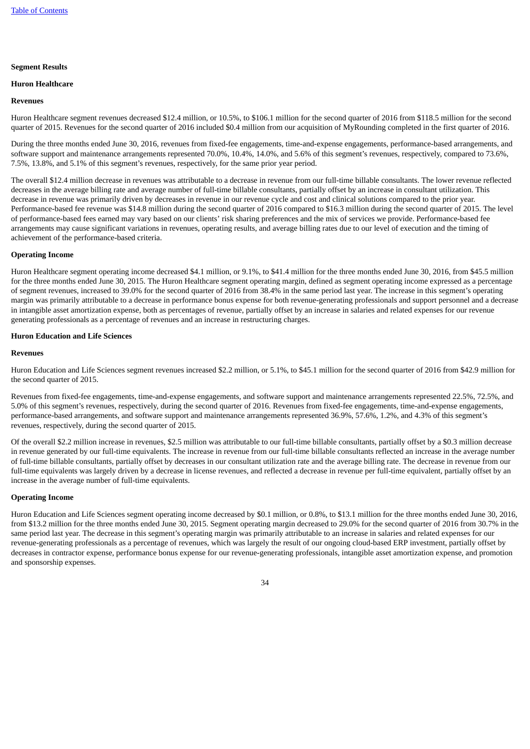**Segment Results**

**Huron Healthcare**

**Revenues**

Huron Healthcare segment revenues decreased $12.4 million, or 10.5%, to $106.1 million for the second quarter of 2016 from $118.5 million for the second quarter of 2015. Revenues for the second quarter of 2016 included $0.4 million from our acquisition of MyRounding completed in the first quarter of 2016.

During the three months ended June 30, 2016, revenues from fixed-fee engagements, time-and-expense engagements, performance-based arrangements, and software support and maintenance arrangements represented 70.0%, 10.4%, 14.0%, and 5.6% of this segment's revenues, respectively, compared to 73.6%, 7.5%, 13.8%, and 5.1% of this segment's revenues, respectively, for the same prior year period.

The overall $12.4 million decrease in revenues was attributable to a decrease in revenue from our full-time billable consultants. The lower revenue reflected decreases in the average billing rate and average number of full-time billable consultants, partially offset by an increase in consultant utilization. This decrease in revenue was primarily driven by decreases in revenue in our revenue cycle and cost and clinical solutions compared to the prior year. Performance-based fee revenue was $14.8 million during the second quarter of 2016 compared to $16.3 million during the second quarter of 2015. The level of performance-based fees earned may vary based on our clients' risk sharing preferences and the mix of services we provide. Performance-based fee arrangements may cause significant variations in revenues, operating results, and average billing rates due to our level of execution and the timing of achievement of the performance-based criteria.

**Operating Income**

Huron Healthcare segment operating income decreased $4.1 million, or 9.1%, to $41.4 million for the three months ended June 30, 2016, from $45.5 million for the three months ended June 30, 2015. The Huron Healthcare segment operating margin, defined as segment operating income expressed as a percentage of segment revenues, increased to 39.0% for the second quarter of 2016 from 38.4% in the same period last year. The increase in this segment's operating margin was primarily attributable to a decrease in performance bonus expense for both revenue-generating professionals and support personnel and a decrease in intangible asset amortization expense, both as percentages of revenue, partially offset by an increase in salaries and related expenses for our revenue generating professionals as a percentage of revenues and an increase in restructuring charges.

**Huron Education and Life Sciences**

**Revenues**

Huron Education and Life Sciences segment revenues increased $2.2 million, or 5.1%, to $45.1 million for the second quarter of 2016 from $42.9 million for the second quarter of 2015.

Revenues from fixed-fee engagements, time-and-expense engagements, and software support and maintenance arrangements represented 22.5%, 72.5%, and 5.0% of this segment's revenues, respectively, during the second quarter of 2016. Revenues from fixed-fee engagements, time-and-expense engagements, performance-based arrangements, and software support and maintenance arrangements represented 36.9%, 57.6%, 1.2%, and 4.3% of this segment's revenues, respectively, during the second quarter of 2015.

Of the overall $2.2 million increase in revenues, $2.5 million was attributable to our full-time billable consultants, partially offset by a $0.3 million decrease in revenue generated by our full-time equivalents. The increase in revenue from our full-time billable consultants reflected an increase in the average number of full-time billable consultants, partially offset by decreases in our consultant utilization rate and the average billing rate. The decrease in revenue from our full-time equivalents was largely driven by a decrease in license revenues, and reflected a decrease in revenue per full-time equivalent, partially offset by an increase in the average number of full-time equivalents.

**Operating Income**

Huron Education and Life Sciences segment operating income decreased by $0.1 million, or 0.8%, to $13.1 million for the three months ended June 30, 2016, from $13.2 million for the three months ended June 30, 2015. Segment operating margin decreased to 29.0% for the second quarter of 2016 from 30.7% in the same period last year. The decrease in this segment's operating margin was primarily attributable to an increase in salaries and related expenses for our revenue-generating professionals as a percentage of revenues, which was largely the result of our ongoing cloud-based ERP investment, partially offset by decreases in contractor expense, performance bonus expense for our revenue-generating professionals, intangible asset amortization expense, and promotion and sponsorship expenses.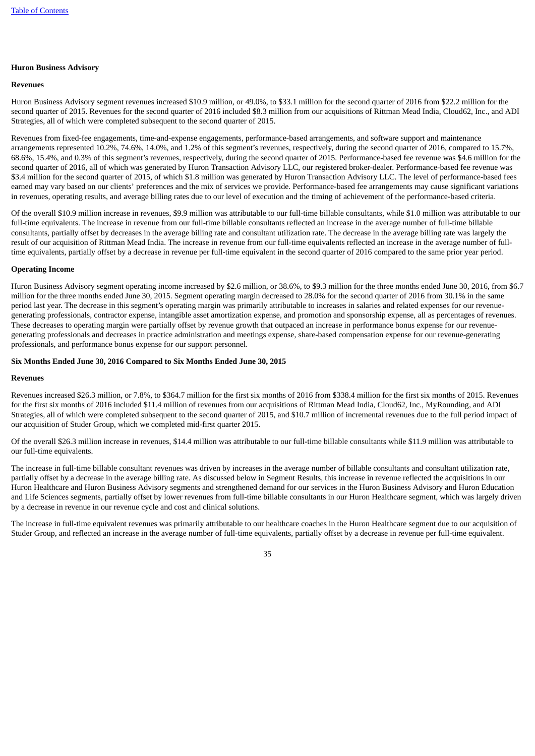**Huron Business Advisory**

**Revenues**

Huron Business Advisory segment revenues increased $10.9 million, or 49.0%, to $33.1 million for the second quarter of 2016 from $22.2 million for the second quarter of 2015. Revenues for the second quarter of 2016 included $8.3 million from our acquisitions of Rittman Mead India, Cloud62, Inc., and ADI Strategies, all of which were completed subsequent to the second quarter of 2015.

Revenues from fixed-fee engagements, time-and-expense engagements, performance-based arrangements, and software support and maintenance arrangements represented 10.2%, 74.6%, 14.0%, and 1.2% of this segment's revenues, respectively, during the second quarter of 2016, compared to 15.7%, 68.6%, 15.4%, and 0.3% of this segment's revenues, respectively, during the second quarter of 2015. Performance-based fee revenue was $4.6 million for the second quarter of 2016, all of which was generated by Huron Transaction Advisory LLC, our registered broker-dealer. Performance-based fee revenue was $3.4 million for the second quarter of 2015, of which $1.8 million was generated by Huron Transaction Advisory LLC. The level of performance-based fees earned may vary based on our clients' preferences and the mix of services we provide. Performance-based fee arrangements may cause significant variations in revenues, operating results, and average billing rates due to our level of execution and the timing of achievement of the performance-based criteria.

Of the overall $10.9 million increase in revenues, $9.9 million was attributable to our full-time billable consultants, while $1.0 million was attributable to our full-time equivalents. The increase in revenue from our full-time billable consultants reflected an increase in the average number of full-time billable consultants, partially offset by decreases in the average billing rate and consultant utilization rate. The decrease in the average billing rate was largely the result of our acquisition of Rittman Mead India. The increase in revenue from our full-time equivalents reflected an increase in the average number of full-time equivalents, partially offset by a decrease in revenue per full-time equivalent in the second quarter of 2016 compared to the same prior year period.

**Operating Income**

Huron Business Advisory segment operating income increased by $2.6 million, or 38.6%, to $9.3 million for the three months ended June 30, 2016, from $6.7 million for the three months ended June 30, 2015. Segment operating margin decreased to 28.0% for the second quarter of 2016 from 30.1% in the same period last year. The decrease in this segment's operating margin was primarily attributable to increases in salaries and related expenses for our revenue-generating professionals, contractor expense, intangible asset amortization expense, and promotion and sponsorship expense, all as percentages of revenues. These decreases to operating margin were partially offset by revenue growth that outpaced an increase in performance bonus expense for our revenue-generating professionals and decreases in practice administration and meetings expense, share-based compensation expense for our revenue-generating professionals, and performance bonus expense for our support personnel.

**Six Months Ended June 30, 2016 Compared to Six Months Ended June 30, 2015**

**Revenues**

Revenues increased $26.3 million, or 7.8%, to $364.7 million for the first six months of 2016 from $338.4 million for the first six months of 2015. Revenues for the first six months of 2016 included $11.4 million of revenues from our acquisitions of Rittman Mead India, Cloud62, Inc., MyRounding, and ADI Strategies, all of which were completed subsequent to the second quarter of 2015, and $10.7 million of incremental revenues due to the full period impact of our acquisition of Studer Group, which we completed mid-first quarter 2015.

Of the overall $26.3 million increase in revenues, $14.4 million was attributable to our full-time billable consultants while $11.9 million was attributable to our full-time equivalents.

The increase in full-time billable consultant revenues was driven by increases in the average number of billable consultants and consultant utilization rate, partially offset by a decrease in the average billing rate. As discussed below in Segment Results, this increase in revenue reflected the acquisitions in our Huron Healthcare and Huron Business Advisory segments and strengthened demand for our services in the Huron Business Advisory and Huron Education and Life Sciences segments, partially offset by lower revenues from full-time billable consultants in our Huron Healthcare segment, which was largely driven by a decrease in revenue in our revenue cycle and cost and clinical solutions.

The increase in full-time equivalent revenues was primarily attributable to our healthcare coaches in the Huron Healthcare segment due to our acquisition of Studer Group, and reflected an increase in the average number of full-time equivalents, partially offset by a decrease in revenue per full-time equivalent.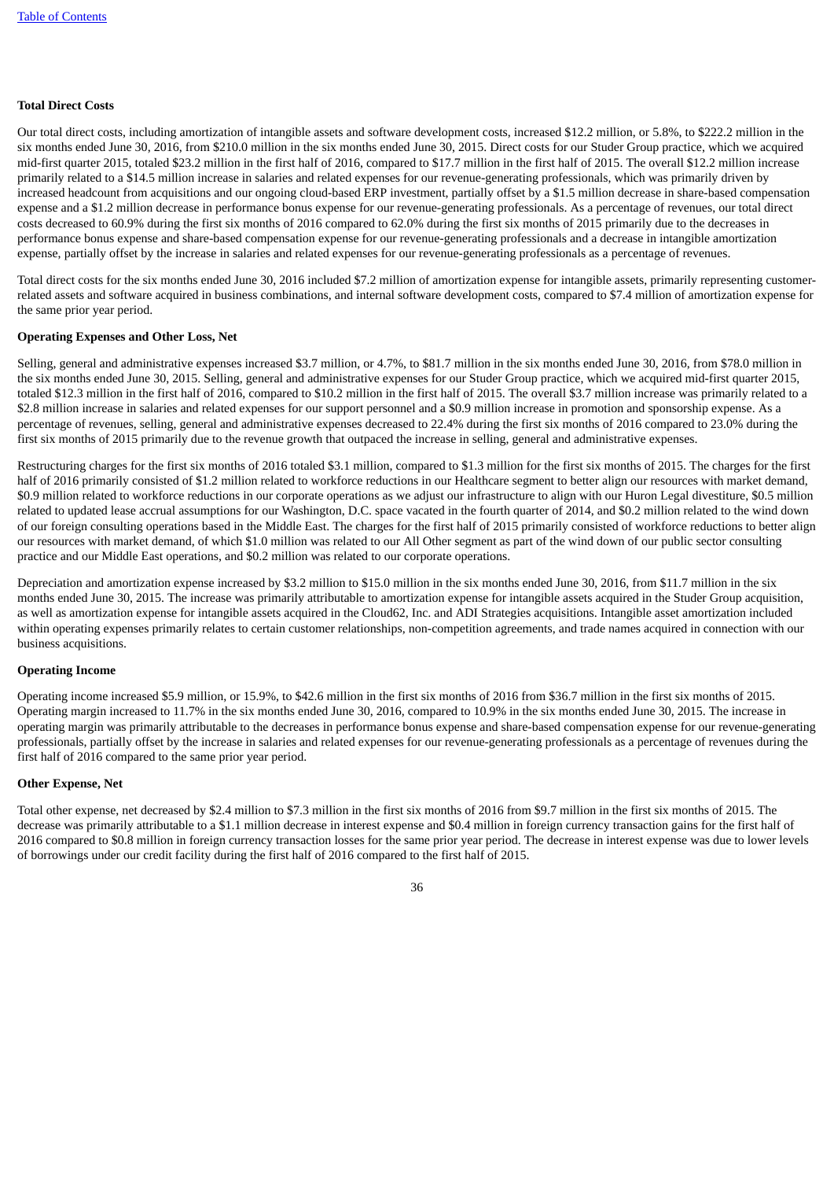**Total Direct Costs**

Our total direct costs, including amortization of intangible assets and software development costs, increased $12.2 million, or 5.8%, to $222.2 million in the six months ended June 30, 2016, from $210.0 million in the six months ended June 30, 2015. Direct costs for our Studer Group practice, which we acquired mid-first quarter 2015, totaled $23.2 million in the first half of 2016, compared to $17.7 million in the first half of 2015. The overall $12.2 million increase primarily related to a $14.5 million increase in salaries and related expenses for our revenue-generating professionals, which was primarily driven by increased headcount from acquisitions and our ongoing cloud-based ERP investment, partially offset by a $1.5 million decrease in share-based compensation expense and a $1.2 million decrease in performance bonus expense for our revenue-generating professionals. As a percentage of revenues, our total direct costs decreased to 60.9% during the first six months of 2016 compared to 62.0% during the first six months of 2015 primarily due to the decreases in performance bonus expense and share-based compensation expense for our revenue-generating professionals and a decrease in intangible amortization expense, partially offset by the increase in salaries and related expenses for our revenue-generating professionals as a percentage of revenues.

Total direct costs for the six months ended June 30, 2016 included $7.2 million of amortization expense for intangible assets, primarily representing customer-related assets and software acquired in business combinations, and internal software development costs, compared to $7.4 million of amortization expense for the same prior year period.

**Operating Expenses and Other Loss, Net**

Selling, general and administrative expenses increased $3.7 million, or 4.7%, to $81.7 million in the six months ended June 30, 2016, from $78.0 million in the six months ended June 30, 2015. Selling, general and administrative expenses for our Studer Group practice, which we acquired mid-first quarter 2015, totaled $12.3 million in the first half of 2016, compared to $10.2 million in the first half of 2015. The overall $3.7 million increase was primarily related to a $2.8 million increase in salaries and related expenses for our support personnel and a $0.9 million increase in promotion and sponsorship expense. As a percentage of revenues, selling, general and administrative expenses decreased to 22.4% during the first six months of 2016 compared to 23.0% during the first six months of 2015 primarily due to the revenue growth that outpaced the increase in selling, general and administrative expenses.

Restructuring charges for the first six months of 2016 totaled $3.1 million, compared to $1.3 million for the first six months of 2015. The charges for the first half of 2016 primarily consisted of $1.2 million related to workforce reductions in our Healthcare segment to better align our resources with market demand, $0.9 million related to workforce reductions in our corporate operations as we adjust our infrastructure to align with our Huron Legal divestiture, $0.5 million related to updated lease accrual assumptions for our Washington, D.C. space vacated in the fourth quarter of 2014, and $0.2 million related to the wind down of our foreign consulting operations based in the Middle East. The charges for the first half of 2015 primarily consisted of workforce reductions to better align our resources with market demand, of which $1.0 million was related to our All Other segment as part of the wind down of our public sector consulting practice and our Middle East operations, and $0.2 million was related to our corporate operations.

Depreciation and amortization expense increased by $3.2 million to $15.0 million in the six months ended June 30, 2016, from $11.7 million in the six months ended June 30, 2015. The increase was primarily attributable to amortization expense for intangible assets acquired in the Studer Group acquisition, as well as amortization expense for intangible assets acquired in the Cloud62, Inc. and ADI Strategies acquisitions. Intangible asset amortization included within operating expenses primarily relates to certain customer relationships, non-competition agreements, and trade names acquired in connection with our business acquisitions.

**Operating Income**

Operating income increased $5.9 million, or 15.9%, to $42.6 million in the first six months of 2016 from $36.7 million in the first six months of 2015. Operating margin increased to 11.7% in the six months ended June 30, 2016, compared to 10.9% in the six months ended June 30, 2015. The increase in operating margin was primarily attributable to the decreases in performance bonus expense and share-based compensation expense for our revenue-generating professionals, partially offset by the increase in salaries and related expenses for our revenue-generating professionals as a percentage of revenues during the first half of 2016 compared to the same prior year period.

**Other Expense, Net**

Total other expense, net decreased by $2.4 million to $7.3 million in the first six months of 2016 from $9.7 million in the first six months of 2015. The decrease was primarily attributable to a $1.1 million decrease in interest expense and $0.4 million in foreign currency transaction gains for the first half of 2016 compared to $0.8 million in foreign currency transaction losses for the same prior year period. The decrease in interest expense was due to lower levels of borrowings under our credit facility during the first half of 2016 compared to the first half of 2015.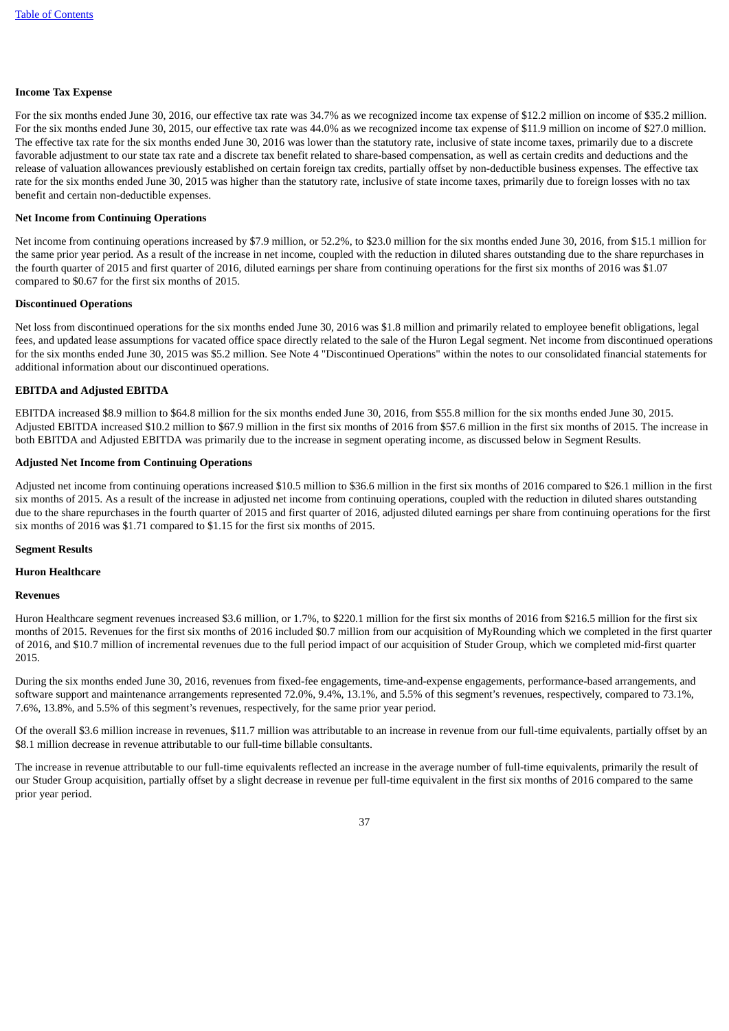**Income Tax Expense**

For the six months ended June 30, 2016, our effective tax rate was 34.7% as we recognized income tax expense of $12.2 million on income of $35.2 million. For the six months ended June 30, 2015, our effective tax rate was 44.0% as we recognized income tax expense of $11.9 million on income of $27.0 million. The effective tax rate for the six months ended June 30, 2016 was lower than the statutory rate, inclusive of state income taxes, primarily due to a discrete favorable adjustment to our state tax rate and a discrete tax benefit related to share-based compensation, as well as certain credits and deductions and the release of valuation allowances previously established on certain foreign tax credits, partially offset by non-deductible business expenses. The effective tax rate for the six months ended June 30, 2015 was higher than the statutory rate, inclusive of state income taxes, primarily due to foreign losses with no tax benefit and certain non-deductible expenses.

**Net Income from Continuing Operations**

Net income from continuing operations increased by $7.9 million, or 52.2%, to $23.0 million for the six months ended June 30, 2016, from $15.1 million for the same prior year period. As a result of the increase in net income, coupled with the reduction in diluted shares outstanding due to the share repurchases in the fourth quarter of 2015 and first quarter of 2016, diluted earnings per share from continuing operations for the first six months of 2016 was $1.07 compared to $0.67 for the first six months of 2015.

**Discontinued Operations**

Net loss from discontinued operations for the six months ended June 30, 2016 was $1.8 million and primarily related to employee benefit obligations, legal fees, and updated lease assumptions for vacated office space directly related to the sale of the Huron Legal segment. Net income from discontinued operations for the six months ended June 30, 2015 was $5.2 million. See Note 4 "Discontinued Operations" within the notes to our consolidated financial statements for additional information about our discontinued operations.

**EBITDA and Adjusted EBITDA**

EBITDA increased $8.9 million to $64.8 million for the six months ended June 30, 2016, from $55.8 million for the six months ended June 30, 2015. Adjusted EBITDA increased $10.2 million to $67.9 million in the first six months of 2016 from $57.6 million in the first six months of 2015. The increase in both EBITDA and Adjusted EBITDA was primarily due to the increase in segment operating income, as discussed below in Segment Results.

**Adjusted Net Income from Continuing Operations**

Adjusted net income from continuing operations increased $10.5 million to $36.6 million in the first six months of 2016 compared to $26.1 million in the first six months of 2015. As a result of the increase in adjusted net income from continuing operations, coupled with the reduction in diluted shares outstanding due to the share repurchases in the fourth quarter of 2015 and first quarter of 2016, adjusted diluted earnings per share from continuing operations for the first six months of 2016 was $1.71 compared to $1.15 for the first six months of 2015.

**Segment Results**

**Huron Healthcare**

**Revenues**

Huron Healthcare segment revenues increased $3.6 million, or 1.7%, to $220.1 million for the first six months of 2016 from $216.5 million for the first six months of 2015. Revenues for the first six months of 2016 included $0.7 million from our acquisition of MyRounding which we completed in the first quarter of 2016, and $10.7 million of incremental revenues due to the full period impact of our acquisition of Studer Group, which we completed mid-first quarter 2015.

During the six months ended June 30, 2016, revenues from fixed-fee engagements, time-and-expense engagements, performance-based arrangements, and software support and maintenance arrangements represented 72.0%, 9.4%, 13.1%, and 5.5% of this segment's revenues, respectively, compared to 73.1%, 7.6%, 13.8%, and 5.5% of this segment's revenues, respectively, for the same prior year period.

Of the overall $3.6 million increase in revenues, $11.7 million was attributable to an increase in revenue from our full-time equivalents, partially offset by an $8.1 million decrease in revenue attributable to our full-time billable consultants.

The increase in revenue attributable to our full-time equivalents reflected an increase in the average number of full-time equivalents, primarily the result of our Studer Group acquisition, partially offset by a slight decrease in revenue per full-time equivalent in the first six months of 2016 compared to the same prior year period.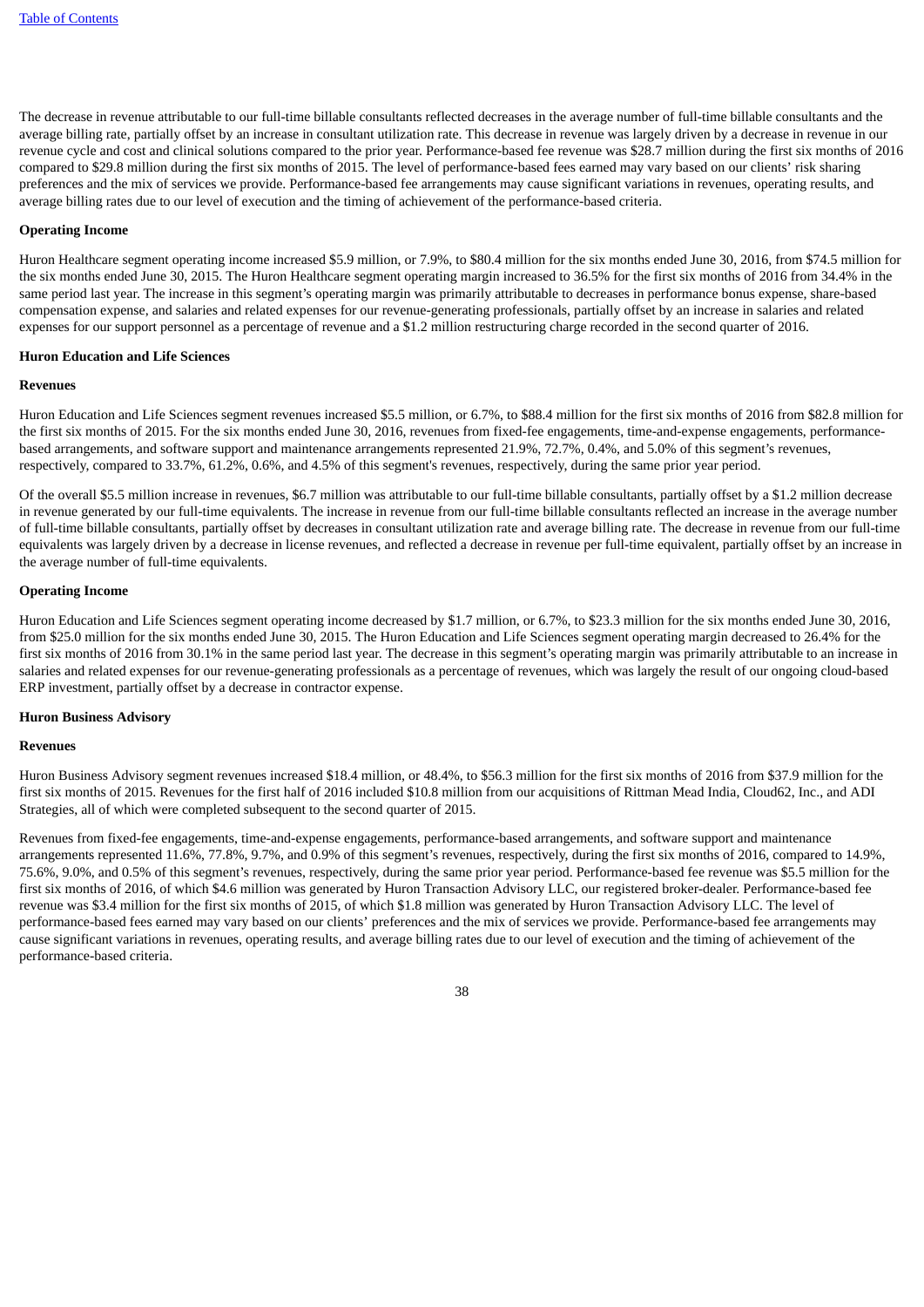The decrease in revenue attributable to our full-time billable consultants reflected decreases in the average number of full-time billable consultants and the average billing rate, partially offset by an increase in consultant utilization rate. This decrease in revenue was largely driven by a decrease in revenue in our revenue cycle and cost and clinical solutions compared to the prior year. Performance-based fee revenue was $28.7 million during the first six months of 2016 compared to $29.8 million during the first six months of 2015. The level of performance-based fees earned may vary based on our clients' risk sharing preferences and the mix of services we provide. Performance-based fee arrangements may cause significant variations in revenues, operating results, and average billing rates due to our level of execution and the timing of achievement of the performance-based criteria.

**Operating Income**

Huron Healthcare segment operating income increased $5.9 million, or 7.9%, to $80.4 million for the six months ended June 30, 2016, from $74.5 million for the six months ended June 30, 2015. The Huron Healthcare segment operating margin increased to 36.5% for the first six months of 2016 from 34.4% in the same period last year. The increase in this segment's operating margin was primarily attributable to decreases in performance bonus expense, share-based compensation expense, and salaries and related expenses for our revenue-generating professionals, partially offset by an increase in salaries and related expenses for our support personnel as a percentage of revenue and a $1.2 million restructuring charge recorded in the second quarter of 2016.

**Huron Education and Life Sciences**

**Revenues**

Huron Education and Life Sciences segment revenues increased $5.5 million, or 6.7%, to $88.4 million for the first six months of 2016 from $82.8 million for the first six months of 2015. For the six months ended June 30, 2016, revenues from fixed-fee engagements, time-and-expense engagements, performance-based arrangements, and software support and maintenance arrangements represented 21.9%, 72.7%, 0.4%, and 5.0% of this segment's revenues, respectively, compared to 33.7%, 61.2%, 0.6%, and 4.5% of this segment's revenues, respectively, during the same prior year period.

Of the overall $5.5 million increase in revenues, $6.7 million was attributable to our full-time billable consultants, partially offset by a $1.2 million decrease in revenue generated by our full-time equivalents. The increase in revenue from our full-time billable consultants reflected an increase in the average number of full-time billable consultants, partially offset by decreases in consultant utilization rate and average billing rate. The decrease in revenue from our full-time equivalents was largely driven by a decrease in license revenues, and reflected a decrease in revenue per full-time equivalent, partially offset by an increase in the average number of full-time equivalents.

**Operating Income**

Huron Education and Life Sciences segment operating income decreased by $1.7 million, or 6.7%, to $23.3 million for the six months ended June 30, 2016, from $25.0 million for the six months ended June 30, 2015. The Huron Education and Life Sciences segment operating margin decreased to 26.4% for the first six months of 2016 from 30.1% in the same period last year. The decrease in this segment's operating margin was primarily attributable to an increase in salaries and related expenses for our revenue-generating professionals as a percentage of revenues, which was largely the result of our ongoing cloud-based ERP investment, partially offset by a decrease in contractor expense.

**Huron Business Advisory**

**Revenues**

Huron Business Advisory segment revenues increased $18.4 million, or 48.4%, to $56.3 million for the first six months of 2016 from $37.9 million for the first six months of 2015. Revenues for the first half of 2016 included $10.8 million from our acquisitions of Rittman Mead India, Cloud62, Inc., and ADI Strategies, all of which were completed subsequent to the second quarter of 2015.

Revenues from fixed-fee engagements, time-and-expense engagements, performance-based arrangements, and software support and maintenance arrangements represented 11.6%, 77.8%, 9.7%, and 0.9% of this segment's revenues, respectively, during the first six months of 2016, compared to 14.9%, 75.6%, 9.0%, and 0.5% of this segment's revenues, respectively, during the same prior year period. Performance-based fee revenue was $5.5 million for the first six months of 2016, of which $4.6 million was generated by Huron Transaction Advisory LLC, our registered broker-dealer. Performance-based fee revenue was $3.4 million for the first six months of 2015, of which $1.8 million was generated by Huron Transaction Advisory LLC. The level of performance-based fees earned may vary based on our clients' preferences and the mix of services we provide. Performance-based fee arrangements may cause significant variations in revenues, operating results, and average billing rates due to our level of execution and the timing of achievement of the performance-based criteria.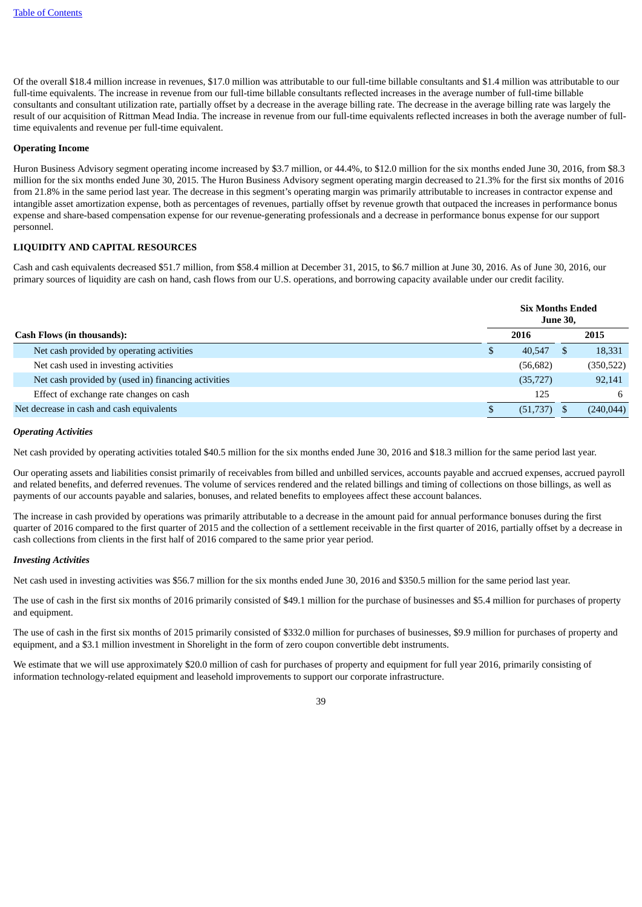Of the overall $18.4 million increase in revenues, $17.0 million was attributable to our full-time billable consultants and $1.4 million was attributable to our full-time equivalents. The increase in revenue from our full-time billable consultants reflected increases in the average number of full-time billable consultants and consultant utilization rate, partially offset by a decrease in the average billing rate. The decrease in the average billing rate was largely the result of our acquisition of Rittman Mead India. The increase in revenue from our full-time equivalents reflected increases in both the average number of full-time equivalents and revenue per full-time equivalent.

**Operating Income**

Huron Business Advisory segment operating income increased by $3.7 million, or 44.4%, to $12.0 million for the six months ended June 30, 2016, from $8.3 million for the six months ended June 30, 2015. The Huron Business Advisory segment operating margin decreased to 21.3% for the first six months of 2016 from 21.8% in the same period last year. The decrease in this segment's operating margin was primarily attributable to increases in contractor expense and intangible asset amortization expense, both as percentages of revenues, partially offset by revenue growth that outpaced the increases in performance bonus expense and share-based compensation expense for our revenue-generating professionals and a decrease in performance bonus expense for our support personnel.

## LIQUIDITY AND CAPITAL RESOURCES

Cash and cash equivalents decreased $51.7 million, from $58.4 million at December 31, 2015, to $6.7 million at June 30, 2016. As of June 30, 2016, our primary sources of liquidity are cash on hand, cash flows from our U.S. operations, and borrowing capacity available under our credit facility.

| Cash Flows (in thousands): | Six Months Ended June 30, 2016 | Six Months Ended June 30, 2015 |
|---|---|---|
| Net cash provided by operating activities | $ 40,547 | $ 18,331 |
| Net cash used in investing activities | (56,682) | (350,522) |
| Net cash provided by (used in) financing activities | (35,727) | 92,141 |
| Effect of exchange rate changes on cash | 125 | 6 |
| Net decrease in cash and cash equivalents | $ (51,737) | $ (240,044) |

***Operating Activities***

Net cash provided by operating activities totaled $40.5 million for the six months ended June 30, 2016 and $18.3 million for the same period last year.

Our operating assets and liabilities consist primarily of receivables from billed and unbilled services, accounts payable and accrued expenses, accrued payroll and related benefits, and deferred revenues. The volume of services rendered and the related billings and timing of collections on those billings, as well as payments of our accounts payable and salaries, bonuses, and related benefits to employees affect these account balances.

The increase in cash provided by operations was primarily attributable to a decrease in the amount paid for annual performance bonuses during the first quarter of 2016 compared to the first quarter of 2015 and the collection of a settlement receivable in the first quarter of 2016, partially offset by a decrease in cash collections from clients in the first half of 2016 compared to the same prior year period.

***Investing Activities***

Net cash used in investing activities was $56.7 million for the six months ended June 30, 2016 and $350.5 million for the same period last year.

The use of cash in the first six months of 2016 primarily consisted of $49.1 million for the purchase of businesses and $5.4 million for purchases of property and equipment.

The use of cash in the first six months of 2015 primarily consisted of $332.0 million for purchases of businesses, $9.9 million for purchases of property and equipment, and a $3.1 million investment in Shorelight in the form of zero coupon convertible debt instruments.

We estimate that we will use approximately $20.0 million of cash for purchases of property and equipment for full year 2016, primarily consisting of information technology-related equipment and leasehold improvements to support our corporate infrastructure.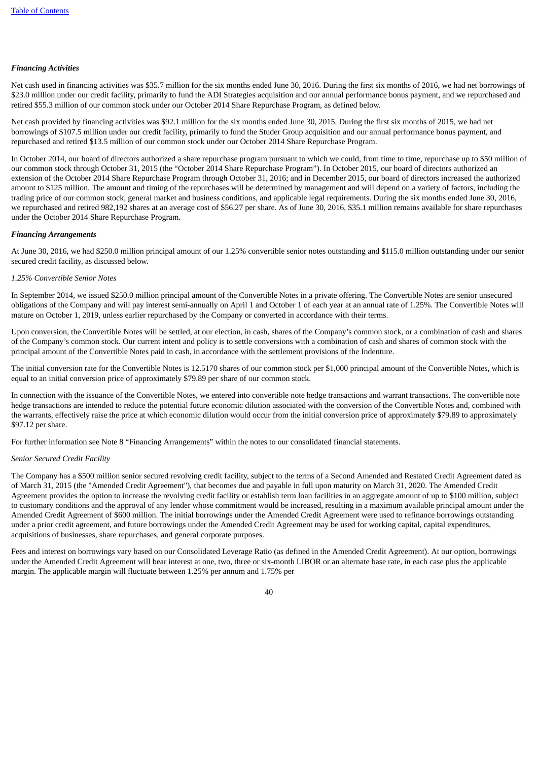*Financing Activities*

Net cash used in financing activities was $35.7 million for the six months ended June 30, 2016. During the first six months of 2016, we had net borrowings of $23.0 million under our credit facility, primarily to fund the ADI Strategies acquisition and our annual performance bonus payment, and we repurchased and retired $55.3 million of our common stock under our October 2014 Share Repurchase Program, as defined below.

Net cash provided by financing activities was $92.1 million for the six months ended June 30, 2015. During the first six months of 2015, we had net borrowings of $107.5 million under our credit facility, primarily to fund the Studer Group acquisition and our annual performance bonus payment, and repurchased and retired $13.5 million of our common stock under our October 2014 Share Repurchase Program.

In October 2014, our board of directors authorized a share repurchase program pursuant to which we could, from time to time, repurchase up to $50 million of our common stock through October 31, 2015 (the "October 2014 Share Repurchase Program"). In October 2015, our board of directors authorized an extension of the October 2014 Share Repurchase Program through October 31, 2016; and in December 2015, our board of directors increased the authorized amount to $125 million. The amount and timing of the repurchases will be determined by management and will depend on a variety of factors, including the trading price of our common stock, general market and business conditions, and applicable legal requirements. During the six months ended June 30, 2016, we repurchased and retired 982,192 shares at an average cost of $56.27 per share. As of June 30, 2016, $35.1 million remains available for share repurchases under the October 2014 Share Repurchase Program.

*Financing Arrangements*

At June 30, 2016, we had $250.0 million principal amount of our 1.25% convertible senior notes outstanding and $115.0 million outstanding under our senior secured credit facility, as discussed below.

*1.25% Convertible Senior Notes*

In September 2014, we issued $250.0 million principal amount of the Convertible Notes in a private offering. The Convertible Notes are senior unsecured obligations of the Company and will pay interest semi-annually on April 1 and October 1 of each year at an annual rate of 1.25%. The Convertible Notes will mature on October 1, 2019, unless earlier repurchased by the Company or converted in accordance with their terms.

Upon conversion, the Convertible Notes will be settled, at our election, in cash, shares of the Company's common stock, or a combination of cash and shares of the Company's common stock. Our current intent and policy is to settle conversions with a combination of cash and shares of common stock with the principal amount of the Convertible Notes paid in cash, in accordance with the settlement provisions of the Indenture.

The initial conversion rate for the Convertible Notes is 12.5170 shares of our common stock per $1,000 principal amount of the Convertible Notes, which is equal to an initial conversion price of approximately $79.89 per share of our common stock.

In connection with the issuance of the Convertible Notes, we entered into convertible note hedge transactions and warrant transactions. The convertible note hedge transactions are intended to reduce the potential future economic dilution associated with the conversion of the Convertible Notes and, combined with the warrants, effectively raise the price at which economic dilution would occur from the initial conversion price of approximately $79.89 to approximately $97.12 per share.

For further information see Note 8 "Financing Arrangements" within the notes to our consolidated financial statements.

*Senior Secured Credit Facility*

The Company has a $500 million senior secured revolving credit facility, subject to the terms of a Second Amended and Restated Credit Agreement dated as of March 31, 2015 (the "Amended Credit Agreement"), that becomes due and payable in full upon maturity on March 31, 2020. The Amended Credit Agreement provides the option to increase the revolving credit facility or establish term loan facilities in an aggregate amount of up to $100 million, subject to customary conditions and the approval of any lender whose commitment would be increased, resulting in a maximum available principal amount under the Amended Credit Agreement of $600 million. The initial borrowings under the Amended Credit Agreement were used to refinance borrowings outstanding under a prior credit agreement, and future borrowings under the Amended Credit Agreement may be used for working capital, capital expenditures, acquisitions of businesses, share repurchases, and general corporate purposes.

Fees and interest on borrowings vary based on our Consolidated Leverage Ratio (as defined in the Amended Credit Agreement). At our option, borrowings under the Amended Credit Agreement will bear interest at one, two, three or six-month LIBOR or an alternate base rate, in each case plus the applicable margin. The applicable margin will fluctuate between 1.25% per annum and 1.75% per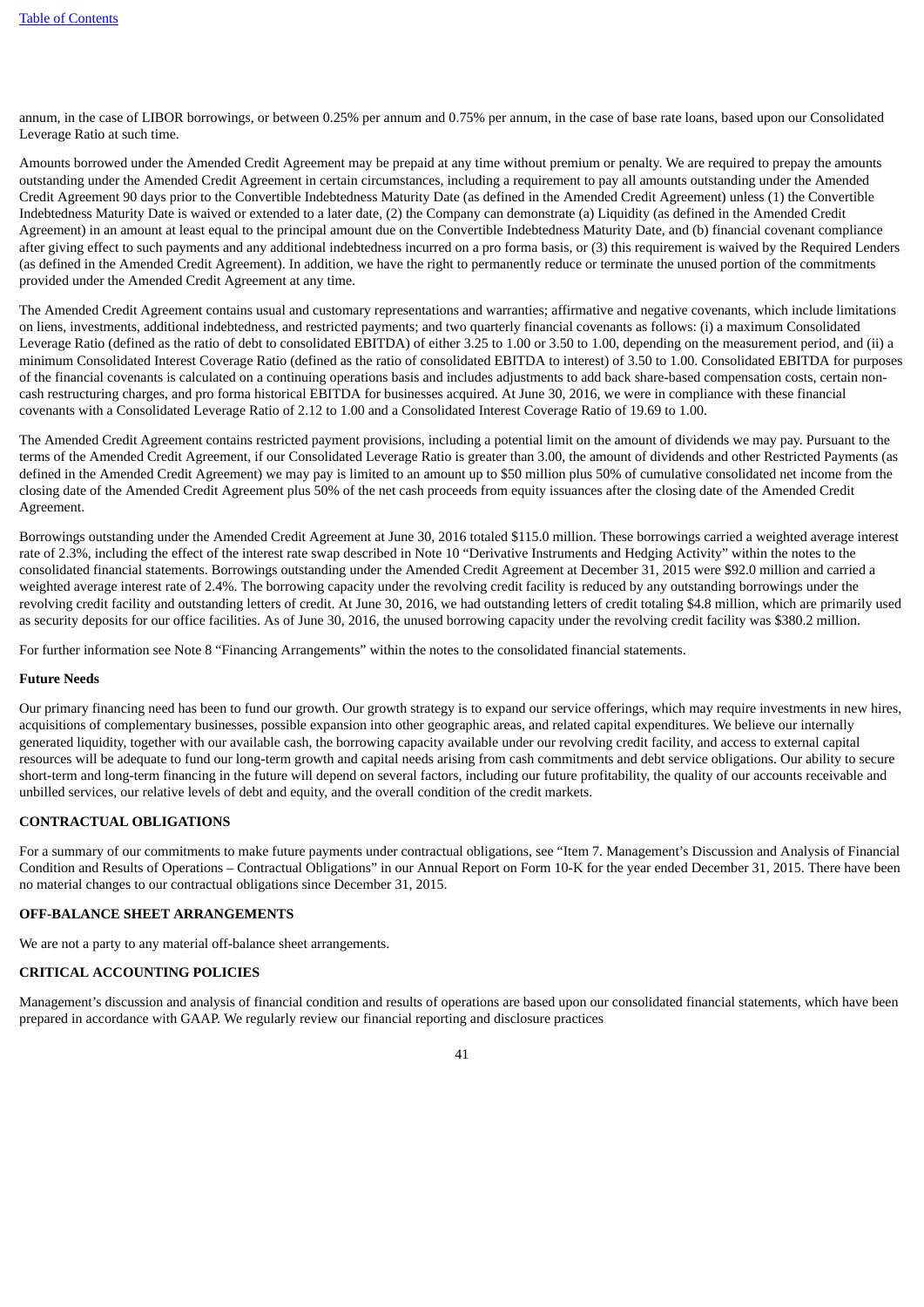annum, in the case of LIBOR borrowings, or between 0.25% per annum and 0.75% per annum, in the case of base rate loans, based upon our Consolidated Leverage Ratio at such time.

Amounts borrowed under the Amended Credit Agreement may be prepaid at any time without premium or penalty. We are required to prepay the amounts outstanding under the Amended Credit Agreement in certain circumstances, including a requirement to pay all amounts outstanding under the Amended Credit Agreement 90 days prior to the Convertible Indebtedness Maturity Date (as defined in the Amended Credit Agreement) unless (1) the Convertible Indebtedness Maturity Date is waived or extended to a later date, (2) the Company can demonstrate (a) Liquidity (as defined in the Amended Credit Agreement) in an amount at least equal to the principal amount due on the Convertible Indebtedness Maturity Date, and (b) financial covenant compliance after giving effect to such payments and any additional indebtedness incurred on a pro forma basis, or (3) this requirement is waived by the Required Lenders (as defined in the Amended Credit Agreement). In addition, we have the right to permanently reduce or terminate the unused portion of the commitments provided under the Amended Credit Agreement at any time.

The Amended Credit Agreement contains usual and customary representations and warranties; affirmative and negative covenants, which include limitations on liens, investments, additional indebtedness, and restricted payments; and two quarterly financial covenants as follows: (i) a maximum Consolidated Leverage Ratio (defined as the ratio of debt to consolidated EBITDA) of either 3.25 to 1.00 or 3.50 to 1.00, depending on the measurement period, and (ii) a minimum Consolidated Interest Coverage Ratio (defined as the ratio of consolidated EBITDA to interest) of 3.50 to 1.00. Consolidated EBITDA for purposes of the financial covenants is calculated on a continuing operations basis and includes adjustments to add back share-based compensation costs, certain non-cash restructuring charges, and pro forma historical EBITDA for businesses acquired. At June 30, 2016, we were in compliance with these financial covenants with a Consolidated Leverage Ratio of 2.12 to 1.00 and a Consolidated Interest Coverage Ratio of 19.69 to 1.00.

The Amended Credit Agreement contains restricted payment provisions, including a potential limit on the amount of dividends we may pay. Pursuant to the terms of the Amended Credit Agreement, if our Consolidated Leverage Ratio is greater than 3.00, the amount of dividends and other Restricted Payments (as defined in the Amended Credit Agreement) we may pay is limited to an amount up to $50 million plus 50% of cumulative consolidated net income from the closing date of the Amended Credit Agreement plus 50% of the net cash proceeds from equity issuances after the closing date of the Amended Credit Agreement.

Borrowings outstanding under the Amended Credit Agreement at June 30, 2016 totaled $115.0 million. These borrowings carried a weighted average interest rate of 2.3%, including the effect of the interest rate swap described in Note 10 "Derivative Instruments and Hedging Activity" within the notes to the consolidated financial statements. Borrowings outstanding under the Amended Credit Agreement at December 31, 2015 were $92.0 million and carried a weighted average interest rate of 2.4%. The borrowing capacity under the revolving credit facility is reduced by any outstanding borrowings under the revolving credit facility and outstanding letters of credit. At June 30, 2016, we had outstanding letters of credit totaling $4.8 million, which are primarily used as security deposits for our office facilities. As of June 30, 2016, the unused borrowing capacity under the revolving credit facility was $380.2 million.

For further information see Note 8 "Financing Arrangements" within the notes to the consolidated financial statements.

**Future Needs**

Our primary financing need has been to fund our growth. Our growth strategy is to expand our service offerings, which may require investments in new hires, acquisitions of complementary businesses, possible expansion into other geographic areas, and related capital expenditures. We believe our internally generated liquidity, together with our available cash, the borrowing capacity available under our revolving credit facility, and access to external capital resources will be adequate to fund our long-term growth and capital needs arising from cash commitments and debt service obligations. Our ability to secure short-term and long-term financing in the future will depend on several factors, including our future profitability, the quality of our accounts receivable and unbilled services, our relative levels of debt and equity, and the overall condition of the credit markets.

## CONTRACTUAL OBLIGATIONS

For a summary of our commitments to make future payments under contractual obligations, see "Item 7. Management's Discussion and Analysis of Financial Condition and Results of Operations – Contractual Obligations" in our Annual Report on Form 10-K for the year ended December 31, 2015. There have been no material changes to our contractual obligations since December 31, 2015.

## OFF-BALANCE SHEET ARRANGEMENTS

We are not a party to any material off-balance sheet arrangements.

## CRITICAL ACCOUNTING POLICIES

Management's discussion and analysis of financial condition and results of operations are based upon our consolidated financial statements, which have been prepared in accordance with GAAP. We regularly review our financial reporting and disclosure practices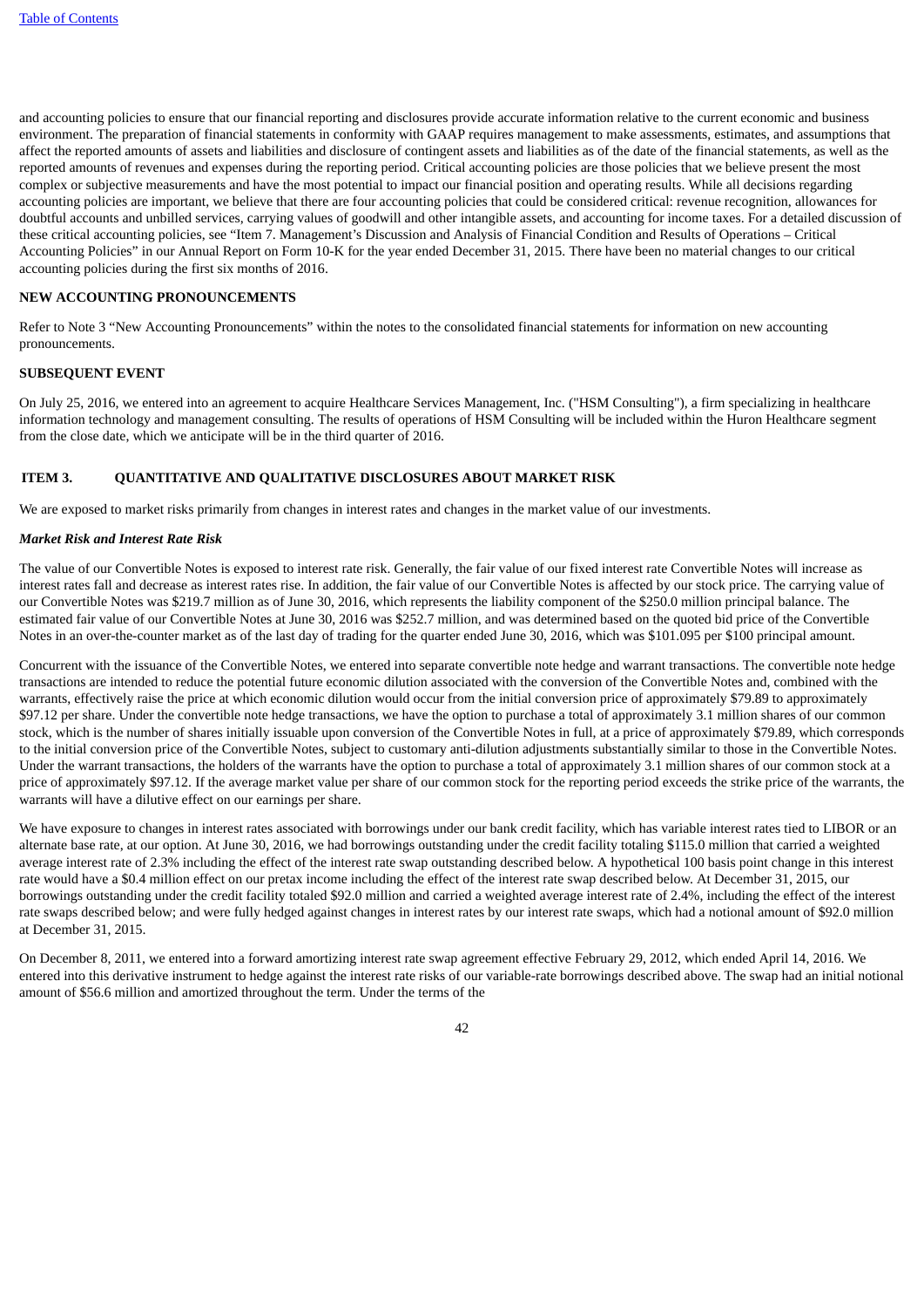and accounting policies to ensure that our financial reporting and disclosures provide accurate information relative to the current economic and business environment. The preparation of financial statements in conformity with GAAP requires management to make assessments, estimates, and assumptions that affect the reported amounts of assets and liabilities and disclosure of contingent assets and liabilities as of the date of the financial statements, as well as the reported amounts of revenues and expenses during the reporting period. Critical accounting policies are those policies that we believe present the most complex or subjective measurements and have the most potential to impact our financial position and operating results. While all decisions regarding accounting policies are important, we believe that there are four accounting policies that could be considered critical: revenue recognition, allowances for doubtful accounts and unbilled services, carrying values of goodwill and other intangible assets, and accounting for income taxes. For a detailed discussion of these critical accounting policies, see "Item 7. Management's Discussion and Analysis of Financial Condition and Results of Operations – Critical Accounting Policies" in our Annual Report on Form 10-K for the year ended December 31, 2015. There have been no material changes to our critical accounting policies during the first six months of 2016.

**NEW ACCOUNTING PRONOUNCEMENTS**

Refer to Note 3 "New Accounting Pronouncements" within the notes to the consolidated financial statements for information on new accounting pronouncements.

**SUBSEQUENT EVENT**

On July 25, 2016, we entered into an agreement to acquire Healthcare Services Management, Inc. ("HSM Consulting"), a firm specializing in healthcare information technology and management consulting. The results of operations of HSM Consulting will be included within the Huron Healthcare segment from the close date, which we anticipate will be in the third quarter of 2016.

## ITEM 3. QUANTITATIVE AND QUALITATIVE DISCLOSURES ABOUT MARKET RISK

We are exposed to market risks primarily from changes in interest rates and changes in the market value of our investments.

***Market Risk and Interest Rate Risk***

The value of our Convertible Notes is exposed to interest rate risk. Generally, the fair value of our fixed interest rate Convertible Notes will increase as interest rates fall and decrease as interest rates rise. In addition, the fair value of our Convertible Notes is affected by our stock price. The carrying value of our Convertible Notes was $219.7 million as of June 30, 2016, which represents the liability component of the $250.0 million principal balance. The estimated fair value of our Convertible Notes at June 30, 2016 was $252.7 million, and was determined based on the quoted bid price of the Convertible Notes in an over-the-counter market as of the last day of trading for the quarter ended June 30, 2016, which was $101.095 per $100 principal amount.

Concurrent with the issuance of the Convertible Notes, we entered into separate convertible note hedge and warrant transactions. The convertible note hedge transactions are intended to reduce the potential future economic dilution associated with the conversion of the Convertible Notes and, combined with the warrants, effectively raise the price at which economic dilution would occur from the initial conversion price of approximately $79.89 to approximately $97.12 per share. Under the convertible note hedge transactions, we have the option to purchase a total of approximately 3.1 million shares of our common stock, which is the number of shares initially issuable upon conversion of the Convertible Notes in full, at a price of approximately $79.89, which corresponds to the initial conversion price of the Convertible Notes, subject to customary anti-dilution adjustments substantially similar to those in the Convertible Notes. Under the warrant transactions, the holders of the warrants have the option to purchase a total of approximately 3.1 million shares of our common stock at a price of approximately $97.12. If the average market value per share of our common stock for the reporting period exceeds the strike price of the warrants, the warrants will have a dilutive effect on our earnings per share.

We have exposure to changes in interest rates associated with borrowings under our bank credit facility, which has variable interest rates tied to LIBOR or an alternate base rate, at our option. At June 30, 2016, we had borrowings outstanding under the credit facility totaling $115.0 million that carried a weighted average interest rate of 2.3% including the effect of the interest rate swap outstanding described below. A hypothetical 100 basis point change in this interest rate would have a $0.4 million effect on our pretax income including the effect of the interest rate swap described below. At December 31, 2015, our borrowings outstanding under the credit facility totaled $92.0 million and carried a weighted average interest rate of 2.4%, including the effect of the interest rate swaps described below; and were fully hedged against changes in interest rates by our interest rate swaps, which had a notional amount of $92.0 million at December 31, 2015.

On December 8, 2011, we entered into a forward amortizing interest rate swap agreement effective February 29, 2012, which ended April 14, 2016. We entered into this derivative instrument to hedge against the interest rate risks of our variable-rate borrowings described above. The swap had an initial notional amount of $56.6 million and amortized throughout the term. Under the terms of the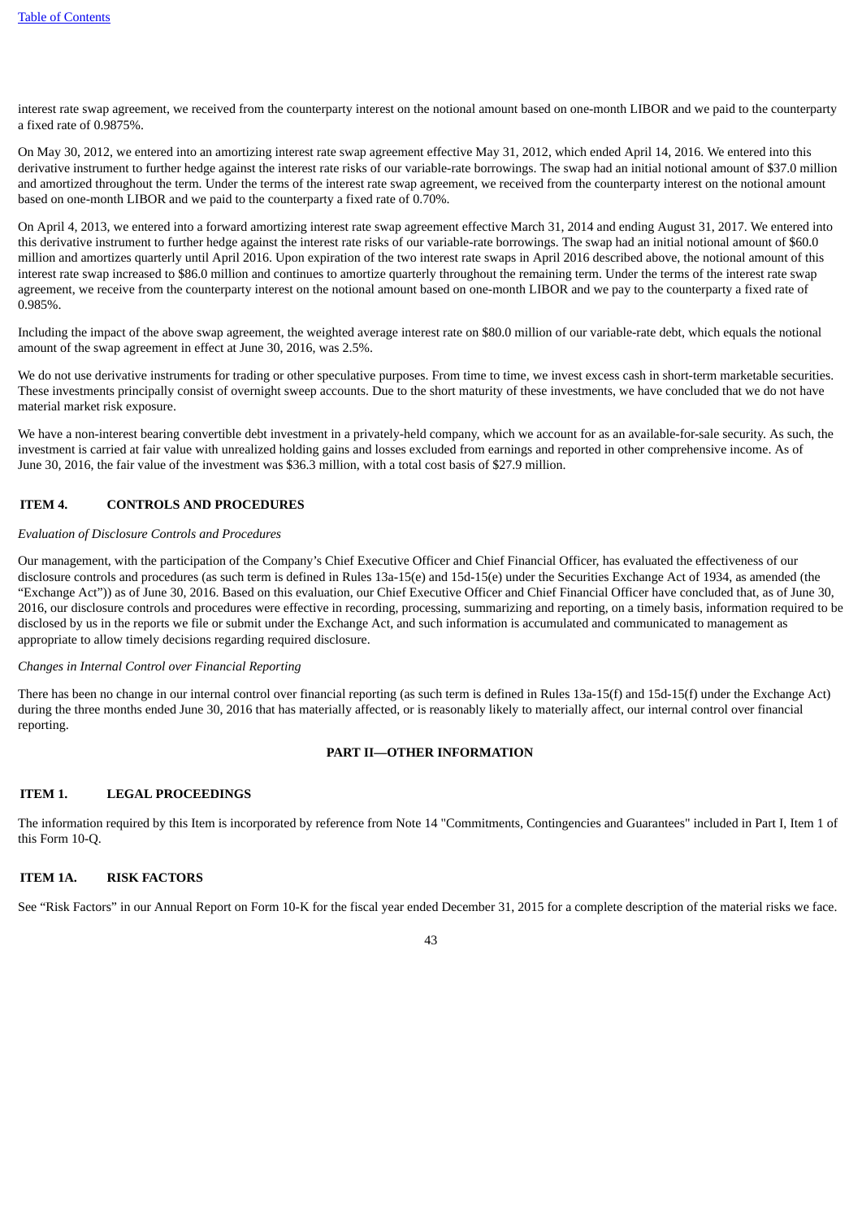interest rate swap agreement, we received from the counterparty interest on the notional amount based on one-month LIBOR and we paid to the counterparty a fixed rate of 0.9875%.

On May 30, 2012, we entered into an amortizing interest rate swap agreement effective May 31, 2012, which ended April 14, 2016. We entered into this derivative instrument to further hedge against the interest rate risks of our variable-rate borrowings. The swap had an initial notional amount of $37.0 million and amortized throughout the term. Under the terms of the interest rate swap agreement, we received from the counterparty interest on the notional amount based on one-month LIBOR and we paid to the counterparty a fixed rate of 0.70%.

On April 4, 2013, we entered into a forward amortizing interest rate swap agreement effective March 31, 2014 and ending August 31, 2017. We entered into this derivative instrument to further hedge against the interest rate risks of our variable-rate borrowings. The swap had an initial notional amount of $60.0 million and amortizes quarterly until April 2016. Upon expiration of the two interest rate swaps in April 2016 described above, the notional amount of this interest rate swap increased to $86.0 million and continues to amortize quarterly throughout the remaining term. Under the terms of the interest rate swap agreement, we receive from the counterparty interest on the notional amount based on one-month LIBOR and we pay to the counterparty a fixed rate of 0.985%.

Including the impact of the above swap agreement, the weighted average interest rate on $80.0 million of our variable-rate debt, which equals the notional amount of the swap agreement in effect at June 30, 2016, was 2.5%.

We do not use derivative instruments for trading or other speculative purposes. From time to time, we invest excess cash in short-term marketable securities. These investments principally consist of overnight sweep accounts. Due to the short maturity of these investments, we have concluded that we do not have material market risk exposure.

We have a non-interest bearing convertible debt investment in a privately-held company, which we account for as an available-for-sale security. As such, the investment is carried at fair value with unrealized holding gains and losses excluded from earnings and reported in other comprehensive income. As of June 30, 2016, the fair value of the investment was $36.3 million, with a total cost basis of $27.9 million.

## ITEM 4. CONTROLS AND PROCEDURES

*Evaluation of Disclosure Controls and Procedures*

Our management, with the participation of the Company's Chief Executive Officer and Chief Financial Officer, has evaluated the effectiveness of our disclosure controls and procedures (as such term is defined in Rules 13a-15(e) and 15d-15(e) under the Securities Exchange Act of 1934, as amended (the "Exchange Act")) as of June 30, 2016. Based on this evaluation, our Chief Executive Officer and Chief Financial Officer have concluded that, as of June 30, 2016, our disclosure controls and procedures were effective in recording, processing, summarizing and reporting, on a timely basis, information required to be disclosed by us in the reports we file or submit under the Exchange Act, and such information is accumulated and communicated to management as appropriate to allow timely decisions regarding required disclosure.

*Changes in Internal Control over Financial Reporting*

There has been no change in our internal control over financial reporting (as such term is defined in Rules 13a-15(f) and 15d-15(f) under the Exchange Act) during the three months ended June 30, 2016 that has materially affected, or is reasonably likely to materially affect, our internal control over financial reporting.

# PART II—OTHER INFORMATION

## ITEM 1. LEGAL PROCEEDINGS

The information required by this Item is incorporated by reference from Note 14 "Commitments, Contingencies and Guarantees" included in Part I, Item 1 of this Form 10-Q.

## ITEM 1A. RISK FACTORS

See "Risk Factors" in our Annual Report on Form 10-K for the fiscal year ended December 31, 2015 for a complete description of the material risks we face.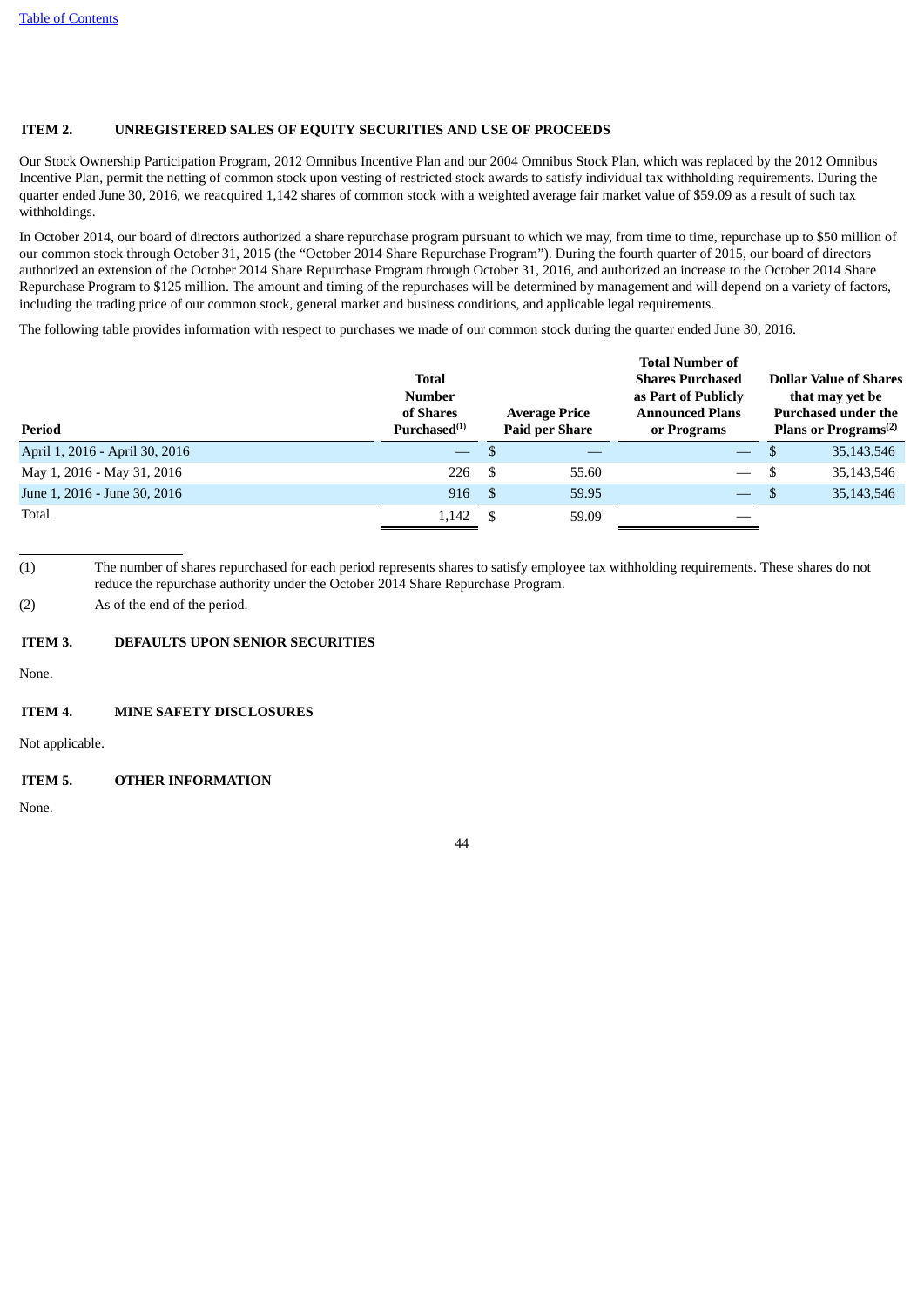## ITEM 2. UNREGISTERED SALES OF EQUITY SECURITIES AND USE OF PROCEEDS

Our Stock Ownership Participation Program, 2012 Omnibus Incentive Plan and our 2004 Omnibus Stock Plan, which was replaced by the 2012 Omnibus Incentive Plan, permit the netting of common stock upon vesting of restricted stock awards to satisfy individual tax withholding requirements. During the quarter ended June 30, 2016, we reacquired 1,142 shares of common stock with a weighted average fair market value of $59.09 as a result of such tax withholdings.

In October 2014, our board of directors authorized a share repurchase program pursuant to which we may, from time to time, repurchase up to $50 million of our common stock through October 31, 2015 (the "October 2014 Share Repurchase Program"). During the fourth quarter of 2015, our board of directors authorized an extension of the October 2014 Share Repurchase Program through October 31, 2016, and authorized an increase to the October 2014 Share Repurchase Program to $125 million. The amount and timing of the repurchases will be determined by management and will depend on a variety of factors, including the trading price of our common stock, general market and business conditions, and applicable legal requirements.

The following table provides information with respect to purchases we made of our common stock during the quarter ended June 30, 2016.

| Period | Total Number of Shares Purchased[(1)] | Average Price Paid per Share | Total Number of Shares Purchased as Part of Publicly Announced Plans or Programs | Dollar Value of Shares that may yet be Purchased under the Plans or Programs[(2)] |
|---|---|---|---|---|
| April 1, 2016 - April 30, 2016 | — | $ — | — | $ 35,143,546 |
| May 1, 2016 - May 31, 2016 | 226 | $ 55.60 | — | $ 35,143,546 |
| June 1, 2016 - June 30, 2016 | 916 | $ 59.95 | — | $ 35,143,546 |
| Total | 1,142 | $ 59.09 | — | |

(1) The number of shares repurchased for each period represents shares to satisfy employee tax withholding requirements. These shares do not reduce the repurchase authority under the October 2014 Share Repurchase Program.

(2) As of the end of the period.

## ITEM 3. DEFAULTS UPON SENIOR SECURITIES

None.

## ITEM 4. MINE SAFETY DISCLOSURES

Not applicable.

## ITEM 5. OTHER INFORMATION

None.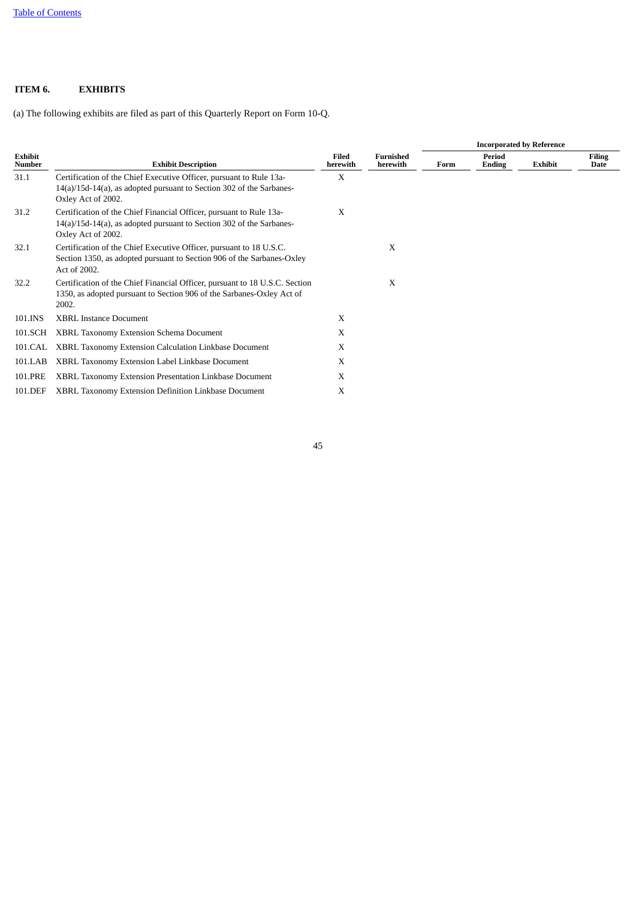## ITEM 6. EXHIBITS

(a) The following exhibits are filed as part of this Quarterly Report on Form 10-Q.

| | | | | Incorporated by Reference | | | |
|---|---|---|---|---|---|---|---|
| Exhibit Number | Exhibit Description | Filed herewith | Furnished herewith | Form | Period Ending | Exhibit | Filing Date |
| 31.1 | Certification of the Chief Executive Officer, pursuant to Rule 13a-14(a)/15d-14(a), as adopted pursuant to Section 302 of the Sarbanes-Oxley Act of 2002. | X | | | | | |
| 31.2 | Certification of the Chief Financial Officer, pursuant to Rule 13a-14(a)/15d-14(a), as adopted pursuant to Section 302 of the Sarbanes-Oxley Act of 2002. | X | | | | | |
| 32.1 | Certification of the Chief Executive Officer, pursuant to 18 U.S.C. Section 1350, as adopted pursuant to Section 906 of the Sarbanes-Oxley Act of 2002. | | X | | | | |
| 32.2 | Certification of the Chief Financial Officer, pursuant to 18 U.S.C. Section 1350, as adopted pursuant to Section 906 of the Sarbanes-Oxley Act of 2002. | | X | | | | |
| 101.INS | XBRL Instance Document | X | | | | | |
| 101.SCH | XBRL Taxonomy Extension Schema Document | X | | | | | |
| 101.CAL | XBRL Taxonomy Extension Calculation Linkbase Document | X | | | | | |
| 101.LAB | XBRL Taxonomy Extension Label Linkbase Document | X | | | | | |
| 101.PRE | XBRL Taxonomy Extension Presentation Linkbase Document | X | | | | | |
| 101.DEF | XBRL Taxonomy Extension Definition Linkbase Document | X | | | | | |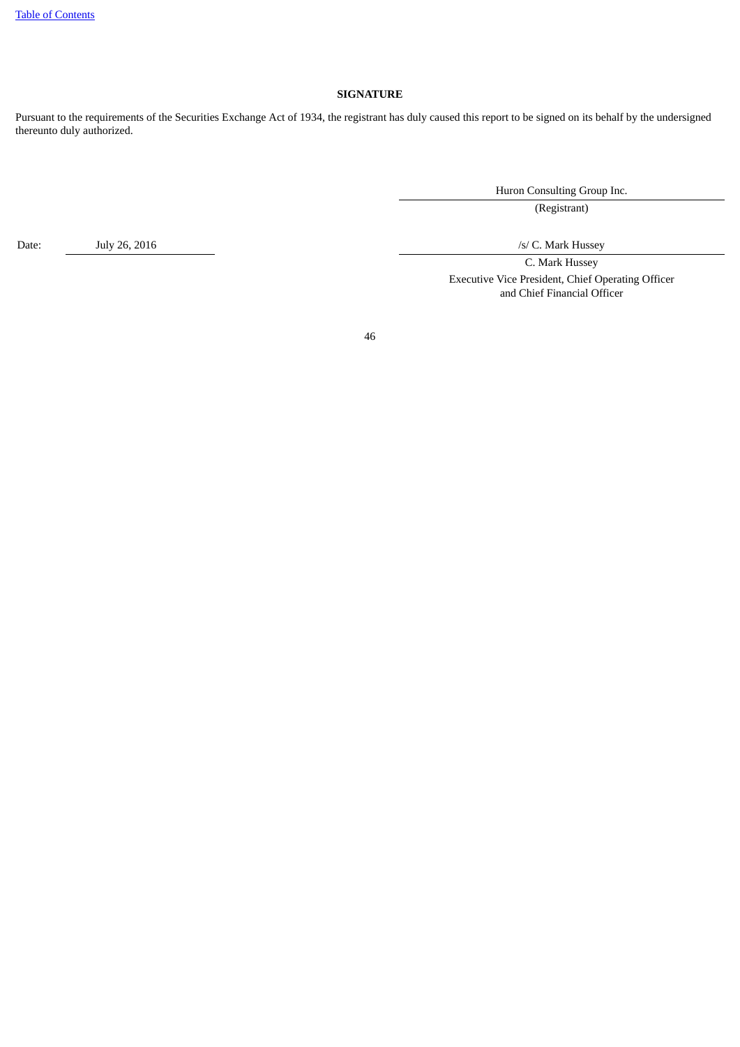# SIGNATURE

Pursuant to the requirements of the Securities Exchange Act of 1934, the registrant has duly caused this report to be signed on its behalf by the undersigned thereunto duly authorized.

Huron Consulting Group Inc.
(Registrant)

Date: July 26, 2016

/s/ C. Mark Hussey
C. Mark Hussey
Executive Vice President, Chief Operating Officer and Chief Financial Officer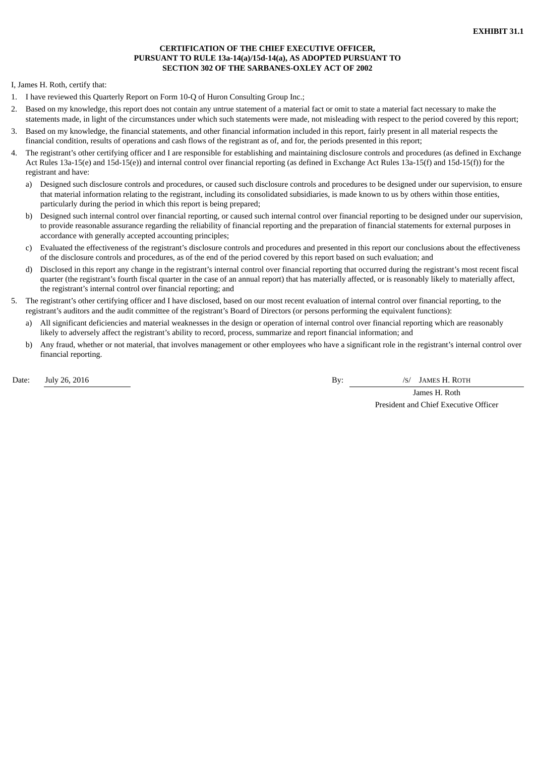**EXHIBIT 31.1**

**CERTIFICATION OF THE CHIEF EXECUTIVE OFFICER, PURSUANT TO RULE 13a-14(a)/15d-14(a), AS ADOPTED PURSUANT TO SECTION 302 OF THE SARBANES-OXLEY ACT OF 2002**

I, James H. Roth, certify that:

1. I have reviewed this Quarterly Report on Form 10-Q of Huron Consulting Group Inc.;
2. Based on my knowledge, this report does not contain any untrue statement of a material fact or omit to state a material fact necessary to make the statements made, in light of the circumstances under which such statements were made, not misleading with respect to the period covered by this report;
3. Based on my knowledge, the financial statements, and other financial information included in this report, fairly present in all material respects the financial condition, results of operations and cash flows of the registrant as of, and for, the periods presented in this report;
4. The registrant's other certifying officer and I are responsible for establishing and maintaining disclosure controls and procedures (as defined in Exchange Act Rules 13a-15(e) and 15d-15(e)) and internal control over financial reporting (as defined in Exchange Act Rules 13a-15(f) and 15d-15(f)) for the registrant and have:
   a) Designed such disclosure controls and procedures, or caused such disclosure controls and procedures to be designed under our supervision, to ensure that material information relating to the registrant, including its consolidated subsidiaries, is made known to us by others within those entities, particularly during the period in which this report is being prepared;
   b) Designed such internal control over financial reporting, or caused such internal control over financial reporting to be designed under our supervision, to provide reasonable assurance regarding the reliability of financial reporting and the preparation of financial statements for external purposes in accordance with generally accepted accounting principles;
   c) Evaluated the effectiveness of the registrant's disclosure controls and procedures and presented in this report our conclusions about the effectiveness of the disclosure controls and procedures, as of the end of the period covered by this report based on such evaluation; and
   d) Disclosed in this report any change in the registrant's internal control over financial reporting that occurred during the registrant's most recent fiscal quarter (the registrant's fourth fiscal quarter in the case of an annual report) that has materially affected, or is reasonably likely to materially affect, the registrant's internal control over financial reporting; and
5. The registrant's other certifying officer and I have disclosed, based on our most recent evaluation of internal control over financial reporting, to the registrant's auditors and the audit committee of the registrant's Board of Directors (or persons performing the equivalent functions):
   a) All significant deficiencies and material weaknesses in the design or operation of internal control over financial reporting which are reasonably likely to adversely affect the registrant's ability to record, process, summarize and report financial information; and
   b) Any fraud, whether or not material, that involves management or other employees who have a significant role in the registrant's internal control over financial reporting.

Date: July 26, 2016

By: /S/ JAMES H. ROTH

James H. Roth

President and Chief Executive Officer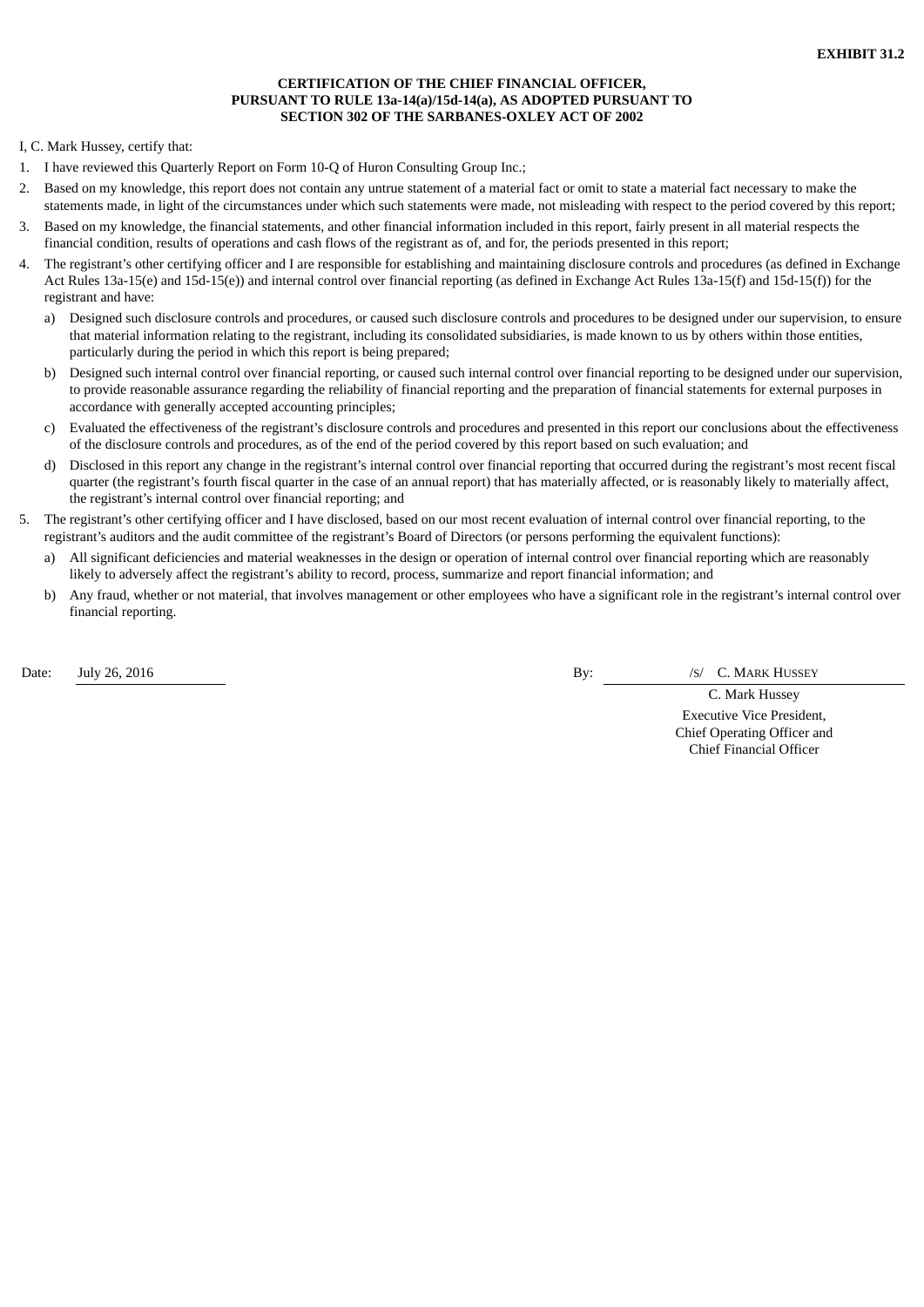**EXHIBIT 31.2**

**CERTIFICATION OF THE CHIEF FINANCIAL OFFICER,
PURSUANT TO RULE 13a-14(a)/15d-14(a), AS ADOPTED PURSUANT TO
SECTION 302 OF THE SARBANES-OXLEY ACT OF 2002**

I, C. Mark Hussey, certify that:

1. I have reviewed this Quarterly Report on Form 10-Q of Huron Consulting Group Inc.;
2. Based on my knowledge, this report does not contain any untrue statement of a material fact or omit to state a material fact necessary to make the statements made, in light of the circumstances under which such statements were made, not misleading with respect to the period covered by this report;
3. Based on my knowledge, the financial statements, and other financial information included in this report, fairly present in all material respects the financial condition, results of operations and cash flows of the registrant as of, and for, the periods presented in this report;
4. The registrant's other certifying officer and I are responsible for establishing and maintaining disclosure controls and procedures (as defined in Exchange Act Rules 13a-15(e) and 15d-15(e)) and internal control over financial reporting (as defined in Exchange Act Rules 13a-15(f) and 15d-15(f)) for the registrant and have:
   a) Designed such disclosure controls and procedures, or caused such disclosure controls and procedures to be designed under our supervision, to ensure that material information relating to the registrant, including its consolidated subsidiaries, is made known to us by others within those entities, particularly during the period in which this report is being prepared;
   b) Designed such internal control over financial reporting, or caused such internal control over financial reporting to be designed under our supervision, to provide reasonable assurance regarding the reliability of financial reporting and the preparation of financial statements for external purposes in accordance with generally accepted accounting principles;
   c) Evaluated the effectiveness of the registrant's disclosure controls and procedures and presented in this report our conclusions about the effectiveness of the disclosure controls and procedures, as of the end of the period covered by this report based on such evaluation; and
   d) Disclosed in this report any change in the registrant's internal control over financial reporting that occurred during the registrant's most recent fiscal quarter (the registrant's fourth fiscal quarter in the case of an annual report) that has materially affected, or is reasonably likely to materially affect, the registrant's internal control over financial reporting; and
5. The registrant's other certifying officer and I have disclosed, based on our most recent evaluation of internal control over financial reporting, to the registrant's auditors and the audit committee of the registrant's Board of Directors (or persons performing the equivalent functions):
   a) All significant deficiencies and material weaknesses in the design or operation of internal control over financial reporting which are reasonably likely to adversely affect the registrant's ability to record, process, summarize and report financial information; and
   b) Any fraud, whether or not material, that involves management or other employees who have a significant role in the registrant's internal control over financial reporting.

Date: July 26, 2016

By: /S/ C. MARK HUSSEY

C. Mark Hussey
Executive Vice President,
Chief Operating Officer and
Chief Financial Officer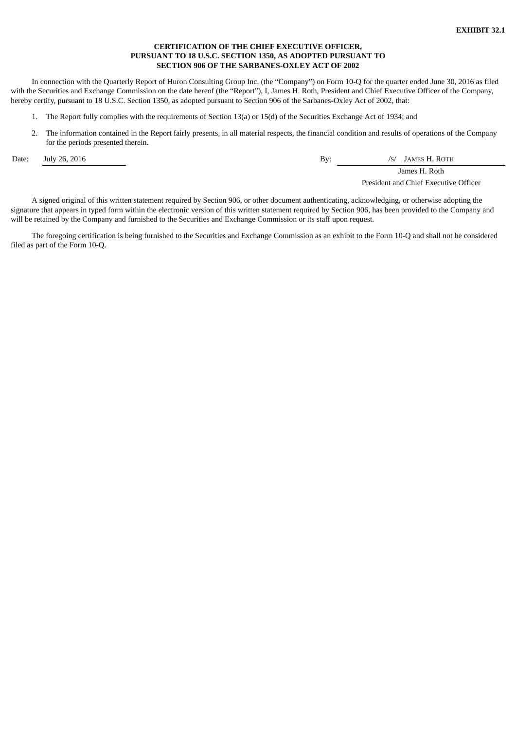**EXHIBIT 32.1**

**CERTIFICATION OF THE CHIEF EXECUTIVE OFFICER,
PURSUANT TO 18 U.S.C. SECTION 1350, AS ADOPTED PURSUANT TO
SECTION 906 OF THE SARBANES-OXLEY ACT OF 2002**

In connection with the Quarterly Report of Huron Consulting Group Inc. (the "Company") on Form 10-Q for the quarter ended June 30, 2016 as filed with the Securities and Exchange Commission on the date hereof (the "Report"), I, James H. Roth, President and Chief Executive Officer of the Company, hereby certify, pursuant to 18 U.S.C. Section 1350, as adopted pursuant to Section 906 of the Sarbanes-Oxley Act of 2002, that:

1. The Report fully complies with the requirements of Section 13(a) or 15(d) of the Securities Exchange Act of 1934; and
2. The information contained in the Report fairly presents, in all material respects, the financial condition and results of operations of the Company for the periods presented therein.

Date: July 26, 2016

By: /S/ JAMES H. ROTH
James H. Roth
President and Chief Executive Officer

A signed original of this written statement required by Section 906, or other document authenticating, acknowledging, or otherwise adopting the signature that appears in typed form within the electronic version of this written statement required by Section 906, has been provided to the Company and will be retained by the Company and furnished to the Securities and Exchange Commission or its staff upon request.

The foregoing certification is being furnished to the Securities and Exchange Commission as an exhibit to the Form 10-Q and shall not be considered filed as part of the Form 10-Q.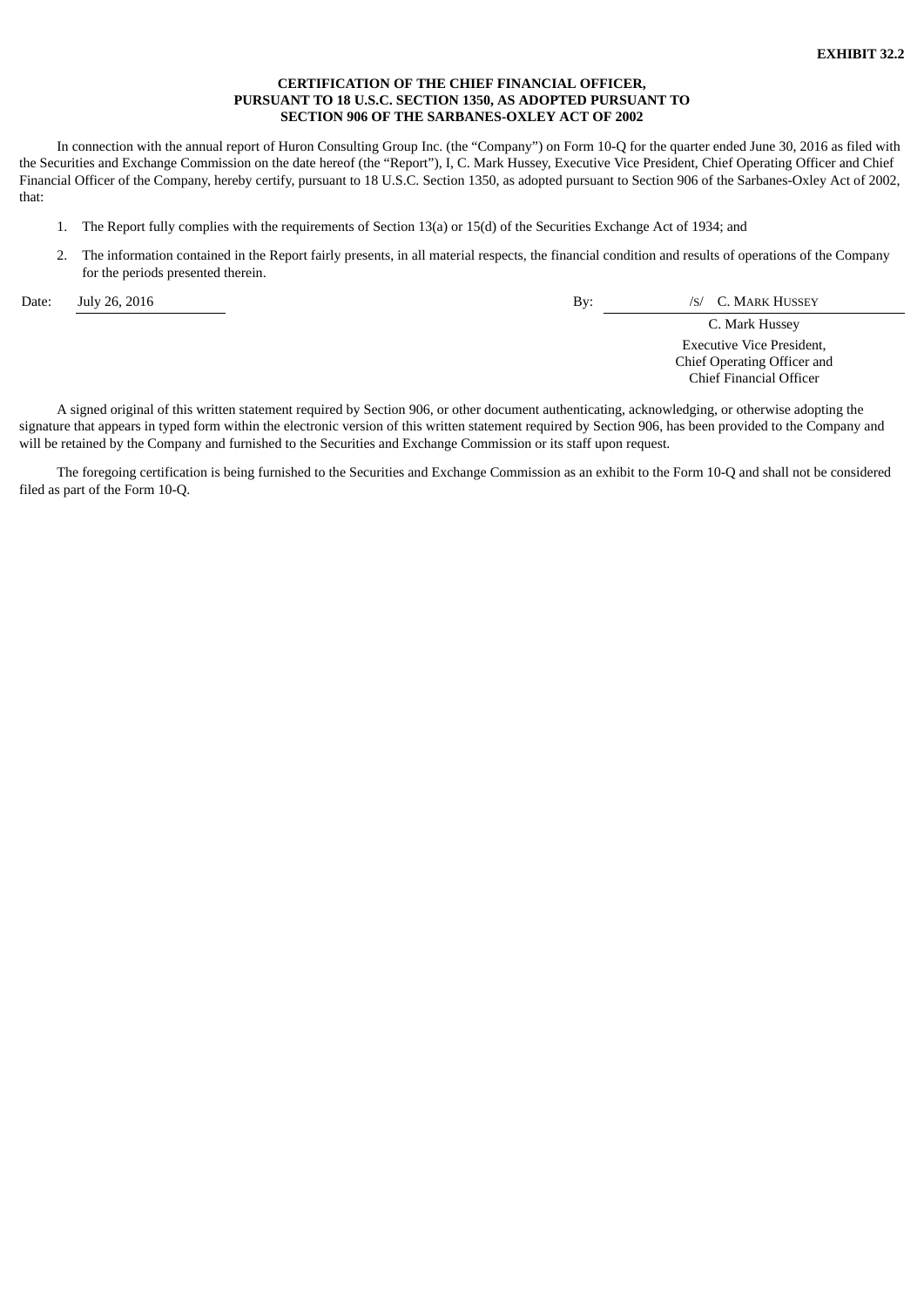**EXHIBIT 32.2**

**CERTIFICATION OF THE CHIEF FINANCIAL OFFICER, PURSUANT TO 18 U.S.C. SECTION 1350, AS ADOPTED PURSUANT TO SECTION 906 OF THE SARBANES-OXLEY ACT OF 2002**

In connection with the annual report of Huron Consulting Group Inc. (the "Company") on Form 10-Q for the quarter ended June 30, 2016 as filed with the Securities and Exchange Commission on the date hereof (the "Report"), I, C. Mark Hussey, Executive Vice President, Chief Operating Officer and Chief Financial Officer of the Company, hereby certify, pursuant to 18 U.S.C. Section 1350, as adopted pursuant to Section 906 of the Sarbanes-Oxley Act of 2002, that:

1. The Report fully complies with the requirements of Section 13(a) or 15(d) of the Securities Exchange Act of 1934; and
2. The information contained in the Report fairly presents, in all material respects, the financial condition and results of operations of the Company for the periods presented therein.

Date: July 26, 2016

By: /S/ C. MARK HUSSEY

C. Mark Hussey
Executive Vice President,
Chief Operating Officer and
Chief Financial Officer

A signed original of this written statement required by Section 906, or other document authenticating, acknowledging, or otherwise adopting the signature that appears in typed form within the electronic version of this written statement required by Section 906, has been provided to the Company and will be retained by the Company and furnished to the Securities and Exchange Commission or its staff upon request.

The foregoing certification is being furnished to the Securities and Exchange Commission as an exhibit to the Form 10-Q and shall not be considered filed as part of the Form 10-Q.